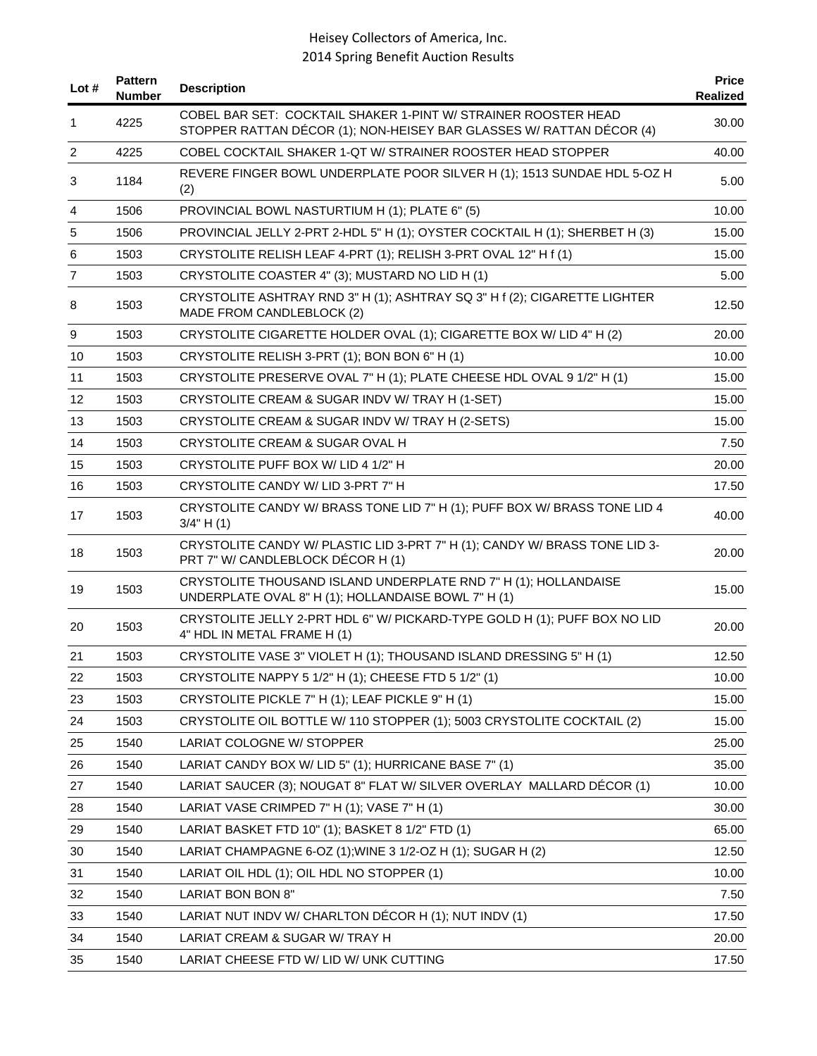# Heisey Collectors of America, Inc.
## 2014 Spring Benefit Auction Results

| Lot # | Pattern Number | Description | Price Realized |
|---|---|---|---|
| 1 | 4225 | COBEL BAR SET: COCKTAIL SHAKER 1-PINT W/ STRAINER ROOSTER HEAD STOPPER RATTAN DÉCOR (1); NON-HEISEY BAR GLASSES W/ RATTAN DÉCOR (4) | 30.00 |
| 2 | 4225 | COBEL COCKTAIL SHAKER 1-QT W/ STRAINER ROOSTER HEAD STOPPER | 40.00 |
| 3 | 1184 | REVERE FINGER BOWL UNDERPLATE POOR SILVER H (1); 1513 SUNDAE HDL 5-OZ H (2) | 5.00 |
| 4 | 1506 | PROVINCIAL BOWL NASTURTIUM H (1); PLATE 6" (5) | 10.00 |
| 5 | 1506 | PROVINCIAL JELLY 2-PRT 2-HDL 5" H (1); OYSTER COCKTAIL H (1); SHERBET H (3) | 15.00 |
| 6 | 1503 | CRYSTOLITE RELISH LEAF 4-PRT (1); RELISH 3-PRT OVAL 12" H f (1) | 15.00 |
| 7 | 1503 | CRYSTOLITE COASTER 4" (3); MUSTARD NO LID H (1) | 5.00 |
| 8 | 1503 | CRYSTOLITE ASHTRAY RND 3" H (1); ASHTRAY SQ 3" H f (2); CIGARETTE LIGHTER MADE FROM CANDLEBLOCK (2) | 12.50 |
| 9 | 1503 | CRYSTOLITE CIGARETTE HOLDER OVAL (1); CIGARETTE BOX W/ LID 4" H (2) | 20.00 |
| 10 | 1503 | CRYSTOLITE RELISH 3-PRT (1); BON BON 6" H (1) | 10.00 |
| 11 | 1503 | CRYSTOLITE PRESERVE OVAL 7" H (1); PLATE CHEESE HDL OVAL 9 1/2" H (1) | 15.00 |
| 12 | 1503 | CRYSTOLITE CREAM & SUGAR INDV W/ TRAY H (1-SET) | 15.00 |
| 13 | 1503 | CRYSTOLITE CREAM & SUGAR INDV W/ TRAY H (2-SETS) | 15.00 |
| 14 | 1503 | CRYSTOLITE CREAM & SUGAR OVAL H | 7.50 |
| 15 | 1503 | CRYSTOLITE PUFF BOX W/ LID 4 1/2" H | 20.00 |
| 16 | 1503 | CRYSTOLITE CANDY W/ LID 3-PRT 7" H | 17.50 |
| 17 | 1503 | CRYSTOLITE CANDY W/ BRASS TONE LID 7" H (1); PUFF BOX W/ BRASS TONE LID 4 3/4" H (1) | 40.00 |
| 18 | 1503 | CRYSTOLITE CANDY W/ PLASTIC LID 3-PRT 7" H (1); CANDY W/ BRASS TONE LID 3-PRT 7" W/ CANDLEBLOCK DÉCOR H (1) | 20.00 |
| 19 | 1503 | CRYSTOLITE THOUSAND ISLAND UNDERPLATE RND 7" H (1); HOLLANDAISE UNDERPLATE OVAL 8" H (1); HOLLANDAISE BOWL 7" H (1) | 15.00 |
| 20 | 1503 | CRYSTOLITE JELLY 2-PRT HDL 6" W/ PICKARD-TYPE GOLD H (1); PUFF BOX NO LID 4" HDL IN METAL FRAME H (1) | 20.00 |
| 21 | 1503 | CRYSTOLITE VASE 3" VIOLET H (1); THOUSAND ISLAND DRESSING 5" H (1) | 12.50 |
| 22 | 1503 | CRYSTOLITE NAPPY 5 1/2" H (1); CHEESE FTD 5 1/2" (1) | 10.00 |
| 23 | 1503 | CRYSTOLITE PICKLE 7" H (1); LEAF PICKLE 9" H (1) | 15.00 |
| 24 | 1503 | CRYSTOLITE OIL BOTTLE W/ 110 STOPPER (1); 5003 CRYSTOLITE COCKTAIL (2) | 15.00 |
| 25 | 1540 | LARIAT COLOGNE W/ STOPPER | 25.00 |
| 26 | 1540 | LARIAT CANDY BOX W/ LID 5" (1); HURRICANE BASE 7" (1) | 35.00 |
| 27 | 1540 | LARIAT SAUCER (3); NOUGAT 8" FLAT W/ SILVER OVERLAY MALLARD DÉCOR (1) | 10.00 |
| 28 | 1540 | LARIAT VASE CRIMPED 7" H (1); VASE 7" H (1) | 30.00 |
| 29 | 1540 | LARIAT BASKET FTD 10" (1); BASKET 8 1/2" FTD (1) | 65.00 |
| 30 | 1540 | LARIAT CHAMPAGNE 6-OZ (1);WINE 3 1/2-OZ H (1); SUGAR H (2) | 12.50 |
| 31 | 1540 | LARIAT OIL HDL (1); OIL HDL NO STOPPER (1) | 10.00 |
| 32 | 1540 | LARIAT BON BON 8" | 7.50 |
| 33 | 1540 | LARIAT NUT INDV W/ CHARLTON DÉCOR H (1); NUT INDV (1) | 17.50 |
| 34 | 1540 | LARIAT CREAM & SUGAR W/ TRAY H | 20.00 |
| 35 | 1540 | LARIAT CHEESE FTD W/ LID W/ UNK CUTTING | 17.50 |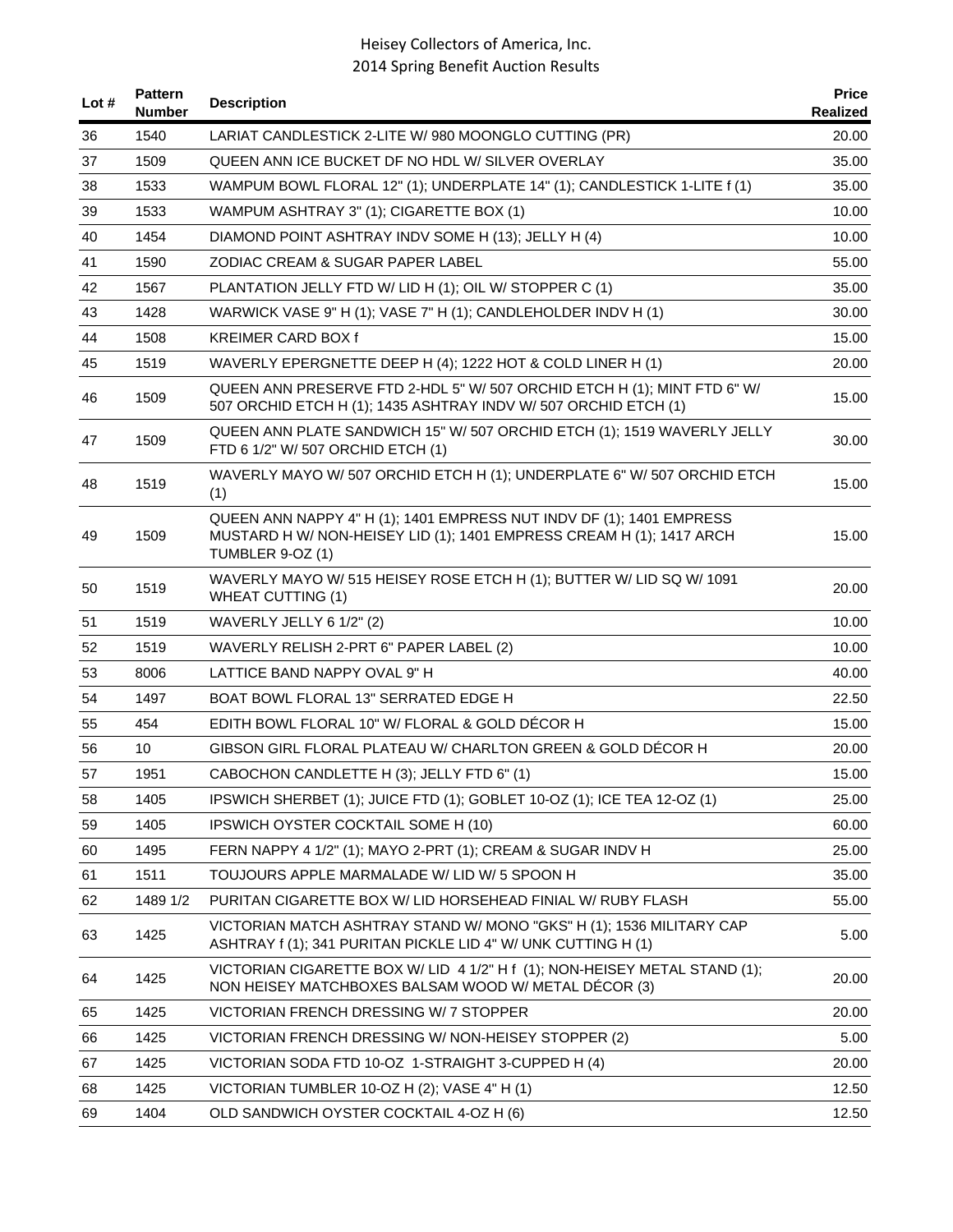| Lot # | Pattern Number | Description | Price Realized |
|---|---|---|---|
| 36 | 1540 | LARIAT CANDLESTICK 2-LITE W/ 980 MOONGLO CUTTING (PR) | 20.00 |
| 37 | 1509 | QUEEN ANN ICE BUCKET DF NO HDL W/ SILVER OVERLAY | 35.00 |
| 38 | 1533 | WAMPUM BOWL FLORAL 12" (1); UNDERPLATE 14" (1); CANDLESTICK 1-LITE f (1) | 35.00 |
| 39 | 1533 | WAMPUM ASHTRAY 3" (1); CIGARETTE BOX (1) | 10.00 |
| 40 | 1454 | DIAMOND POINT ASHTRAY INDV SOME H (13); JELLY H (4) | 10.00 |
| 41 | 1590 | ZODIAC CREAM & SUGAR PAPER LABEL | 55.00 |
| 42 | 1567 | PLANTATION JELLY FTD W/ LID H (1); OIL W/ STOPPER C (1) | 35.00 |
| 43 | 1428 | WARWICK VASE 9" H (1); VASE 7" H (1); CANDLEHOLDER INDV H (1) | 30.00 |
| 44 | 1508 | KREIMER CARD BOX f | 15.00 |
| 45 | 1519 | WAVERLY EPERGNETTE DEEP H (4); 1222 HOT & COLD LINER H (1) | 20.00 |
| 46 | 1509 | QUEEN ANN PRESERVE FTD 2-HDL 5" W/ 507 ORCHID ETCH H (1); MINT FTD 6" W/ 507 ORCHID ETCH H (1); 1435 ASHTRAY INDV W/ 507 ORCHID ETCH (1) | 15.00 |
| 47 | 1509 | QUEEN ANN PLATE SANDWICH 15" W/ 507 ORCHID ETCH (1); 1519 WAVERLY JELLY FTD 6 1/2" W/ 507 ORCHID ETCH (1) | 30.00 |
| 48 | 1519 | WAVERLY MAYO W/ 507 ORCHID ETCH H (1); UNDERPLATE 6" W/ 507 ORCHID ETCH (1) | 15.00 |
| 49 | 1509 | QUEEN ANN NAPPY 4" H (1); 1401 EMPRESS NUT INDV DF (1); 1401 EMPRESS MUSTARD H W/ NON-HEISEY LID (1); 1401 EMPRESS CREAM H (1); 1417 ARCH TUMBLER 9-OZ (1) | 15.00 |
| 50 | 1519 | WAVERLY MAYO W/ 515 HEISEY ROSE ETCH H (1); BUTTER W/ LID SQ W/ 1091 WHEAT CUTTING (1) | 20.00 |
| 51 | 1519 | WAVERLY JELLY 6 1/2" (2) | 10.00 |
| 52 | 1519 | WAVERLY RELISH 2-PRT 6" PAPER LABEL (2) | 10.00 |
| 53 | 8006 | LATTICE BAND NAPPY OVAL 9" H | 40.00 |
| 54 | 1497 | BOAT BOWL FLORAL 13" SERRATED EDGE H | 22.50 |
| 55 | 454 | EDITH BOWL FLORAL 10" W/ FLORAL & GOLD DÉCOR H | 15.00 |
| 56 | 10 | GIBSON GIRL FLORAL PLATEAU W/ CHARLTON GREEN & GOLD DÉCOR H | 20.00 |
| 57 | 1951 | CABOCHON CANDLETTE H (3); JELLY FTD 6" (1) | 15.00 |
| 58 | 1405 | IPSWICH SHERBET (1); JUICE FTD (1); GOBLET 10-OZ (1); ICE TEA 12-OZ (1) | 25.00 |
| 59 | 1405 | IPSWICH OYSTER COCKTAIL SOME H (10) | 60.00 |
| 60 | 1495 | FERN NAPPY 4 1/2" (1); MAYO 2-PRT (1); CREAM & SUGAR INDV H | 25.00 |
| 61 | 1511 | TOUJOURS APPLE MARMALADE W/ LID W/ 5 SPOON H | 35.00 |
| 62 | 1489 1/2 | PURITAN CIGARETTE BOX W/ LID HORSEHEAD FINIAL W/ RUBY FLASH | 55.00 |
| 63 | 1425 | VICTORIAN MATCH ASHTRAY STAND W/ MONO "GKS" H (1); 1536 MILITARY CAP ASHTRAY f (1); 341 PURITAN PICKLE LID 4" W/ UNK CUTTING H (1) | 5.00 |
| 64 | 1425 | VICTORIAN CIGARETTE BOX W/ LID 4 1/2" H f (1); NON-HEISEY METAL STAND (1); NON HEISEY MATCHBOXES BALSAM WOOD W/ METAL DÉCOR (3) | 20.00 |
| 65 | 1425 | VICTORIAN FRENCH DRESSING W/ 7 STOPPER | 20.00 |
| 66 | 1425 | VICTORIAN FRENCH DRESSING W/ NON-HEISEY STOPPER (2) | 5.00 |
| 67 | 1425 | VICTORIAN SODA FTD 10-OZ 1-STRAIGHT 3-CUPPED H (4) | 20.00 |
| 68 | 1425 | VICTORIAN TUMBLER 10-OZ H (2); VASE 4" H (1) | 12.50 |
| 69 | 1404 | OLD SANDWICH OYSTER COCKTAIL 4-OZ H (6) | 12.50 |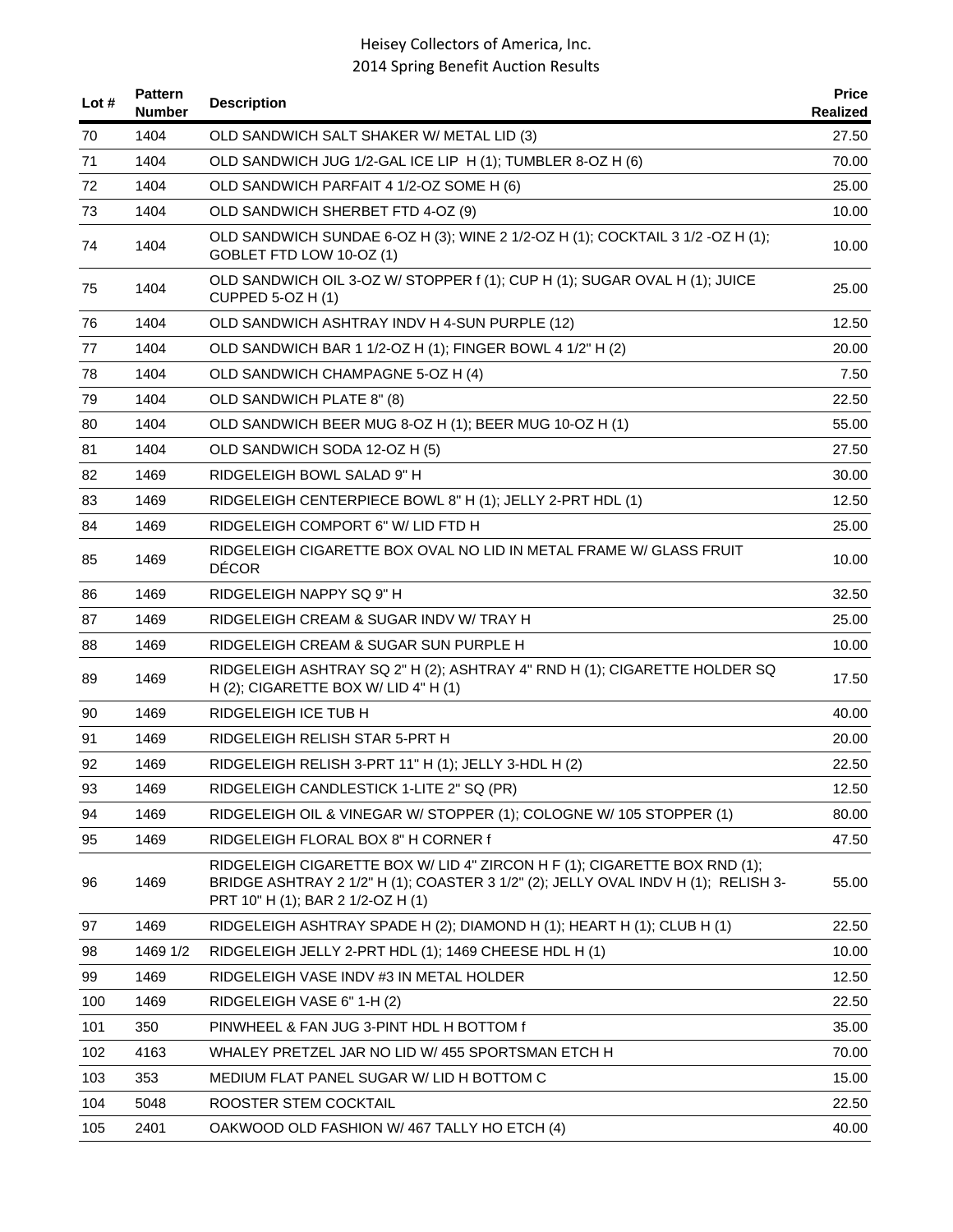| Lot # | Pattern Number | Description | Price Realized |
|---|---|---|---|
| 70 | 1404 | OLD SANDWICH SALT SHAKER W/ METAL LID (3) | 27.50 |
| 71 | 1404 | OLD SANDWICH JUG 1/2-GAL ICE LIP H (1); TUMBLER 8-OZ H (6) | 70.00 |
| 72 | 1404 | OLD SANDWICH PARFAIT 4 1/2-OZ SOME H (6) | 25.00 |
| 73 | 1404 | OLD SANDWICH SHERBET FTD 4-OZ (9) | 10.00 |
| 74 | 1404 | OLD SANDWICH SUNDAE 6-OZ H (3); WINE 2 1/2-OZ H (1); COCKTAIL 3 1/2 -OZ H (1); GOBLET FTD LOW 10-OZ (1) | 10.00 |
| 75 | 1404 | OLD SANDWICH OIL 3-OZ W/ STOPPER f (1); CUP H (1); SUGAR OVAL H (1); JUICE CUPPED 5-OZ H (1) | 25.00 |
| 76 | 1404 | OLD SANDWICH ASHTRAY INDV H 4-SUN PURPLE (12) | 12.50 |
| 77 | 1404 | OLD SANDWICH BAR 1 1/2-OZ H (1); FINGER BOWL 4 1/2" H (2) | 20.00 |
| 78 | 1404 | OLD SANDWICH CHAMPAGNE 5-OZ H (4) | 7.50 |
| 79 | 1404 | OLD SANDWICH PLATE 8" (8) | 22.50 |
| 80 | 1404 | OLD SANDWICH BEER MUG 8-OZ H (1); BEER MUG 10-OZ H (1) | 55.00 |
| 81 | 1404 | OLD SANDWICH SODA 12-OZ H (5) | 27.50 |
| 82 | 1469 | RIDGELEIGH BOWL SALAD 9" H | 30.00 |
| 83 | 1469 | RIDGELEIGH CENTERPIECE BOWL 8" H (1); JELLY 2-PRT HDL (1) | 12.50 |
| 84 | 1469 | RIDGELEIGH COMPORT 6" W/ LID FTD H | 25.00 |
| 85 | 1469 | RIDGELEIGH CIGARETTE BOX OVAL NO LID IN METAL FRAME W/ GLASS FRUIT DÉCOR | 10.00 |
| 86 | 1469 | RIDGELEIGH NAPPY SQ 9" H | 32.50 |
| 87 | 1469 | RIDGELEIGH CREAM & SUGAR INDV W/ TRAY H | 25.00 |
| 88 | 1469 | RIDGELEIGH CREAM & SUGAR SUN PURPLE H | 10.00 |
| 89 | 1469 | RIDGELEIGH ASHTRAY SQ 2" H (2); ASHTRAY 4" RND H (1); CIGARETTE HOLDER SQ H (2); CIGARETTE BOX W/ LID 4" H (1) | 17.50 |
| 90 | 1469 | RIDGELEIGH ICE TUB H | 40.00 |
| 91 | 1469 | RIDGELEIGH RELISH STAR 5-PRT H | 20.00 |
| 92 | 1469 | RIDGELEIGH RELISH 3-PRT 11" H (1); JELLY 3-HDL H (2) | 22.50 |
| 93 | 1469 | RIDGELEIGH CANDLESTICK 1-LITE 2" SQ (PR) | 12.50 |
| 94 | 1469 | RIDGELEIGH OIL & VINEGAR W/ STOPPER (1); COLOGNE W/ 105 STOPPER (1) | 80.00 |
| 95 | 1469 | RIDGELEIGH FLORAL BOX 8" H CORNER f | 47.50 |
| 96 | 1469 | RIDGELEIGH CIGARETTE BOX W/ LID 4" ZIRCON H F (1); CIGARETTE BOX RND (1); BRIDGE ASHTRAY 2 1/2" H (1); COASTER 3 1/2" (2); JELLY OVAL INDV H (1); RELISH 3-PRT 10" H (1); BAR 2 1/2-OZ H (1) | 55.00 |
| 97 | 1469 | RIDGELEIGH ASHTRAY SPADE H (2); DIAMOND H (1); HEART H (1); CLUB H (1) | 22.50 |
| 98 | 1469 1/2 | RIDGELEIGH JELLY 2-PRT HDL (1); 1469 CHEESE HDL H (1) | 10.00 |
| 99 | 1469 | RIDGELEIGH VASE INDV #3 IN METAL HOLDER | 12.50 |
| 100 | 1469 | RIDGELEIGH VASE 6" 1-H (2) | 22.50 |
| 101 | 350 | PINWHEEL & FAN JUG 3-PINT HDL H BOTTOM f | 35.00 |
| 102 | 4163 | WHALEY PRETZEL JAR NO LID W/ 455 SPORTSMAN ETCH H | 70.00 |
| 103 | 353 | MEDIUM FLAT PANEL SUGAR W/ LID H BOTTOM C | 15.00 |
| 104 | 5048 | ROOSTER STEM COCKTAIL | 22.50 |
| 105 | 2401 | OAKWOOD OLD FASHION W/ 467 TALLY HO ETCH (4) | 40.00 |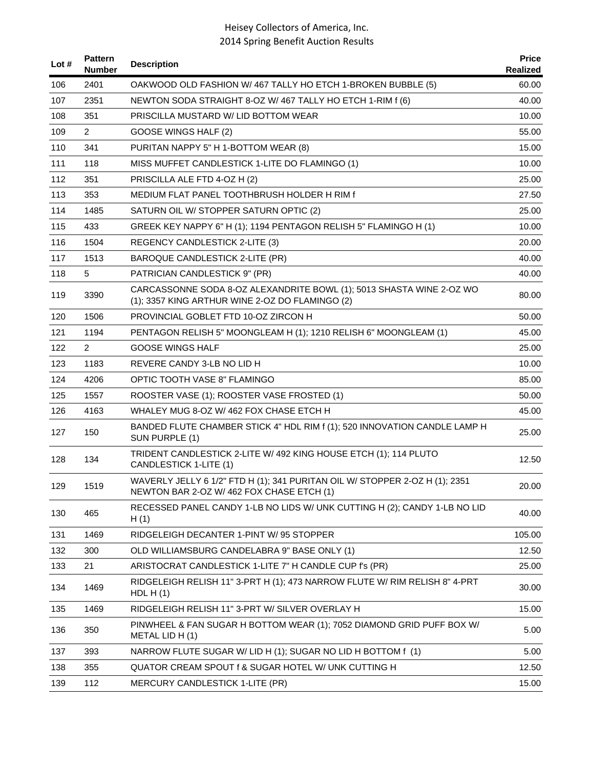| Lot # | Pattern Number | Description | Price Realized |
|---|---|---|---|
| 106 | 2401 | OAKWOOD OLD FASHION W/ 467 TALLY HO ETCH 1-BROKEN BUBBLE (5) | 60.00 |
| 107 | 2351 | NEWTON SODA STRAIGHT 8-OZ W/ 467 TALLY HO ETCH 1-RIM f (6) | 40.00 |
| 108 | 351 | PRISCILLA MUSTARD W/ LID BOTTOM WEAR | 10.00 |
| 109 | 2 | GOOSE WINGS HALF (2) | 55.00 |
| 110 | 341 | PURITAN NAPPY 5" H 1-BOTTOM WEAR (8) | 15.00 |
| 111 | 118 | MISS MUFFET CANDLESTICK 1-LITE DO FLAMINGO (1) | 10.00 |
| 112 | 351 | PRISCILLA ALE FTD 4-OZ H (2) | 25.00 |
| 113 | 353 | MEDIUM FLAT PANEL TOOTHBRUSH HOLDER H RIM f | 27.50 |
| 114 | 1485 | SATURN OIL W/ STOPPER SATURN OPTIC (2) | 25.00 |
| 115 | 433 | GREEK KEY NAPPY 6" H (1); 1194 PENTAGON RELISH 5" FLAMINGO H (1) | 10.00 |
| 116 | 1504 | REGENCY CANDLESTICK 2-LITE (3) | 20.00 |
| 117 | 1513 | BAROQUE CANDLESTICK 2-LITE (PR) | 40.00 |
| 118 | 5 | PATRICIAN CANDLESTICK 9" (PR) | 40.00 |
| 119 | 3390 | CARCASSONNE SODA 8-OZ ALEXANDRITE BOWL (1); 5013 SHASTA WINE 2-OZ WO (1); 3357 KING ARTHUR WINE 2-OZ DO FLAMINGO (2) | 80.00 |
| 120 | 1506 | PROVINCIAL GOBLET FTD 10-OZ ZIRCON H | 50.00 |
| 121 | 1194 | PENTAGON RELISH 5" MOONGLEAM H (1); 1210 RELISH 6" MOONGLEAM (1) | 45.00 |
| 122 | 2 | GOOSE WINGS HALF | 25.00 |
| 123 | 1183 | REVERE CANDY 3-LB NO LID H | 10.00 |
| 124 | 4206 | OPTIC TOOTH VASE 8" FLAMINGO | 85.00 |
| 125 | 1557 | ROOSTER VASE (1); ROOSTER VASE FROSTED (1) | 50.00 |
| 126 | 4163 | WHALEY MUG 8-OZ W/ 462 FOX CHASE ETCH H | 45.00 |
| 127 | 150 | BANDED FLUTE CHAMBER STICK 4" HDL RIM f (1); 520 INNOVATION CANDLE LAMP H SUN PURPLE (1) | 25.00 |
| 128 | 134 | TRIDENT CANDLESTICK 2-LITE W/ 492 KING HOUSE ETCH (1); 114 PLUTO CANDLESTICK 1-LITE (1) | 12.50 |
| 129 | 1519 | WAVERLY JELLY 6 1/2" FTD H (1); 341 PURITAN OIL W/ STOPPER 2-OZ H (1); 2351 NEWTON BAR 2-OZ W/ 462 FOX CHASE ETCH (1) | 20.00 |
| 130 | 465 | RECESSED PANEL CANDY 1-LB NO LIDS W/ UNK CUTTING H (2); CANDY 1-LB NO LID H (1) | 40.00 |
| 131 | 1469 | RIDGELEIGH DECANTER 1-PINT W/ 95 STOPPER | 105.00 |
| 132 | 300 | OLD WILLIAMSBURG CANDELABRA 9" BASE ONLY (1) | 12.50 |
| 133 | 21 | ARISTOCRAT CANDLESTICK 1-LITE 7" H CANDLE CUP f's (PR) | 25.00 |
| 134 | 1469 | RIDGELEIGH RELISH 11" 3-PRT H (1); 473 NARROW FLUTE W/ RIM RELISH 8" 4-PRT HDL H (1) | 30.00 |
| 135 | 1469 | RIDGELEIGH RELISH 11" 3-PRT W/ SILVER OVERLAY H | 15.00 |
| 136 | 350 | PINWHEEL & FAN SUGAR H BOTTOM WEAR (1); 7052 DIAMOND GRID PUFF BOX W/ METAL LID H (1) | 5.00 |
| 137 | 393 | NARROW FLUTE SUGAR W/ LID H (1); SUGAR NO LID H BOTTOM f (1) | 5.00 |
| 138 | 355 | QUATOR CREAM SPOUT f & SUGAR HOTEL W/ UNK CUTTING H | 12.50 |
| 139 | 112 | MERCURY CANDLESTICK 1-LITE (PR) | 15.00 |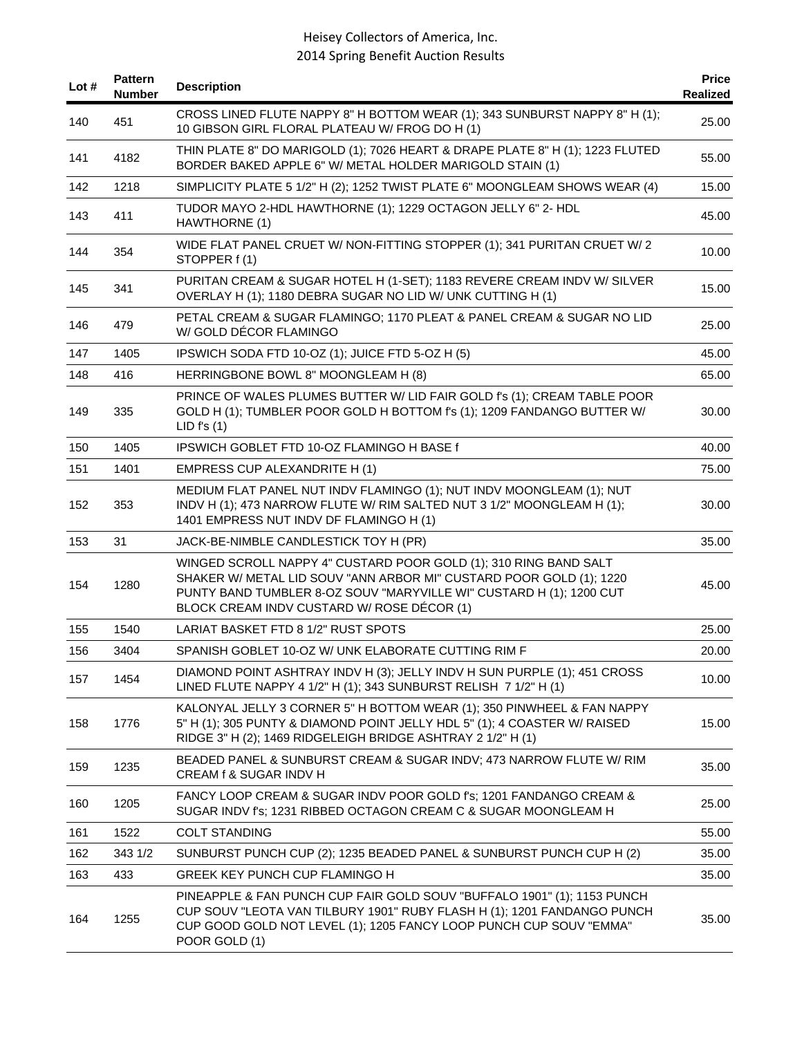| Lot # | Pattern Number | Description | Price Realized |
|---|---|---|---|
| 140 | 451 | CROSS LINED FLUTE NAPPY 8" H BOTTOM WEAR (1); 343 SUNBURST NAPPY 8" H (1); 10 GIBSON GIRL FLORAL PLATEAU W/ FROG DO H (1) | 25.00 |
| 141 | 4182 | THIN PLATE 8" DO MARIGOLD (1); 7026 HEART & DRAPE PLATE 8" H (1); 1223 FLUTED BORDER BAKED APPLE 6" W/ METAL HOLDER MARIGOLD STAIN (1) | 55.00 |
| 142 | 1218 | SIMPLICITY PLATE 5 1/2" H (2); 1252 TWIST PLATE 6" MOONGLEAM SHOWS WEAR (4) | 15.00 |
| 143 | 411 | TUDOR MAYO 2-HDL HAWTHORNE (1); 1229 OCTAGON JELLY 6" 2- HDL HAWTHORNE (1) | 45.00 |
| 144 | 354 | WIDE FLAT PANEL CRUET W/ NON-FITTING STOPPER (1); 341 PURITAN CRUET W/ 2 STOPPER f (1) | 10.00 |
| 145 | 341 | PURITAN CREAM & SUGAR HOTEL H (1-SET); 1183 REVERE CREAM INDV W/ SILVER OVERLAY H (1); 1180 DEBRA SUGAR NO LID W/ UNK CUTTING H (1) | 15.00 |
| 146 | 479 | PETAL CREAM & SUGAR FLAMINGO; 1170 PLEAT & PANEL CREAM & SUGAR NO LID W/ GOLD DÉCOR FLAMINGO | 25.00 |
| 147 | 1405 | IPSWICH SODA FTD 10-OZ (1); JUICE FTD 5-OZ H (5) | 45.00 |
| 148 | 416 | HERRINGBONE BOWL 8" MOONGLEAM H (8) | 65.00 |
| 149 | 335 | PRINCE OF WALES PLUMES BUTTER W/ LID FAIR GOLD f's (1); CREAM TABLE POOR GOLD H (1); TUMBLER POOR GOLD H BOTTOM f's (1); 1209 FANDANGO BUTTER W/ LID f's (1) | 30.00 |
| 150 | 1405 | IPSWICH GOBLET FTD 10-OZ FLAMINGO H BASE f | 40.00 |
| 151 | 1401 | EMPRESS CUP ALEXANDRITE H (1) | 75.00 |
| 152 | 353 | MEDIUM FLAT PANEL NUT INDV FLAMINGO (1); NUT INDV MOONGLEAM (1); NUT INDV H (1); 473 NARROW FLUTE W/ RIM SALTED NUT 3 1/2" MOONGLEAM H (1); 1401 EMPRESS NUT INDV DF FLAMINGO H (1) | 30.00 |
| 153 | 31 | JACK-BE-NIMBLE CANDLESTICK TOY H (PR) | 35.00 |
| 154 | 1280 | WINGED SCROLL NAPPY 4" CUSTARD POOR GOLD (1); 310 RING BAND SALT SHAKER W/ METAL LID SOUV "ANN ARBOR MI" CUSTARD POOR GOLD (1); 1220 PUNTY BAND TUMBLER 8-OZ SOUV "MARYVILLE WI" CUSTARD H (1); 1200 CUT BLOCK CREAM INDV CUSTARD W/ ROSE DÉCOR (1) | 45.00 |
| 155 | 1540 | LARIAT BASKET FTD 8 1/2" RUST SPOTS | 25.00 |
| 156 | 3404 | SPANISH GOBLET 10-OZ W/ UNK ELABORATE CUTTING RIM F | 20.00 |
| 157 | 1454 | DIAMOND POINT ASHTRAY INDV H (3); JELLY INDV H SUN PURPLE (1); 451 CROSS LINED FLUTE NAPPY 4 1/2" H (1); 343 SUNBURST RELISH 7 1/2" H (1) | 10.00 |
| 158 | 1776 | KALONYAL JELLY 3 CORNER 5" H BOTTOM WEAR (1); 350 PINWHEEL & FAN NAPPY 5" H (1); 305 PUNTY & DIAMOND POINT JELLY HDL 5" (1); 4 COASTER W/ RAISED RIDGE 3" H (2); 1469 RIDGELEIGH BRIDGE ASHTRAY 2 1/2" H (1) | 15.00 |
| 159 | 1235 | BEADED PANEL & SUNBURST CREAM & SUGAR INDV; 473 NARROW FLUTE W/ RIM CREAM f & SUGAR INDV H | 35.00 |
| 160 | 1205 | FANCY LOOP CREAM & SUGAR INDV POOR GOLD f's; 1201 FANDANGO CREAM & SUGAR INDV f's; 1231 RIBBED OCTAGON CREAM C & SUGAR MOONGLEAM H | 25.00 |
| 161 | 1522 | COLT STANDING | 55.00 |
| 162 | 343 1/2 | SUNBURST PUNCH CUP (2); 1235 BEADED PANEL & SUNBURST PUNCH CUP H (2) | 35.00 |
| 163 | 433 | GREEK KEY PUNCH CUP FLAMINGO H | 35.00 |
| 164 | 1255 | PINEAPPLE & FAN PUNCH CUP FAIR GOLD SOUV "BUFFALO 1901" (1); 1153 PUNCH CUP SOUV "LEOTA VAN TILBURY 1901" RUBY FLASH H (1); 1201 FANDANGO PUNCH CUP GOOD GOLD NOT LEVEL (1); 1205 FANCY LOOP PUNCH CUP SOUV "EMMA" POOR GOLD (1) | 35.00 |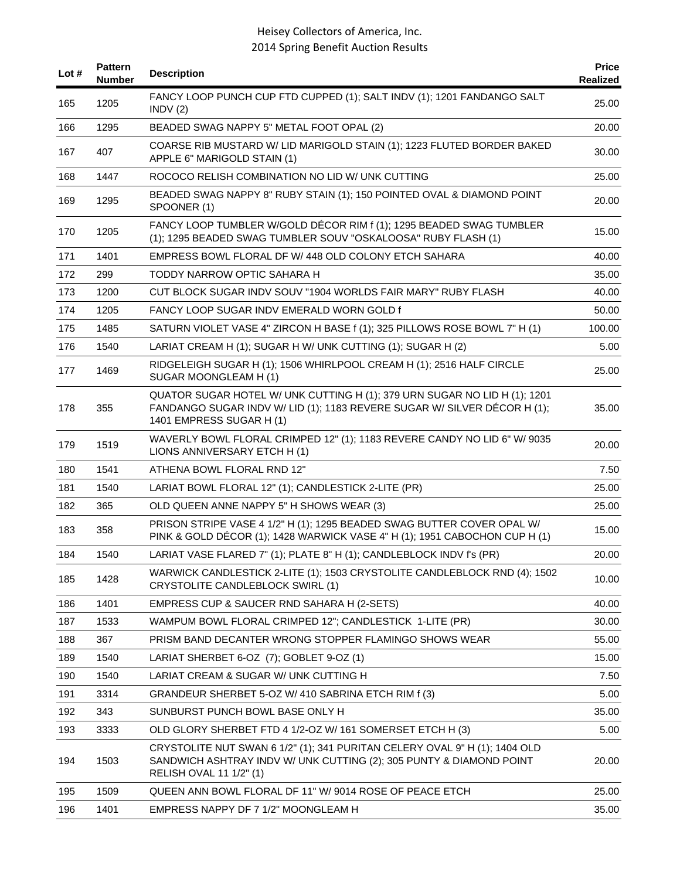| Lot # | Pattern Number | Description | Price Realized |
|---|---|---|---|
| 165 | 1205 | FANCY LOOP PUNCH CUP FTD CUPPED (1); SALT INDV (1); 1201 FANDANGO SALT INDV (2) | 25.00 |
| 166 | 1295 | BEADED SWAG NAPPY 5" METAL FOOT OPAL (2) | 20.00 |
| 167 | 407 | COARSE RIB MUSTARD W/ LID MARIGOLD STAIN (1); 1223 FLUTED BORDER BAKED APPLE 6" MARIGOLD STAIN (1) | 30.00 |
| 168 | 1447 | ROCOCO RELISH COMBINATION NO LID W/ UNK CUTTING | 25.00 |
| 169 | 1295 | BEADED SWAG NAPPY 8" RUBY STAIN (1); 150 POINTED OVAL & DIAMOND POINT SPOONER (1) | 20.00 |
| 170 | 1205 | FANCY LOOP TUMBLER W/GOLD DÉCOR RIM f (1); 1295 BEADED SWAG TUMBLER (1); 1295 BEADED SWAG TUMBLER SOUV "OSKALOOSA" RUBY FLASH (1) | 15.00 |
| 171 | 1401 | EMPRESS BOWL FLORAL DF W/ 448 OLD COLONY ETCH SAHARA | 40.00 |
| 172 | 299 | TODDY NARROW OPTIC SAHARA H | 35.00 |
| 173 | 1200 | CUT BLOCK SUGAR INDV SOUV "1904 WORLDS FAIR MARY" RUBY FLASH | 40.00 |
| 174 | 1205 | FANCY LOOP SUGAR INDV EMERALD WORN GOLD f | 50.00 |
| 175 | 1485 | SATURN VIOLET VASE 4" ZIRCON H BASE f (1); 325 PILLOWS ROSE BOWL 7" H (1) | 100.00 |
| 176 | 1540 | LARIAT CREAM H (1); SUGAR H W/ UNK CUTTING (1); SUGAR H (2) | 5.00 |
| 177 | 1469 | RIDGELEIGH SUGAR H (1); 1506 WHIRLPOOL CREAM H (1); 2516 HALF CIRCLE SUGAR MOONGLEAM H (1) | 25.00 |
| 178 | 355 | QUATOR SUGAR HOTEL W/ UNK CUTTING H (1); 379 URN SUGAR NO LID H (1); 1201 FANDANGO SUGAR INDV W/ LID (1); 1183 REVERE SUGAR W/ SILVER DÉCOR H (1); 1401 EMPRESS SUGAR H (1) | 35.00 |
| 179 | 1519 | WAVERLY BOWL FLORAL CRIMPED 12" (1); 1183 REVERE CANDY NO LID 6" W/ 9035 LIONS ANNIVERSARY ETCH H (1) | 20.00 |
| 180 | 1541 | ATHENA BOWL FLORAL RND 12" | 7.50 |
| 181 | 1540 | LARIAT BOWL FLORAL 12" (1); CANDLESTICK 2-LITE (PR) | 25.00 |
| 182 | 365 | OLD QUEEN ANNE NAPPY 5" H SHOWS WEAR (3) | 25.00 |
| 183 | 358 | PRISON STRIPE VASE 4 1/2" H (1); 1295 BEADED SWAG BUTTER COVER OPAL W/ PINK & GOLD DÉCOR (1); 1428 WARWICK VASE 4" H (1); 1951 CABOCHON CUP H (1) | 15.00 |
| 184 | 1540 | LARIAT VASE FLARED 7" (1); PLATE 8" H (1); CANDLEBLOCK INDV f's (PR) | 20.00 |
| 185 | 1428 | WARWICK CANDLESTICK 2-LITE (1); 1503 CRYSTOLITE CANDLEBLOCK RND (4); 1502 CRYSTOLITE CANDLEBLOCK SWIRL (1) | 10.00 |
| 186 | 1401 | EMPRESS CUP & SAUCER RND SAHARA H (2-SETS) | 40.00 |
| 187 | 1533 | WAMPUM BOWL FLORAL CRIMPED 12"; CANDLESTICK 1-LITE (PR) | 30.00 |
| 188 | 367 | PRISM BAND DECANTER WRONG STOPPER FLAMINGO SHOWS WEAR | 55.00 |
| 189 | 1540 | LARIAT SHERBET 6-OZ (7); GOBLET 9-OZ (1) | 15.00 |
| 190 | 1540 | LARIAT CREAM & SUGAR W/ UNK CUTTING H | 7.50 |
| 191 | 3314 | GRANDEUR SHERBET 5-OZ W/ 410 SABRINA ETCH RIM f (3) | 5.00 |
| 192 | 343 | SUNBURST PUNCH BOWL BASE ONLY H | 35.00 |
| 193 | 3333 | OLD GLORY SHERBET FTD 4 1/2-OZ W/ 161 SOMERSET ETCH H (3) | 5.00 |
| 194 | 1503 | CRYSTOLITE NUT SWAN 6 1/2" (1); 341 PURITAN CELERY OVAL 9" H (1); 1404 OLD SANDWICH ASHTRAY INDV W/ UNK CUTTING (2); 305 PUNTY & DIAMOND POINT RELISH OVAL 11 1/2" (1) | 20.00 |
| 195 | 1509 | QUEEN ANN BOWL FLORAL DF 11" W/ 9014 ROSE OF PEACE ETCH | 25.00 |
| 196 | 1401 | EMPRESS NAPPY DF 7 1/2" MOONGLEAM H | 35.00 |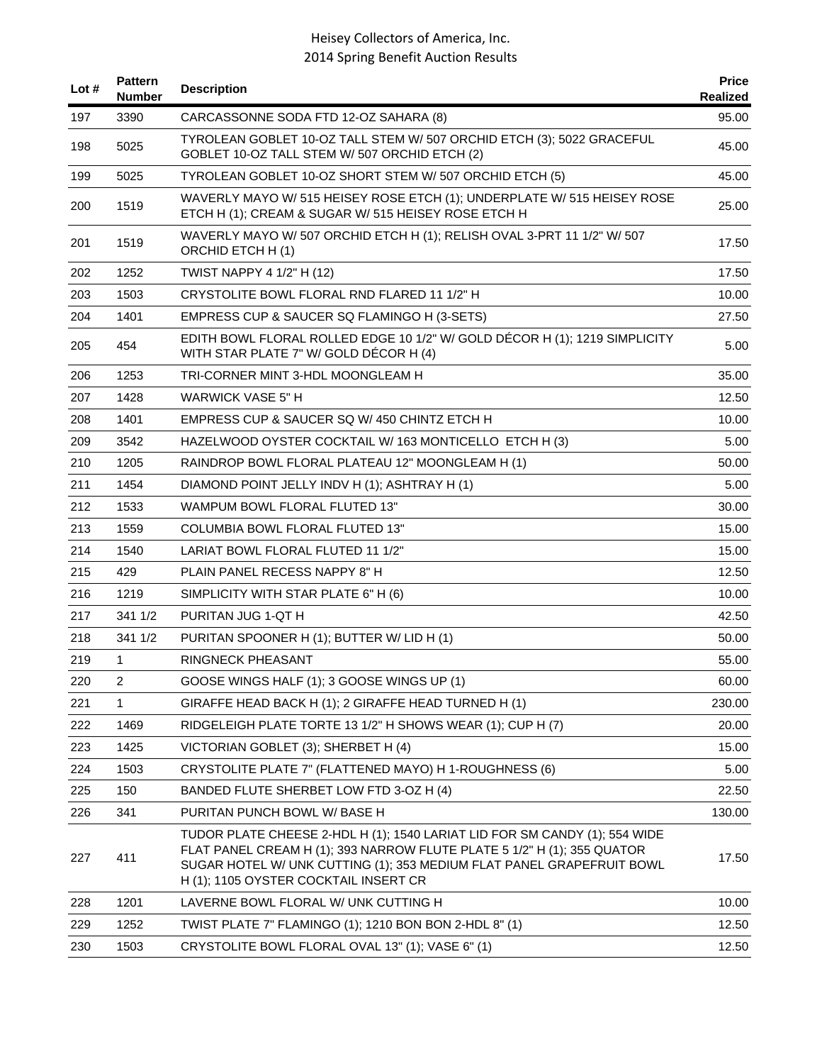| Lot # | Pattern Number | Description | Price Realized |
|---|---|---|---|
| 197 | 3390 | CARCASSONNE SODA FTD 12-OZ SAHARA (8) | 95.00 |
| 198 | 5025 | TYROLEAN GOBLET 10-OZ TALL STEM W/ 507 ORCHID ETCH (3); 5022 GRACEFUL GOBLET 10-OZ TALL STEM W/ 507 ORCHID ETCH (2) | 45.00 |
| 199 | 5025 | TYROLEAN GOBLET 10-OZ SHORT STEM W/ 507 ORCHID ETCH (5) | 45.00 |
| 200 | 1519 | WAVERLY MAYO W/ 515 HEISEY ROSE ETCH (1); UNDERPLATE W/ 515 HEISEY ROSE ETCH H (1); CREAM & SUGAR W/ 515 HEISEY ROSE ETCH H | 25.00 |
| 201 | 1519 | WAVERLY MAYO W/ 507 ORCHID ETCH H (1); RELISH OVAL 3-PRT 11 1/2" W/ 507 ORCHID ETCH H (1) | 17.50 |
| 202 | 1252 | TWIST NAPPY 4 1/2" H (12) | 17.50 |
| 203 | 1503 | CRYSTOLITE BOWL FLORAL RND FLARED 11 1/2" H | 10.00 |
| 204 | 1401 | EMPRESS CUP & SAUCER SQ FLAMINGO H (3-SETS) | 27.50 |
| 205 | 454 | EDITH BOWL FLORAL ROLLED EDGE 10 1/2" W/ GOLD DÉCOR H (1); 1219 SIMPLICITY WITH STAR PLATE 7" W/ GOLD DÉCOR H (4) | 5.00 |
| 206 | 1253 | TRI-CORNER MINT 3-HDL MOONGLEAM H | 35.00 |
| 207 | 1428 | WARWICK VASE 5" H | 12.50 |
| 208 | 1401 | EMPRESS CUP & SAUCER SQ W/ 450 CHINTZ ETCH H | 10.00 |
| 209 | 3542 | HAZELWOOD OYSTER COCKTAIL W/ 163 MONTICELLO ETCH H (3) | 5.00 |
| 210 | 1205 | RAINDROP BOWL FLORAL PLATEAU 12" MOONGLEAM H (1) | 50.00 |
| 211 | 1454 | DIAMOND POINT JELLY INDV H (1); ASHTRAY H (1) | 5.00 |
| 212 | 1533 | WAMPUM BOWL FLORAL FLUTED 13" | 30.00 |
| 213 | 1559 | COLUMBIA BOWL FLORAL FLUTED 13" | 15.00 |
| 214 | 1540 | LARIAT BOWL FLORAL FLUTED 11 1/2" | 15.00 |
| 215 | 429 | PLAIN PANEL RECESS NAPPY 8" H | 12.50 |
| 216 | 1219 | SIMPLICITY WITH STAR PLATE 6" H (6) | 10.00 |
| 217 | 341 1/2 | PURITAN JUG 1-QT H | 42.50 |
| 218 | 341 1/2 | PURITAN SPOONER H (1); BUTTER W/ LID H (1) | 50.00 |
| 219 | 1 | RINGNECK PHEASANT | 55.00 |
| 220 | 2 | GOOSE WINGS HALF (1); 3 GOOSE WINGS UP (1) | 60.00 |
| 221 | 1 | GIRAFFE HEAD BACK H (1); 2 GIRAFFE HEAD TURNED H (1) | 230.00 |
| 222 | 1469 | RIDGELEIGH PLATE TORTE 13 1/2" H SHOWS WEAR (1); CUP H (7) | 20.00 |
| 223 | 1425 | VICTORIAN GOBLET (3); SHERBET H (4) | 15.00 |
| 224 | 1503 | CRYSTOLITE PLATE 7" (FLATTENED MAYO) H 1-ROUGHNESS (6) | 5.00 |
| 225 | 150 | BANDED FLUTE SHERBET LOW FTD 3-OZ H (4) | 22.50 |
| 226 | 341 | PURITAN PUNCH BOWL W/ BASE H | 130.00 |
| 227 | 411 | TUDOR PLATE CHEESE 2-HDL H (1); 1540 LARIAT LID FOR SM CANDY (1); 554 WIDE FLAT PANEL CREAM H (1); 393 NARROW FLUTE PLATE 5 1/2" H (1); 355 QUATOR SUGAR HOTEL W/ UNK CUTTING (1); 353 MEDIUM FLAT PANEL GRAPEFRUIT BOWL H (1); 1105 OYSTER COCKTAIL INSERT CR | 17.50 |
| 228 | 1201 | LAVERNE BOWL FLORAL W/ UNK CUTTING H | 10.00 |
| 229 | 1252 | TWIST PLATE 7" FLAMINGO (1); 1210 BON BON 2-HDL 8" (1) | 12.50 |
| 230 | 1503 | CRYSTOLITE BOWL FLORAL OVAL 13" (1); VASE 6" (1) | 12.50 |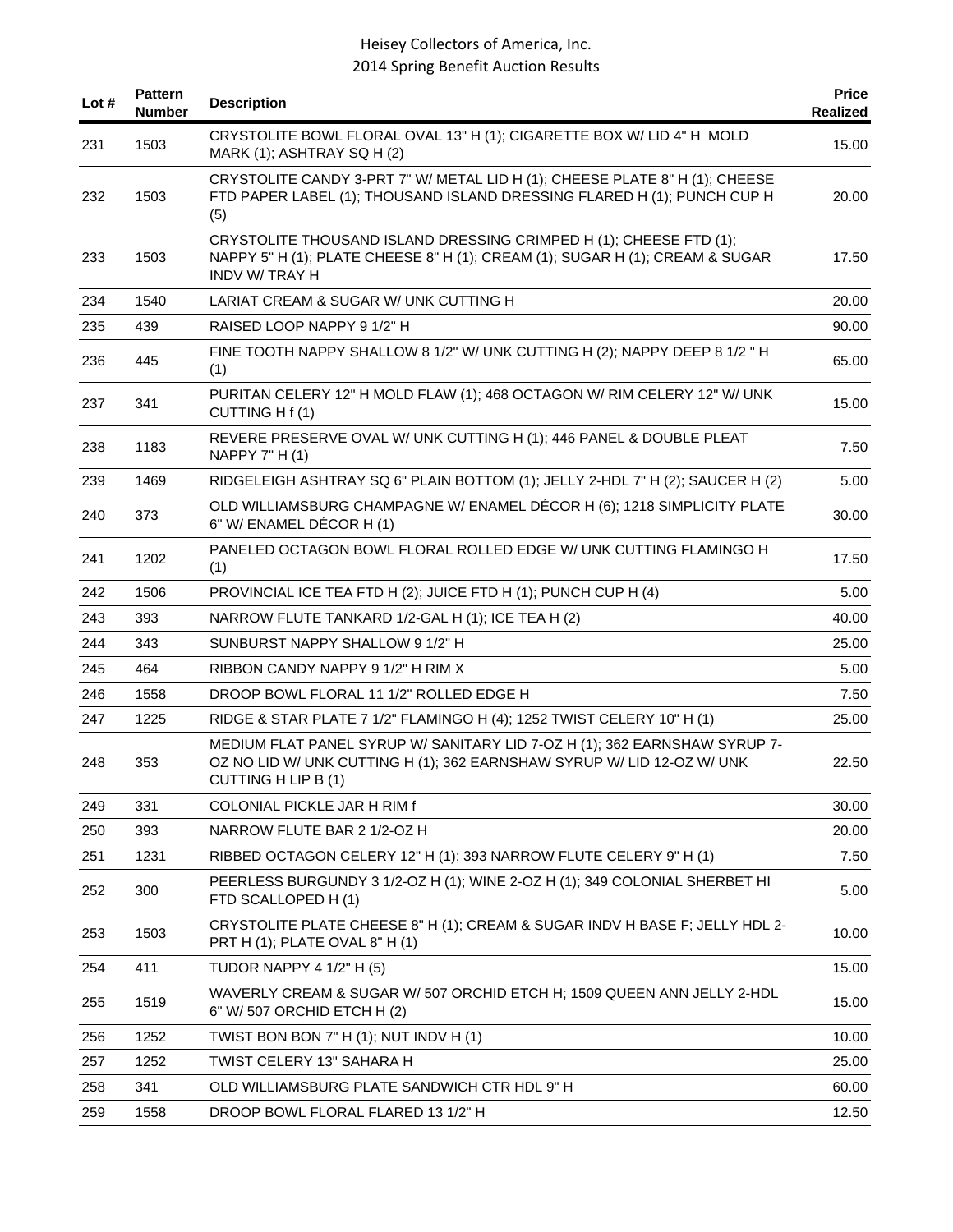# Heisey Collectors of America, Inc.
## 2014 Spring Benefit Auction Results

| Lot # | Pattern Number | Description | Price Realized |
|---|---|---|---|
| 231 | 1503 | CRYSTOLITE BOWL FLORAL OVAL 13" H (1); CIGARETTE BOX W/ LID 4" H MOLD MARK (1); ASHTRAY SQ H (2) | 15.00 |
| 232 | 1503 | CRYSTOLITE CANDY 3-PRT 7" W/ METAL LID H (1); CHEESE PLATE 8" H (1); CHEESE FTD PAPER LABEL (1); THOUSAND ISLAND DRESSING FLARED H (1); PUNCH CUP H (5) | 20.00 |
| 233 | 1503 | CRYSTOLITE THOUSAND ISLAND DRESSING CRIMPED H (1); CHEESE FTD (1); NAPPY 5" H (1); PLATE CHEESE 8" H (1); CREAM (1); SUGAR H (1); CREAM & SUGAR INDV W/ TRAY H | 17.50 |
| 234 | 1540 | LARIAT CREAM & SUGAR W/ UNK CUTTING H | 20.00 |
| 235 | 439 | RAISED LOOP NAPPY 9 1/2" H | 90.00 |
| 236 | 445 | FINE TOOTH NAPPY SHALLOW 8 1/2" W/ UNK CUTTING H (2); NAPPY DEEP 8 1/2 " H (1) | 65.00 |
| 237 | 341 | PURITAN CELERY 12" H MOLD FLAW (1); 468 OCTAGON W/ RIM CELERY 12" W/ UNK CUTTING H f (1) | 15.00 |
| 238 | 1183 | REVERE PRESERVE OVAL W/ UNK CUTTING H (1); 446 PANEL & DOUBLE PLEAT NAPPY 7" H (1) | 7.50 |
| 239 | 1469 | RIDGELEIGH ASHTRAY SQ 6" PLAIN BOTTOM (1); JELLY 2-HDL 7" H (2); SAUCER H (2) | 5.00 |
| 240 | 373 | OLD WILLIAMSBURG CHAMPAGNE W/ ENAMEL DÉCOR H (6); 1218 SIMPLICITY PLATE 6" W/ ENAMEL DÉCOR H (1) | 30.00 |
| 241 | 1202 | PANELED OCTAGON BOWL FLORAL ROLLED EDGE W/ UNK CUTTING FLAMINGO H (1) | 17.50 |
| 242 | 1506 | PROVINCIAL ICE TEA FTD H (2); JUICE FTD H (1); PUNCH CUP H (4) | 5.00 |
| 243 | 393 | NARROW FLUTE TANKARD 1/2-GAL H (1); ICE TEA H (2) | 40.00 |
| 244 | 343 | SUNBURST NAPPY SHALLOW 9 1/2" H | 25.00 |
| 245 | 464 | RIBBON CANDY NAPPY 9 1/2" H RIM X | 5.00 |
| 246 | 1558 | DROOP BOWL FLORAL 11 1/2" ROLLED EDGE H | 7.50 |
| 247 | 1225 | RIDGE & STAR PLATE 7 1/2" FLAMINGO H (4); 1252 TWIST CELERY 10" H (1) | 25.00 |
| 248 | 353 | MEDIUM FLAT PANEL SYRUP W/ SANITARY LID 7-OZ H (1); 362 EARNSHAW SYRUP 7-OZ NO LID W/ UNK CUTTING H (1); 362 EARNSHAW SYRUP W/ LID 12-OZ W/ UNK CUTTING H LIP B (1) | 22.50 |
| 249 | 331 | COLONIAL PICKLE JAR H RIM f | 30.00 |
| 250 | 393 | NARROW FLUTE BAR 2 1/2-OZ H | 20.00 |
| 251 | 1231 | RIBBED OCTAGON CELERY 12" H (1); 393 NARROW FLUTE CELERY 9" H (1) | 7.50 |
| 252 | 300 | PEERLESS BURGUNDY 3 1/2-OZ H (1); WINE 2-OZ H (1); 349 COLONIAL SHERBET HI FTD SCALLOPED H (1) | 5.00 |
| 253 | 1503 | CRYSTOLITE PLATE CHEESE 8" H (1); CREAM & SUGAR INDV H BASE F; JELLY HDL 2-PRT H (1); PLATE OVAL 8" H (1) | 10.00 |
| 254 | 411 | TUDOR NAPPY 4 1/2" H (5) | 15.00 |
| 255 | 1519 | WAVERLY CREAM & SUGAR W/ 507 ORCHID ETCH H; 1509 QUEEN ANN JELLY 2-HDL 6" W/ 507 ORCHID ETCH H (2) | 15.00 |
| 256 | 1252 | TWIST BON BON 7" H (1); NUT INDV H (1) | 10.00 |
| 257 | 1252 | TWIST CELERY 13" SAHARA H | 25.00 |
| 258 | 341 | OLD WILLIAMSBURG PLATE SANDWICH CTR HDL 9" H | 60.00 |
| 259 | 1558 | DROOP BOWL FLORAL FLARED 13 1/2" H | 12.50 |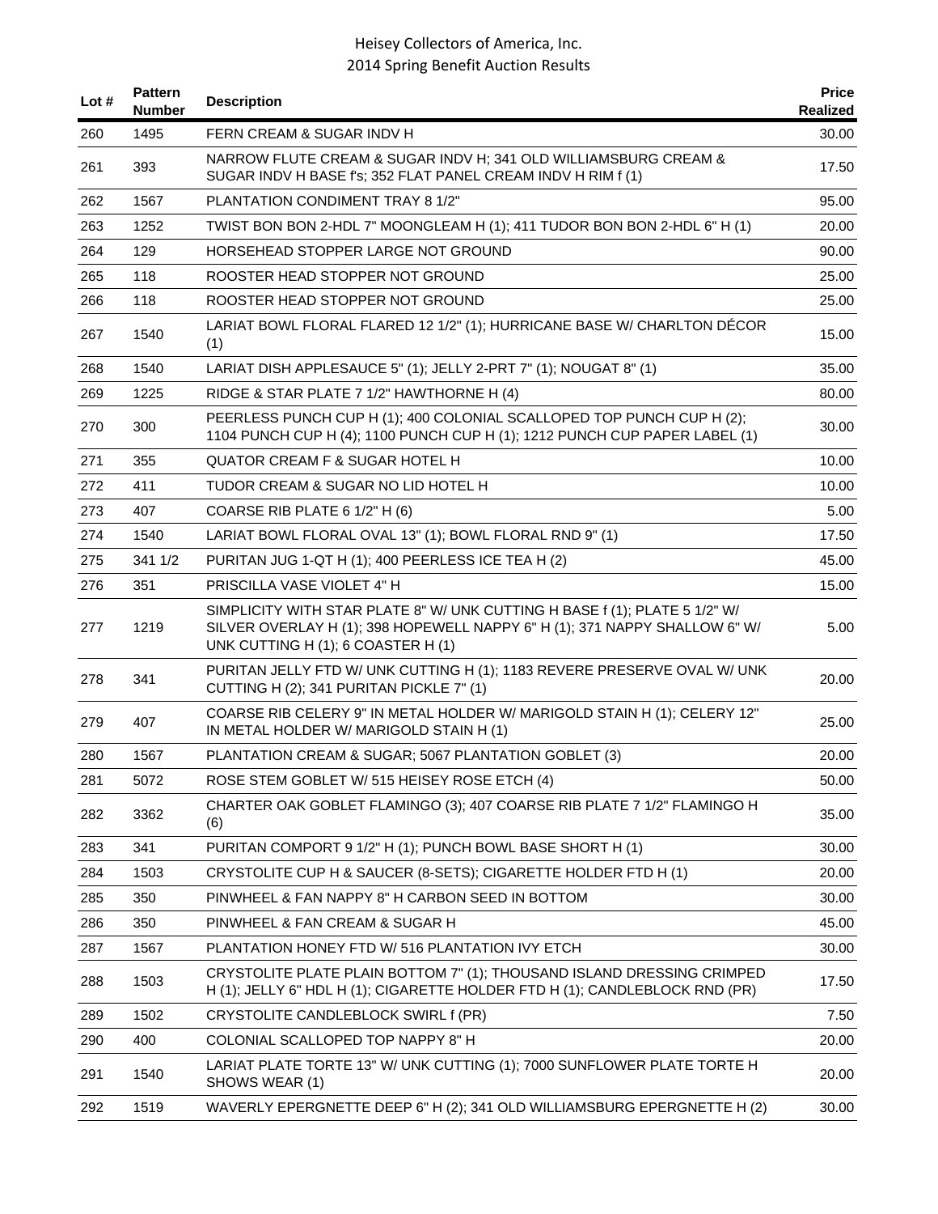| Lot # | Pattern Number | Description | Price Realized |
|---|---|---|---|
| 260 | 1495 | FERN CREAM & SUGAR INDV H | 30.00 |
| 261 | 393 | NARROW FLUTE CREAM & SUGAR INDV H; 341 OLD WILLIAMSBURG CREAM & SUGAR INDV H BASE f's; 352 FLAT PANEL CREAM INDV H RIM f (1) | 17.50 |
| 262 | 1567 | PLANTATION CONDIMENT TRAY 8 1/2" | 95.00 |
| 263 | 1252 | TWIST BON BON 2-HDL 7" MOONGLEAM H (1); 411 TUDOR BON BON 2-HDL 6" H (1) | 20.00 |
| 264 | 129 | HORSEHEAD STOPPER LARGE NOT GROUND | 90.00 |
| 265 | 118 | ROOSTER HEAD STOPPER NOT GROUND | 25.00 |
| 266 | 118 | ROOSTER HEAD STOPPER NOT GROUND | 25.00 |
| 267 | 1540 | LARIAT BOWL FLORAL FLARED 12 1/2" (1); HURRICANE BASE W/ CHARLTON DÉCOR (1) | 15.00 |
| 268 | 1540 | LARIAT DISH APPLESAUCE 5" (1); JELLY 2-PRT 7" (1); NOUGAT 8" (1) | 35.00 |
| 269 | 1225 | RIDGE & STAR PLATE 7 1/2" HAWTHORNE H (4) | 80.00 |
| 270 | 300 | PEERLESS PUNCH CUP H (1); 400 COLONIAL SCALLOPED TOP PUNCH CUP H (2); 1104 PUNCH CUP H (4); 1100 PUNCH CUP H (1); 1212 PUNCH CUP PAPER LABEL (1) | 30.00 |
| 271 | 355 | QUATOR CREAM F & SUGAR HOTEL H | 10.00 |
| 272 | 411 | TUDOR CREAM & SUGAR NO LID HOTEL H | 10.00 |
| 273 | 407 | COARSE RIB PLATE 6 1/2" H (6) | 5.00 |
| 274 | 1540 | LARIAT BOWL FLORAL OVAL 13" (1); BOWL FLORAL RND 9" (1) | 17.50 |
| 275 | 341 1/2 | PURITAN JUG 1-QT H (1); 400 PEERLESS ICE TEA H (2) | 45.00 |
| 276 | 351 | PRISCILLA VASE VIOLET 4" H | 15.00 |
| 277 | 1219 | SIMPLICITY WITH STAR PLATE 8" W/ UNK CUTTING H BASE f (1); PLATE 5 1/2" W/ SILVER OVERLAY H (1); 398 HOPEWELL NAPPY 6" H (1); 371 NAPPY SHALLOW 6" W/ UNK CUTTING H (1); 6 COASTER H (1) | 5.00 |
| 278 | 341 | PURITAN JELLY FTD W/ UNK CUTTING H (1); 1183 REVERE PRESERVE OVAL W/ UNK CUTTING H (2); 341 PURITAN PICKLE 7" (1) | 20.00 |
| 279 | 407 | COARSE RIB CELERY 9" IN METAL HOLDER W/ MARIGOLD STAIN H (1); CELERY 12" IN METAL HOLDER W/ MARIGOLD STAIN H (1) | 25.00 |
| 280 | 1567 | PLANTATION CREAM & SUGAR; 5067 PLANTATION GOBLET (3) | 20.00 |
| 281 | 5072 | ROSE STEM GOBLET W/ 515 HEISEY ROSE ETCH (4) | 50.00 |
| 282 | 3362 | CHARTER OAK GOBLET FLAMINGO (3); 407 COARSE RIB PLATE 7 1/2" FLAMINGO H (6) | 35.00 |
| 283 | 341 | PURITAN COMPORT 9 1/2" H (1); PUNCH BOWL BASE SHORT H (1) | 30.00 |
| 284 | 1503 | CRYSTOLITE CUP H & SAUCER (8-SETS); CIGARETTE HOLDER FTD H (1) | 20.00 |
| 285 | 350 | PINWHEEL & FAN NAPPY 8" H CARBON SEED IN BOTTOM | 30.00 |
| 286 | 350 | PINWHEEL & FAN CREAM & SUGAR H | 45.00 |
| 287 | 1567 | PLANTATION HONEY FTD W/ 516 PLANTATION IVY ETCH | 30.00 |
| 288 | 1503 | CRYSTOLITE PLATE PLAIN BOTTOM 7" (1); THOUSAND ISLAND DRESSING CRIMPED H (1); JELLY 6" HDL H (1); CIGARETTE HOLDER FTD H (1); CANDLEBLOCK RND (PR) | 17.50 |
| 289 | 1502 | CRYSTOLITE CANDLEBLOCK SWIRL f (PR) | 7.50 |
| 290 | 400 | COLONIAL SCALLOPED TOP NAPPY 8" H | 20.00 |
| 291 | 1540 | LARIAT PLATE TORTE 13" W/ UNK CUTTING (1); 7000 SUNFLOWER PLATE TORTE H SHOWS WEAR (1) | 20.00 |
| 292 | 1519 | WAVERLY EPERGNETTE DEEP 6" H (2); 341 OLD WILLIAMSBURG EPERGNETTE H (2) | 30.00 |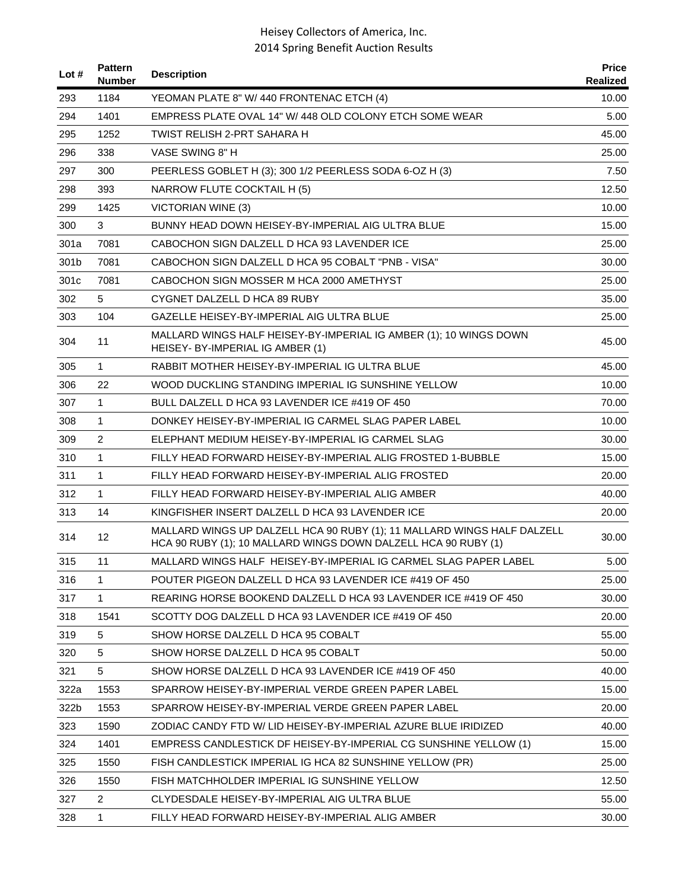# Heisey Collectors of America, Inc.
## 2014 Spring Benefit Auction Results

| Lot # | Pattern Number | Description | Price Realized |
|---|---|---|---|
| 293 | 1184 | YEOMAN PLATE 8" W/ 440 FRONTENAC ETCH (4) | 10.00 |
| 294 | 1401 | EMPRESS PLATE OVAL 14" W/ 448 OLD COLONY ETCH SOME WEAR | 5.00 |
| 295 | 1252 | TWIST RELISH 2-PRT SAHARA H | 45.00 |
| 296 | 338 | VASE SWING 8" H | 25.00 |
| 297 | 300 | PEERLESS GOBLET H (3); 300 1/2 PEERLESS SODA 6-OZ H (3) | 7.50 |
| 298 | 393 | NARROW FLUTE COCKTAIL H (5) | 12.50 |
| 299 | 1425 | VICTORIAN WINE (3) | 10.00 |
| 300 | 3 | BUNNY HEAD DOWN HEISEY-BY-IMPERIAL AIG ULTRA BLUE | 15.00 |
| 301a | 7081 | CABOCHON SIGN DALZELL D HCA 93 LAVENDER ICE | 25.00 |
| 301b | 7081 | CABOCHON SIGN DALZELL D HCA 95 COBALT "PNB - VISA" | 30.00 |
| 301c | 7081 | CABOCHON SIGN MOSSER M HCA 2000 AMETHYST | 25.00 |
| 302 | 5 | CYGNET DALZELL D HCA 89 RUBY | 35.00 |
| 303 | 104 | GAZELLE HEISEY-BY-IMPERIAL AIG ULTRA BLUE | 25.00 |
| 304 | 11 | MALLARD WINGS HALF HEISEY-BY-IMPERIAL IG AMBER (1); 10 WINGS DOWN HEISEY- BY-IMPERIAL IG AMBER (1) | 45.00 |
| 305 | 1 | RABBIT MOTHER HEISEY-BY-IMPERIAL IG ULTRA BLUE | 45.00 |
| 306 | 22 | WOOD DUCKLING STANDING IMPERIAL IG SUNSHINE YELLOW | 10.00 |
| 307 | 1 | BULL DALZELL D HCA 93 LAVENDER ICE #419 OF 450 | 70.00 |
| 308 | 1 | DONKEY HEISEY-BY-IMPERIAL IG CARMEL SLAG PAPER LABEL | 10.00 |
| 309 | 2 | ELEPHANT MEDIUM HEISEY-BY-IMPERIAL IG CARMEL SLAG | 30.00 |
| 310 | 1 | FILLY HEAD FORWARD HEISEY-BY-IMPERIAL ALIG FROSTED 1-BUBBLE | 15.00 |
| 311 | 1 | FILLY HEAD FORWARD HEISEY-BY-IMPERIAL ALIG FROSTED | 20.00 |
| 312 | 1 | FILLY HEAD FORWARD HEISEY-BY-IMPERIAL ALIG AMBER | 40.00 |
| 313 | 14 | KINGFISHER INSERT DALZELL D HCA 93 LAVENDER ICE | 20.00 |
| 314 | 12 | MALLARD WINGS UP DALZELL HCA 90 RUBY (1); 11 MALLARD WINGS HALF DALZELL HCA 90 RUBY (1); 10 MALLARD WINGS DOWN DALZELL HCA 90 RUBY (1) | 30.00 |
| 315 | 11 | MALLARD WINGS HALF HEISEY-BY-IMPERIAL IG CARMEL SLAG PAPER LABEL | 5.00 |
| 316 | 1 | POUTER PIGEON DALZELL D HCA 93 LAVENDER ICE #419 OF 450 | 25.00 |
| 317 | 1 | REARING HORSE BOOKEND DALZELL D HCA 93 LAVENDER ICE #419 OF 450 | 30.00 |
| 318 | 1541 | SCOTTY DOG DALZELL D HCA 93 LAVENDER ICE #419 OF 450 | 20.00 |
| 319 | 5 | SHOW HORSE DALZELL D HCA 95 COBALT | 55.00 |
| 320 | 5 | SHOW HORSE DALZELL D HCA 95 COBALT | 50.00 |
| 321 | 5 | SHOW HORSE DALZELL D HCA 93 LAVENDER ICE #419 OF 450 | 40.00 |
| 322a | 1553 | SPARROW HEISEY-BY-IMPERIAL VERDE GREEN PAPER LABEL | 15.00 |
| 322b | 1553 | SPARROW HEISEY-BY-IMPERIAL VERDE GREEN PAPER LABEL | 20.00 |
| 323 | 1590 | ZODIAC CANDY FTD W/ LID HEISEY-BY-IMPERIAL AZURE BLUE IRIDIZED | 40.00 |
| 324 | 1401 | EMPRESS CANDLESTICK DF HEISEY-BY-IMPERIAL CG SUNSHINE YELLOW (1) | 15.00 |
| 325 | 1550 | FISH CANDLESTICK IMPERIAL IG HCA 82 SUNSHINE YELLOW (PR) | 25.00 |
| 326 | 1550 | FISH MATCHHOLDER IMPERIAL IG SUNSHINE YELLOW | 12.50 |
| 327 | 2 | CLYDESDALE HEISEY-BY-IMPERIAL AIG ULTRA BLUE | 55.00 |
| 328 | 1 | FILLY HEAD FORWARD HEISEY-BY-IMPERIAL ALIG AMBER | 30.00 |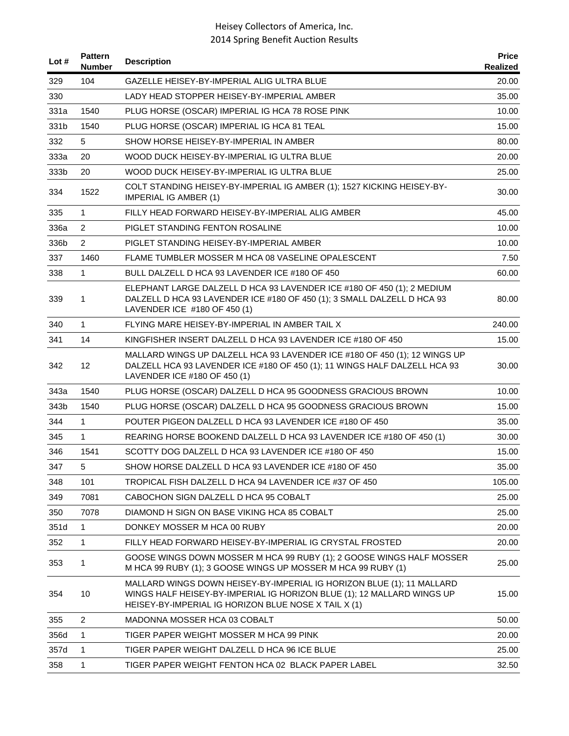| Lot # | Pattern Number | Description | Price Realized |
|---|---|---|---|
| 329 | 104 | GAZELLE HEISEY-BY-IMPERIAL ALIG ULTRA BLUE | 20.00 |
| 330 | | LADY HEAD STOPPER HEISEY-BY-IMPERIAL AMBER | 35.00 |
| 331a | 1540 | PLUG HORSE (OSCAR) IMPERIAL IG HCA 78 ROSE PINK | 10.00 |
| 331b | 1540 | PLUG HORSE (OSCAR) IMPERIAL IG HCA 81 TEAL | 15.00 |
| 332 | 5 | SHOW HORSE HEISEY-BY-IMPERIAL IN AMBER | 80.00 |
| 333a | 20 | WOOD DUCK HEISEY-BY-IMPERIAL IG ULTRA BLUE | 20.00 |
| 333b | 20 | WOOD DUCK HEISEY-BY-IMPERIAL IG ULTRA BLUE | 25.00 |
| 334 | 1522 | COLT STANDING HEISEY-BY-IMPERIAL IG AMBER (1); 1527 KICKING HEISEY-BY-IMPERIAL IG AMBER (1) | 30.00 |
| 335 | 1 | FILLY HEAD FORWARD HEISEY-BY-IMPERIAL ALIG AMBER | 45.00 |
| 336a | 2 | PIGLET STANDING FENTON ROSALINE | 10.00 |
| 336b | 2 | PIGLET STANDING HEISEY-BY-IMPERIAL AMBER | 10.00 |
| 337 | 1460 | FLAME TUMBLER MOSSER M HCA 08 VASELINE OPALESCENT | 7.50 |
| 338 | 1 | BULL DALZELL D HCA 93 LAVENDER ICE #180 OF 450 | 60.00 |
| 339 | 1 | ELEPHANT LARGE DALZELL D HCA 93 LAVENDER ICE #180 OF 450 (1); 2 MEDIUM DALZELL D HCA 93 LAVENDER ICE #180 OF 450 (1); 3 SMALL DALZELL D HCA 93 LAVENDER ICE #180 OF 450 (1) | 80.00 |
| 340 | 1 | FLYING MARE HEISEY-BY-IMPERIAL IN AMBER TAIL X | 240.00 |
| 341 | 14 | KINGFISHER INSERT DALZELL D HCA 93 LAVENDER ICE #180 OF 450 | 15.00 |
| 342 | 12 | MALLARD WINGS UP DALZELL HCA 93 LAVENDER ICE #180 OF 450 (1); 12 WINGS UP DALZELL HCA 93 LAVENDER ICE #180 OF 450 (1); 11 WINGS HALF DALZELL HCA 93 LAVENDER ICE #180 OF 450 (1) | 30.00 |
| 343a | 1540 | PLUG HORSE (OSCAR) DALZELL D HCA 95 GOODNESS GRACIOUS BROWN | 10.00 |
| 343b | 1540 | PLUG HORSE (OSCAR) DALZELL D HCA 95 GOODNESS GRACIOUS BROWN | 15.00 |
| 344 | 1 | POUTER PIGEON DALZELL D HCA 93 LAVENDER ICE #180 OF 450 | 35.00 |
| 345 | 1 | REARING HORSE BOOKEND DALZELL D HCA 93 LAVENDER ICE #180 OF 450 (1) | 30.00 |
| 346 | 1541 | SCOTTY DOG DALZELL D HCA 93 LAVENDER ICE #180 OF 450 | 15.00 |
| 347 | 5 | SHOW HORSE DALZELL D HCA 93 LAVENDER ICE #180 OF 450 | 35.00 |
| 348 | 101 | TROPICAL FISH DALZELL D HCA 94 LAVENDER ICE #37 OF 450 | 105.00 |
| 349 | 7081 | CABOCHON SIGN DALZELL D HCA 95 COBALT | 25.00 |
| 350 | 7078 | DIAMOND H SIGN ON BASE VIKING HCA 85 COBALT | 25.00 |
| 351d | 1 | DONKEY MOSSER M HCA 00 RUBY | 20.00 |
| 352 | 1 | FILLY HEAD FORWARD HEISEY-BY-IMPERIAL IG CRYSTAL FROSTED | 20.00 |
| 353 | 1 | GOOSE WINGS DOWN MOSSER M HCA 99 RUBY (1); 2 GOOSE WINGS HALF MOSSER M HCA 99 RUBY (1); 3 GOOSE WINGS UP MOSSER M HCA 99 RUBY (1) | 25.00 |
| 354 | 10 | MALLARD WINGS DOWN HEISEY-BY-IMPERIAL IG HORIZON BLUE (1); 11 MALLARD WINGS HALF HEISEY-BY-IMPERIAL IG HORIZON BLUE (1); 12 MALLARD WINGS UP HEISEY-BY-IMPERIAL IG HORIZON BLUE NOSE X TAIL X (1) | 15.00 |
| 355 | 2 | MADONNA MOSSER HCA 03 COBALT | 50.00 |
| 356d | 1 | TIGER PAPER WEIGHT MOSSER M HCA 99 PINK | 20.00 |
| 357d | 1 | TIGER PAPER WEIGHT DALZELL D HCA 96 ICE BLUE | 25.00 |
| 358 | 1 | TIGER PAPER WEIGHT FENTON HCA 02 BLACK PAPER LABEL | 32.50 |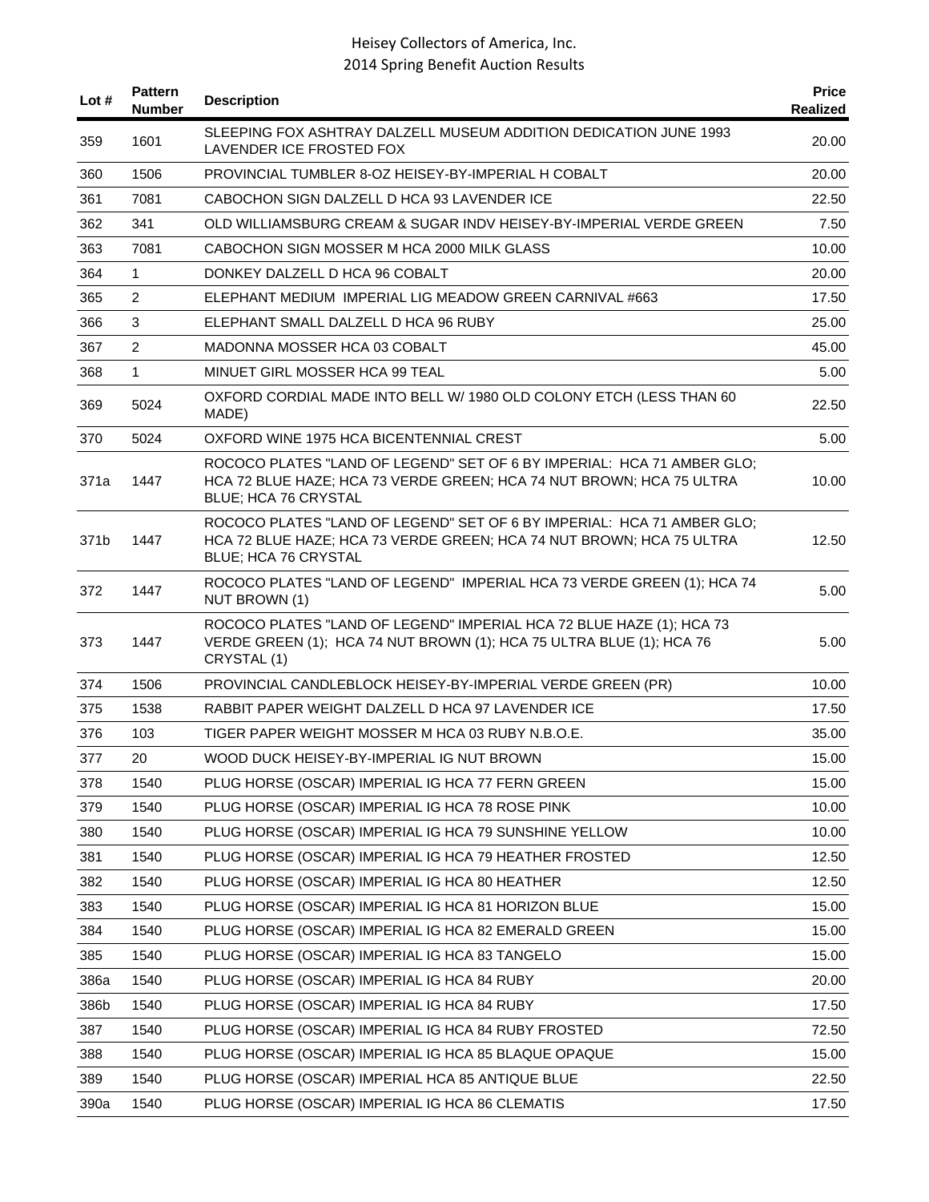| Lot # | Pattern Number | Description | Price Realized |
|---|---|---|---|
| 359 | 1601 | SLEEPING FOX ASHTRAY DALZELL MUSEUM ADDITION DEDICATION JUNE 1993 LAVENDER ICE FROSTED FOX | 20.00 |
| 360 | 1506 | PROVINCIAL TUMBLER 8-OZ HEISEY-BY-IMPERIAL H COBALT | 20.00 |
| 361 | 7081 | CABOCHON SIGN DALZELL D HCA 93 LAVENDER ICE | 22.50 |
| 362 | 341 | OLD WILLIAMSBURG CREAM & SUGAR INDV HEISEY-BY-IMPERIAL VERDE GREEN | 7.50 |
| 363 | 7081 | CABOCHON SIGN MOSSER M HCA 2000 MILK GLASS | 10.00 |
| 364 | 1 | DONKEY DALZELL D HCA 96 COBALT | 20.00 |
| 365 | 2 | ELEPHANT MEDIUM IMPERIAL LIG MEADOW GREEN CARNIVAL #663 | 17.50 |
| 366 | 3 | ELEPHANT SMALL DALZELL D HCA 96 RUBY | 25.00 |
| 367 | 2 | MADONNA MOSSER HCA 03 COBALT | 45.00 |
| 368 | 1 | MINUET GIRL MOSSER HCA 99 TEAL | 5.00 |
| 369 | 5024 | OXFORD CORDIAL MADE INTO BELL W/ 1980 OLD COLONY ETCH (LESS THAN 60 MADE) | 22.50 |
| 370 | 5024 | OXFORD WINE 1975 HCA BICENTENNIAL CREST | 5.00 |
| 371a | 1447 | ROCOCO PLATES "LAND OF LEGEND" SET OF 6 BY IMPERIAL: HCA 71 AMBER GLO; HCA 72 BLUE HAZE; HCA 73 VERDE GREEN; HCA 74 NUT BROWN; HCA 75 ULTRA BLUE; HCA 76 CRYSTAL | 10.00 |
| 371b | 1447 | ROCOCO PLATES "LAND OF LEGEND" SET OF 6 BY IMPERIAL: HCA 71 AMBER GLO; HCA 72 BLUE HAZE; HCA 73 VERDE GREEN; HCA 74 NUT BROWN; HCA 75 ULTRA BLUE; HCA 76 CRYSTAL | 12.50 |
| 372 | 1447 | ROCOCO PLATES "LAND OF LEGEND" IMPERIAL HCA 73 VERDE GREEN (1); HCA 74 NUT BROWN (1) | 5.00 |
| 373 | 1447 | ROCOCO PLATES "LAND OF LEGEND" IMPERIAL HCA 72 BLUE HAZE (1); HCA 73 VERDE GREEN (1); HCA 74 NUT BROWN (1); HCA 75 ULTRA BLUE (1); HCA 76 CRYSTAL (1) | 5.00 |
| 374 | 1506 | PROVINCIAL CANDLEBLOCK HEISEY-BY-IMPERIAL VERDE GREEN (PR) | 10.00 |
| 375 | 1538 | RABBIT PAPER WEIGHT DALZELL D HCA 97 LAVENDER ICE | 17.50 |
| 376 | 103 | TIGER PAPER WEIGHT MOSSER M HCA 03 RUBY N.B.O.E. | 35.00 |
| 377 | 20 | WOOD DUCK HEISEY-BY-IMPERIAL IG NUT BROWN | 15.00 |
| 378 | 1540 | PLUG HORSE (OSCAR) IMPERIAL IG HCA 77 FERN GREEN | 15.00 |
| 379 | 1540 | PLUG HORSE (OSCAR) IMPERIAL IG HCA 78 ROSE PINK | 10.00 |
| 380 | 1540 | PLUG HORSE (OSCAR) IMPERIAL IG HCA 79 SUNSHINE YELLOW | 10.00 |
| 381 | 1540 | PLUG HORSE (OSCAR) IMPERIAL IG HCA 79 HEATHER FROSTED | 12.50 |
| 382 | 1540 | PLUG HORSE (OSCAR) IMPERIAL IG HCA 80 HEATHER | 12.50 |
| 383 | 1540 | PLUG HORSE (OSCAR) IMPERIAL IG HCA 81 HORIZON BLUE | 15.00 |
| 384 | 1540 | PLUG HORSE (OSCAR) IMPERIAL IG HCA 82 EMERALD GREEN | 15.00 |
| 385 | 1540 | PLUG HORSE (OSCAR) IMPERIAL IG HCA 83 TANGELO | 15.00 |
| 386a | 1540 | PLUG HORSE (OSCAR) IMPERIAL IG HCA 84 RUBY | 20.00 |
| 386b | 1540 | PLUG HORSE (OSCAR) IMPERIAL IG HCA 84 RUBY | 17.50 |
| 387 | 1540 | PLUG HORSE (OSCAR) IMPERIAL IG HCA 84 RUBY FROSTED | 72.50 |
| 388 | 1540 | PLUG HORSE (OSCAR) IMPERIAL IG HCA 85 BLAQUE OPAQUE | 15.00 |
| 389 | 1540 | PLUG HORSE (OSCAR) IMPERIAL HCA 85 ANTIQUE BLUE | 22.50 |
| 390a | 1540 | PLUG HORSE (OSCAR) IMPERIAL IG HCA 86 CLEMATIS | 17.50 |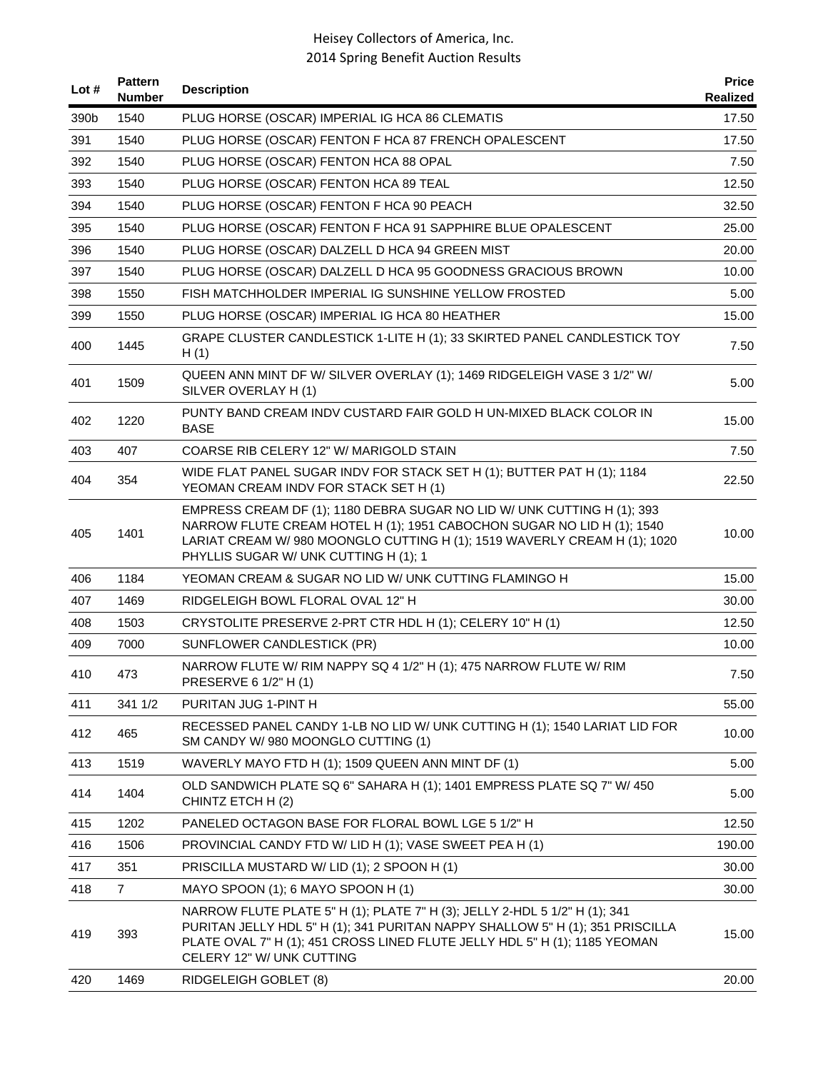| Lot # | Pattern Number | Description | Price Realized |
|---|---|---|---|
| 390b | 1540 | PLUG HORSE (OSCAR) IMPERIAL IG HCA 86 CLEMATIS | 17.50 |
| 391 | 1540 | PLUG HORSE (OSCAR) FENTON F HCA 87 FRENCH OPALESCENT | 17.50 |
| 392 | 1540 | PLUG HORSE (OSCAR) FENTON HCA 88 OPAL | 7.50 |
| 393 | 1540 | PLUG HORSE (OSCAR) FENTON HCA 89 TEAL | 12.50 |
| 394 | 1540 | PLUG HORSE (OSCAR) FENTON F HCA 90 PEACH | 32.50 |
| 395 | 1540 | PLUG HORSE (OSCAR) FENTON F HCA 91 SAPPHIRE BLUE OPALESCENT | 25.00 |
| 396 | 1540 | PLUG HORSE (OSCAR) DALZELL D HCA 94 GREEN MIST | 20.00 |
| 397 | 1540 | PLUG HORSE (OSCAR) DALZELL D HCA 95 GOODNESS GRACIOUS BROWN | 10.00 |
| 398 | 1550 | FISH MATCHHOLDER IMPERIAL IG SUNSHINE YELLOW FROSTED | 5.00 |
| 399 | 1550 | PLUG HORSE (OSCAR) IMPERIAL IG HCA 80 HEATHER | 15.00 |
| 400 | 1445 | GRAPE CLUSTER CANDLESTICK 1-LITE H (1); 33 SKIRTED PANEL CANDLESTICK TOY H (1) | 7.50 |
| 401 | 1509 | QUEEN ANN MINT DF W/ SILVER OVERLAY (1); 1469 RIDGELEIGH VASE 3 1/2" W/ SILVER OVERLAY H (1) | 5.00 |
| 402 | 1220 | PUNTY BAND CREAM INDV CUSTARD FAIR GOLD H UN-MIXED BLACK COLOR IN BASE | 15.00 |
| 403 | 407 | COARSE RIB CELERY 12" W/ MARIGOLD STAIN | 7.50 |
| 404 | 354 | WIDE FLAT PANEL SUGAR INDV FOR STACK SET H (1); BUTTER PAT H (1); 1184 YEOMAN CREAM INDV FOR STACK SET H (1) | 22.50 |
| 405 | 1401 | EMPRESS CREAM DF (1); 1180 DEBRA SUGAR NO LID W/ UNK CUTTING H (1); 393 NARROW FLUTE CREAM HOTEL H (1); 1951 CABOCHON SUGAR NO LID H (1); 1540 LARIAT CREAM W/ 980 MOONGLO CUTTING H (1); 1519 WAVERLY CREAM H (1); 1020 PHYLLIS SUGAR W/ UNK CUTTING H (1); 1 | 10.00 |
| 406 | 1184 | YEOMAN CREAM & SUGAR NO LID W/ UNK CUTTING FLAMINGO H | 15.00 |
| 407 | 1469 | RIDGELEIGH BOWL FLORAL OVAL 12" H | 30.00 |
| 408 | 1503 | CRYSTOLITE PRESERVE 2-PRT CTR HDL H (1); CELERY 10" H (1) | 12.50 |
| 409 | 7000 | SUNFLOWER CANDLESTICK (PR) | 10.00 |
| 410 | 473 | NARROW FLUTE W/ RIM NAPPY SQ 4 1/2" H (1); 475 NARROW FLUTE W/ RIM PRESERVE 6 1/2" H (1) | 7.50 |
| 411 | 341 1/2 | PURITAN JUG 1-PINT H | 55.00 |
| 412 | 465 | RECESSED PANEL CANDY 1-LB NO LID W/ UNK CUTTING H (1); 1540 LARIAT LID FOR SM CANDY W/ 980 MOONGLO CUTTING (1) | 10.00 |
| 413 | 1519 | WAVERLY MAYO FTD H (1); 1509 QUEEN ANN MINT DF (1) | 5.00 |
| 414 | 1404 | OLD SANDWICH PLATE SQ 6" SAHARA H (1); 1401 EMPRESS PLATE SQ 7" W/ 450 CHINTZ ETCH H (2) | 5.00 |
| 415 | 1202 | PANELED OCTAGON BASE FOR FLORAL BOWL LGE 5 1/2" H | 12.50 |
| 416 | 1506 | PROVINCIAL CANDY FTD W/ LID H (1); VASE SWEET PEA H (1) | 190.00 |
| 417 | 351 | PRISCILLA MUSTARD W/ LID (1); 2 SPOON H (1) | 30.00 |
| 418 | 7 | MAYO SPOON (1); 6 MAYO SPOON H (1) | 30.00 |
| 419 | 393 | NARROW FLUTE PLATE 5" H (1); PLATE 7" H (3); JELLY 2-HDL 5 1/2" H (1); 341 PURITAN JELLY HDL 5" H (1); 341 PURITAN NAPPY SHALLOW 5" H (1); 351 PRISCILLA PLATE OVAL 7" H (1); 451 CROSS LINED FLUTE JELLY HDL 5" H (1); 1185 YEOMAN CELERY 12" W/ UNK CUTTING | 15.00 |
| 420 | 1469 | RIDGELEIGH GOBLET (8) | 20.00 |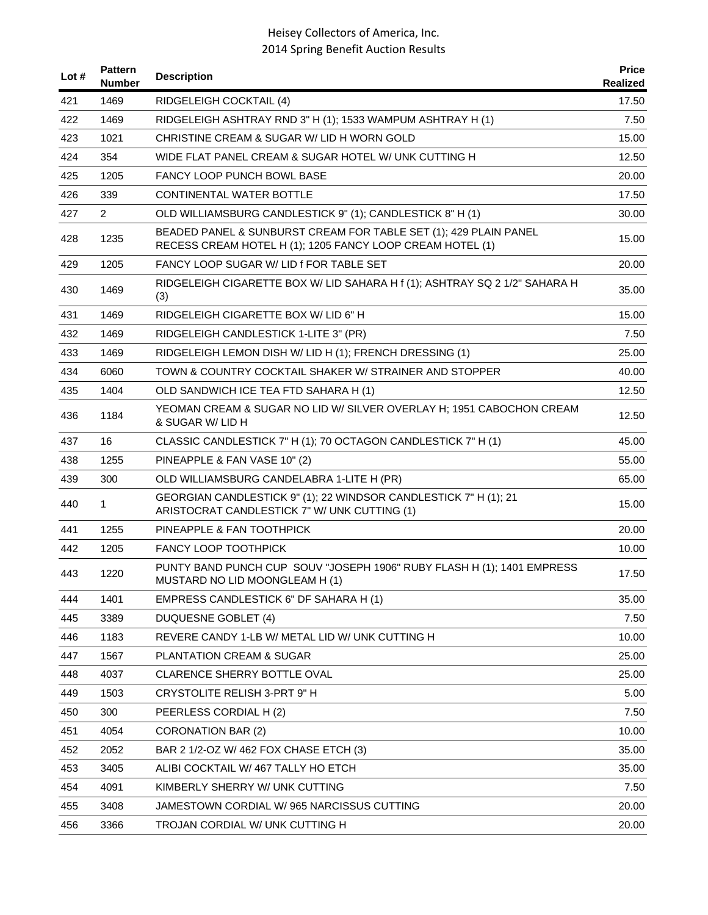# Heisey Collectors of America, Inc.
## 2014 Spring Benefit Auction Results

| Lot # | Pattern Number | Description | Price Realized |
|---|---|---|---|
| 421 | 1469 | RIDGELEIGH COCKTAIL (4) | 17.50 |
| 422 | 1469 | RIDGELEIGH ASHTRAY RND 3" H (1); 1533 WAMPUM ASHTRAY H (1) | 7.50 |
| 423 | 1021 | CHRISTINE CREAM & SUGAR W/ LID H WORN GOLD | 15.00 |
| 424 | 354 | WIDE FLAT PANEL CREAM & SUGAR HOTEL W/ UNK CUTTING H | 12.50 |
| 425 | 1205 | FANCY LOOP PUNCH BOWL BASE | 20.00 |
| 426 | 339 | CONTINENTAL WATER BOTTLE | 17.50 |
| 427 | 2 | OLD WILLIAMSBURG CANDLESTICK 9" (1); CANDLESTICK 8" H (1) | 30.00 |
| 428 | 1235 | BEADED PANEL & SUNBURST CREAM FOR TABLE SET (1); 429 PLAIN PANEL RECESS CREAM HOTEL H (1); 1205 FANCY LOOP CREAM HOTEL (1) | 15.00 |
| 429 | 1205 | FANCY LOOP SUGAR W/ LID f FOR TABLE SET | 20.00 |
| 430 | 1469 | RIDGELEIGH CIGARETTE BOX W/ LID SAHARA H f (1); ASHTRAY SQ 2 1/2" SAHARA H (3) | 35.00 |
| 431 | 1469 | RIDGELEIGH CIGARETTE BOX W/ LID 6" H | 15.00 |
| 432 | 1469 | RIDGELEIGH CANDLESTICK 1-LITE 3" (PR) | 7.50 |
| 433 | 1469 | RIDGELEIGH LEMON DISH W/ LID H (1); FRENCH DRESSING (1) | 25.00 |
| 434 | 6060 | TOWN & COUNTRY COCKTAIL SHAKER W/ STRAINER AND STOPPER | 40.00 |
| 435 | 1404 | OLD SANDWICH ICE TEA FTD SAHARA H (1) | 12.50 |
| 436 | 1184 | YEOMAN CREAM & SUGAR NO LID W/ SILVER OVERLAY H; 1951 CABOCHON CREAM & SUGAR W/ LID H | 12.50 |
| 437 | 16 | CLASSIC CANDLESTICK 7" H (1); 70 OCTAGON CANDLESTICK 7" H (1) | 45.00 |
| 438 | 1255 | PINEAPPLE & FAN VASE 10" (2) | 55.00 |
| 439 | 300 | OLD WILLIAMSBURG CANDELABRA 1-LITE H (PR) | 65.00 |
| 440 | 1 | GEORGIAN CANDLESTICK 9" (1); 22 WINDSOR CANDLESTICK 7" H (1); 21 ARISTOCRAT CANDLESTICK 7" W/ UNK CUTTING (1) | 15.00 |
| 441 | 1255 | PINEAPPLE & FAN TOOTHPICK | 20.00 |
| 442 | 1205 | FANCY LOOP TOOTHPICK | 10.00 |
| 443 | 1220 | PUNTY BAND PUNCH CUP SOUV "JOSEPH 1906" RUBY FLASH H (1); 1401 EMPRESS MUSTARD NO LID MOONGLEAM H (1) | 17.50 |
| 444 | 1401 | EMPRESS CANDLESTICK 6" DF SAHARA H (1) | 35.00 |
| 445 | 3389 | DUQUESNE GOBLET (4) | 7.50 |
| 446 | 1183 | REVERE CANDY 1-LB W/ METAL LID W/ UNK CUTTING H | 10.00 |
| 447 | 1567 | PLANTATION CREAM & SUGAR | 25.00 |
| 448 | 4037 | CLARENCE SHERRY BOTTLE OVAL | 25.00 |
| 449 | 1503 | CRYSTOLITE RELISH 3-PRT 9" H | 5.00 |
| 450 | 300 | PEERLESS CORDIAL H (2) | 7.50 |
| 451 | 4054 | CORONATION BAR (2) | 10.00 |
| 452 | 2052 | BAR 2 1/2-OZ W/ 462 FOX CHASE ETCH (3) | 35.00 |
| 453 | 3405 | ALIBI COCKTAIL W/ 467 TALLY HO ETCH | 35.00 |
| 454 | 4091 | KIMBERLY SHERRY W/ UNK CUTTING | 7.50 |
| 455 | 3408 | JAMESTOWN CORDIAL W/ 965 NARCISSUS CUTTING | 20.00 |
| 456 | 3366 | TROJAN CORDIAL W/ UNK CUTTING H | 20.00 |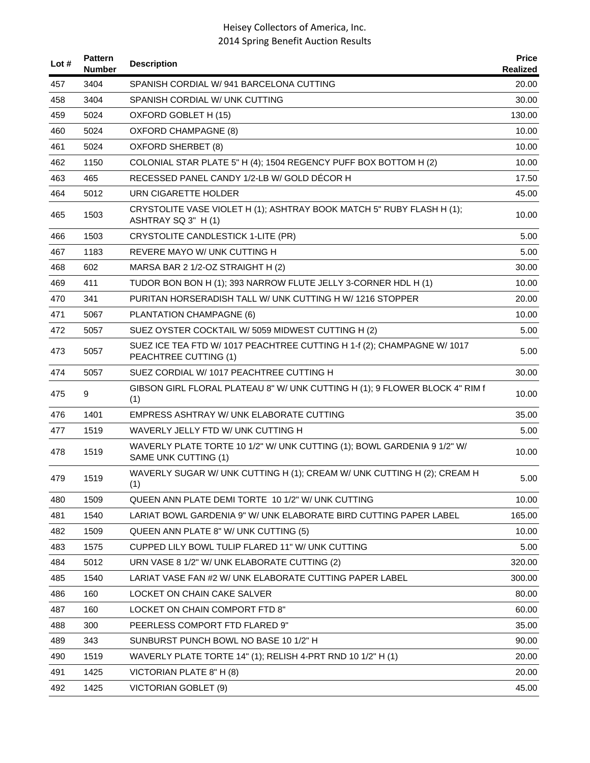| Lot # | Pattern Number | Description | Price Realized |
|---|---|---|---|
| 457 | 3404 | SPANISH CORDIAL W/ 941 BARCELONA CUTTING | 20.00 |
| 458 | 3404 | SPANISH CORDIAL W/ UNK CUTTING | 30.00 |
| 459 | 5024 | OXFORD GOBLET H (15) | 130.00 |
| 460 | 5024 | OXFORD CHAMPAGNE (8) | 10.00 |
| 461 | 5024 | OXFORD SHERBET (8) | 10.00 |
| 462 | 1150 | COLONIAL STAR PLATE 5" H (4); 1504 REGENCY PUFF BOX BOTTOM H (2) | 10.00 |
| 463 | 465 | RECESSED PANEL CANDY 1/2-LB W/ GOLD DÉCOR H | 17.50 |
| 464 | 5012 | URN CIGARETTE HOLDER | 45.00 |
| 465 | 1503 | CRYSTOLITE VASE VIOLET H (1); ASHTRAY BOOK MATCH 5" RUBY FLASH H (1); ASHTRAY SQ 3" H (1) | 10.00 |
| 466 | 1503 | CRYSTOLITE CANDLESTICK 1-LITE (PR) | 5.00 |
| 467 | 1183 | REVERE MAYO W/ UNK CUTTING H | 5.00 |
| 468 | 602 | MARSA BAR 2 1/2-OZ STRAIGHT H (2) | 30.00 |
| 469 | 411 | TUDOR BON BON H (1); 393 NARROW FLUTE JELLY 3-CORNER HDL H (1) | 10.00 |
| 470 | 341 | PURITAN HORSERADISH TALL W/ UNK CUTTING H W/ 1216 STOPPER | 20.00 |
| 471 | 5067 | PLANTATION CHAMPAGNE (6) | 10.00 |
| 472 | 5057 | SUEZ OYSTER COCKTAIL W/ 5059 MIDWEST CUTTING H (2) | 5.00 |
| 473 | 5057 | SUEZ ICE TEA FTD W/ 1017 PEACHTREE CUTTING H 1-f (2); CHAMPAGNE W/ 1017 PEACHTREE CUTTING (1) | 5.00 |
| 474 | 5057 | SUEZ CORDIAL W/ 1017 PEACHTREE CUTTING H | 30.00 |
| 475 | 9 | GIBSON GIRL FLORAL PLATEAU 8" W/ UNK CUTTING H (1); 9 FLOWER BLOCK 4" RIM f (1) | 10.00 |
| 476 | 1401 | EMPRESS ASHTRAY W/ UNK ELABORATE CUTTING | 35.00 |
| 477 | 1519 | WAVERLY JELLY FTD W/ UNK CUTTING H | 5.00 |
| 478 | 1519 | WAVERLY PLATE TORTE 10 1/2" W/ UNK CUTTING (1); BOWL GARDENIA 9 1/2" W/ SAME UNK CUTTING (1) | 10.00 |
| 479 | 1519 | WAVERLY SUGAR W/ UNK CUTTING H (1); CREAM W/ UNK CUTTING H (2); CREAM H (1) | 5.00 |
| 480 | 1509 | QUEEN ANN PLATE DEMI TORTE 10 1/2" W/ UNK CUTTING | 10.00 |
| 481 | 1540 | LARIAT BOWL GARDENIA 9" W/ UNK ELABORATE BIRD CUTTING PAPER LABEL | 165.00 |
| 482 | 1509 | QUEEN ANN PLATE 8" W/ UNK CUTTING (5) | 10.00 |
| 483 | 1575 | CUPPED LILY BOWL TULIP FLARED 11" W/ UNK CUTTING | 5.00 |
| 484 | 5012 | URN VASE 8 1/2" W/ UNK ELABORATE CUTTING (2) | 320.00 |
| 485 | 1540 | LARIAT VASE FAN #2 W/ UNK ELABORATE CUTTING PAPER LABEL | 300.00 |
| 486 | 160 | LOCKET ON CHAIN CAKE SALVER | 80.00 |
| 487 | 160 | LOCKET ON CHAIN COMPORT FTD 8" | 60.00 |
| 488 | 300 | PEERLESS COMPORT FTD FLARED 9" | 35.00 |
| 489 | 343 | SUNBURST PUNCH BOWL NO BASE 10 1/2" H | 90.00 |
| 490 | 1519 | WAVERLY PLATE TORTE 14" (1); RELISH 4-PRT RND 10 1/2" H (1) | 20.00 |
| 491 | 1425 | VICTORIAN PLATE 8" H (8) | 20.00 |
| 492 | 1425 | VICTORIAN GOBLET (9) | 45.00 |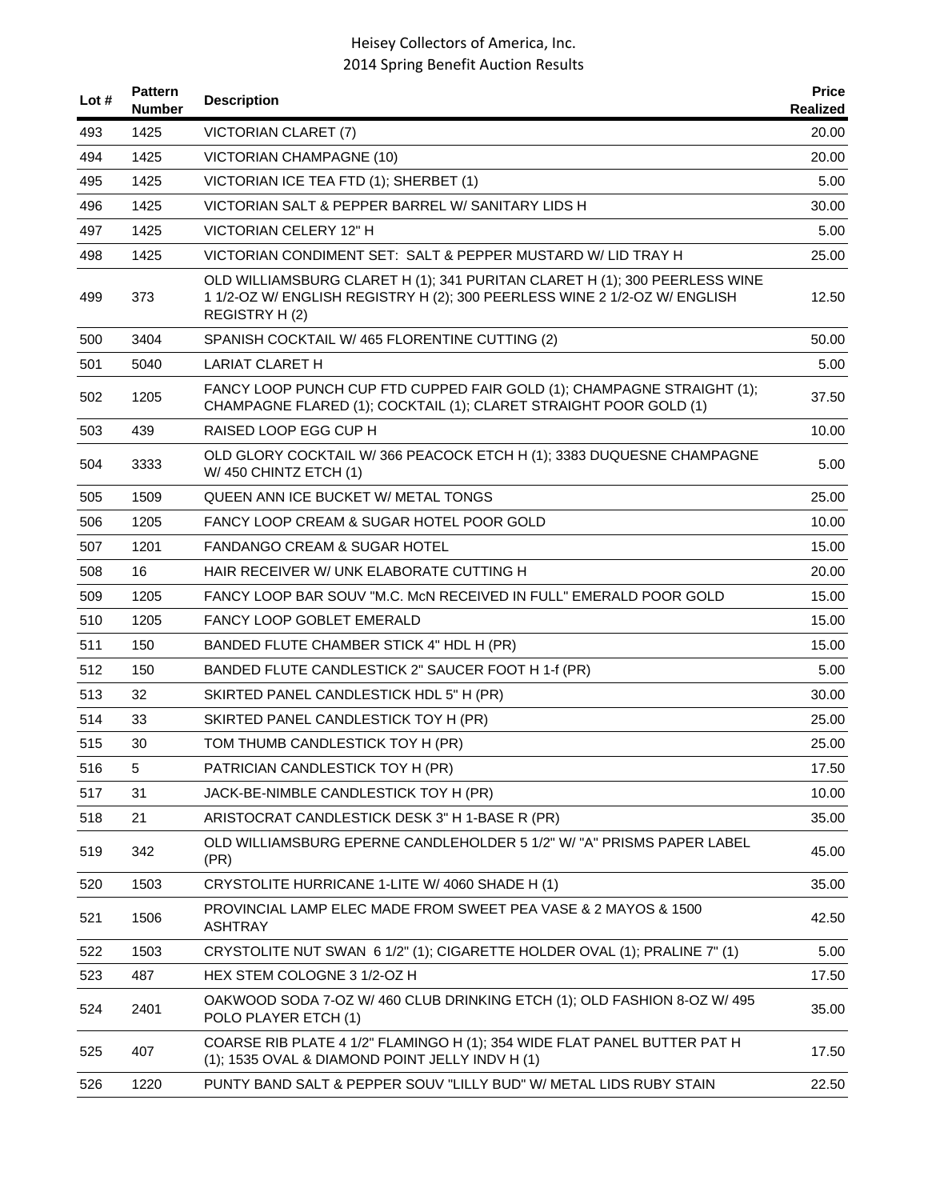| Lot # | Pattern Number | Description | Price Realized |
|---|---|---|---|
| 493 | 1425 | VICTORIAN CLARET (7) | 20.00 |
| 494 | 1425 | VICTORIAN CHAMPAGNE (10) | 20.00 |
| 495 | 1425 | VICTORIAN ICE TEA FTD (1); SHERBET (1) | 5.00 |
| 496 | 1425 | VICTORIAN SALT & PEPPER BARREL W/ SANITARY LIDS H | 30.00 |
| 497 | 1425 | VICTORIAN CELERY 12" H | 5.00 |
| 498 | 1425 | VICTORIAN CONDIMENT SET: SALT & PEPPER MUSTARD W/ LID TRAY H | 25.00 |
| 499 | 373 | OLD WILLIAMSBURG CLARET H (1); 341 PURITAN CLARET H (1); 300 PEERLESS WINE 1 1/2-OZ W/ ENGLISH REGISTRY H (2); 300 PEERLESS WINE 2 1/2-OZ W/ ENGLISH REGISTRY H (2) | 12.50 |
| 500 | 3404 | SPANISH COCKTAIL W/ 465 FLORENTINE CUTTING (2) | 50.00 |
| 501 | 5040 | LARIAT CLARET H | 5.00 |
| 502 | 1205 | FANCY LOOP PUNCH CUP FTD CUPPED FAIR GOLD (1); CHAMPAGNE STRAIGHT (1); CHAMPAGNE FLARED (1); COCKTAIL (1); CLARET STRAIGHT POOR GOLD (1) | 37.50 |
| 503 | 439 | RAISED LOOP EGG CUP H | 10.00 |
| 504 | 3333 | OLD GLORY COCKTAIL W/ 366 PEACOCK ETCH H (1); 3383 DUQUESNE CHAMPAGNE W/ 450 CHINTZ ETCH (1) | 5.00 |
| 505 | 1509 | QUEEN ANN ICE BUCKET W/ METAL TONGS | 25.00 |
| 506 | 1205 | FANCY LOOP CREAM & SUGAR HOTEL POOR GOLD | 10.00 |
| 507 | 1201 | FANDANGO CREAM & SUGAR HOTEL | 15.00 |
| 508 | 16 | HAIR RECEIVER W/ UNK ELABORATE CUTTING H | 20.00 |
| 509 | 1205 | FANCY LOOP BAR SOUV "M.C. McN RECEIVED IN FULL" EMERALD POOR GOLD | 15.00 |
| 510 | 1205 | FANCY LOOP GOBLET EMERALD | 15.00 |
| 511 | 150 | BANDED FLUTE CHAMBER STICK 4" HDL H (PR) | 15.00 |
| 512 | 150 | BANDED FLUTE CANDLESTICK 2" SAUCER FOOT H 1-f (PR) | 5.00 |
| 513 | 32 | SKIRTED PANEL CANDLESTICK HDL 5" H (PR) | 30.00 |
| 514 | 33 | SKIRTED PANEL CANDLESTICK TOY H (PR) | 25.00 |
| 515 | 30 | TOM THUMB CANDLESTICK TOY H (PR) | 25.00 |
| 516 | 5 | PATRICIAN CANDLESTICK TOY H (PR) | 17.50 |
| 517 | 31 | JACK-BE-NIMBLE CANDLESTICK TOY H (PR) | 10.00 |
| 518 | 21 | ARISTOCRAT CANDLESTICK DESK 3" H 1-BASE R (PR) | 35.00 |
| 519 | 342 | OLD WILLIAMSBURG EPERNE CANDLEHOLDER 5 1/2" W/ "A" PRISMS PAPER LABEL (PR) | 45.00 |
| 520 | 1503 | CRYSTOLITE HURRICANE 1-LITE W/ 4060 SHADE H (1) | 35.00 |
| 521 | 1506 | PROVINCIAL LAMP ELEC MADE FROM SWEET PEA VASE & 2 MAYOS & 1500 ASHTRAY | 42.50 |
| 522 | 1503 | CRYSTOLITE NUT SWAN 6 1/2" (1); CIGARETTE HOLDER OVAL (1); PRALINE 7" (1) | 5.00 |
| 523 | 487 | HEX STEM COLOGNE 3 1/2-OZ H | 17.50 |
| 524 | 2401 | OAKWOOD SODA 7-OZ W/ 460 CLUB DRINKING ETCH (1); OLD FASHION 8-OZ W/ 495 POLO PLAYER ETCH (1) | 35.00 |
| 525 | 407 | COARSE RIB PLATE 4 1/2" FLAMINGO H (1); 354 WIDE FLAT PANEL BUTTER PAT H (1); 1535 OVAL & DIAMOND POINT JELLY INDV H (1) | 17.50 |
| 526 | 1220 | PUNTY BAND SALT & PEPPER SOUV "LILLY BUD" W/ METAL LIDS RUBY STAIN | 22.50 |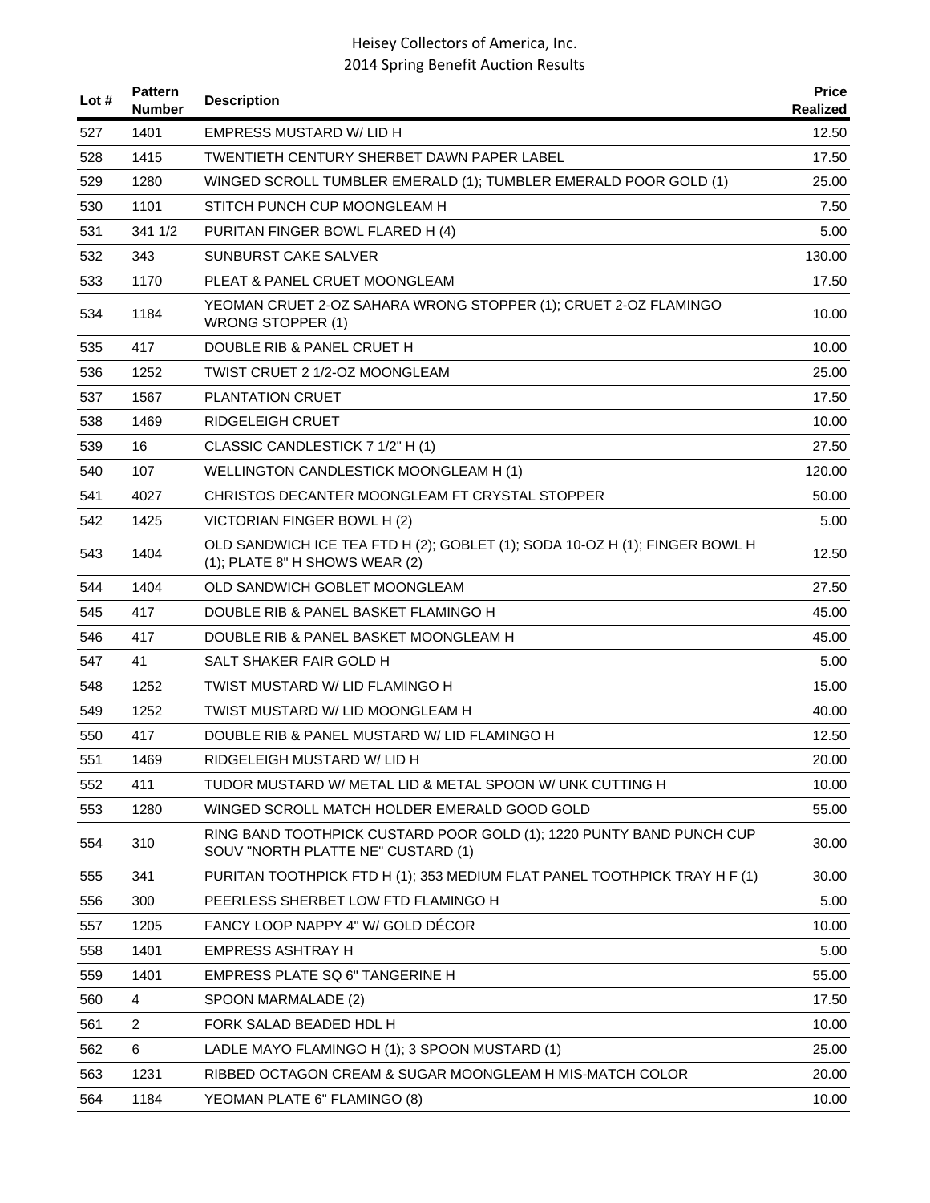| Lot # | Pattern Number | Description | Price Realized |
|---|---|---|---|
| 527 | 1401 | EMPRESS MUSTARD W/ LID H | 12.50 |
| 528 | 1415 | TWENTIETH CENTURY SHERBET DAWN PAPER LABEL | 17.50 |
| 529 | 1280 | WINGED SCROLL TUMBLER EMERALD (1); TUMBLER EMERALD POOR GOLD (1) | 25.00 |
| 530 | 1101 | STITCH PUNCH CUP MOONGLEAM H | 7.50 |
| 531 | 341 1/2 | PURITAN FINGER BOWL FLARED H (4) | 5.00 |
| 532 | 343 | SUNBURST CAKE SALVER | 130.00 |
| 533 | 1170 | PLEAT & PANEL CRUET MOONGLEAM | 17.50 |
| 534 | 1184 | YEOMAN CRUET 2-OZ SAHARA WRONG STOPPER (1); CRUET 2-OZ FLAMINGO WRONG STOPPER (1) | 10.00 |
| 535 | 417 | DOUBLE RIB & PANEL CRUET H | 10.00 |
| 536 | 1252 | TWIST CRUET 2 1/2-OZ MOONGLEAM | 25.00 |
| 537 | 1567 | PLANTATION CRUET | 17.50 |
| 538 | 1469 | RIDGELEIGH CRUET | 10.00 |
| 539 | 16 | CLASSIC CANDLESTICK 7 1/2" H (1) | 27.50 |
| 540 | 107 | WELLINGTON CANDLESTICK MOONGLEAM H (1) | 120.00 |
| 541 | 4027 | CHRISTOS DECANTER MOONGLEAM FT CRYSTAL STOPPER | 50.00 |
| 542 | 1425 | VICTORIAN FINGER BOWL H (2) | 5.00 |
| 543 | 1404 | OLD SANDWICH ICE TEA FTD H (2); GOBLET (1); SODA 10-OZ H (1); FINGER BOWL H (1); PLATE 8" H SHOWS WEAR (2) | 12.50 |
| 544 | 1404 | OLD SANDWICH GOBLET MOONGLEAM | 27.50 |
| 545 | 417 | DOUBLE RIB & PANEL BASKET FLAMINGO H | 45.00 |
| 546 | 417 | DOUBLE RIB & PANEL BASKET MOONGLEAM H | 45.00 |
| 547 | 41 | SALT SHAKER FAIR GOLD H | 5.00 |
| 548 | 1252 | TWIST MUSTARD W/ LID FLAMINGO H | 15.00 |
| 549 | 1252 | TWIST MUSTARD W/ LID MOONGLEAM H | 40.00 |
| 550 | 417 | DOUBLE RIB & PANEL MUSTARD W/ LID FLAMINGO H | 12.50 |
| 551 | 1469 | RIDGELEIGH MUSTARD W/ LID H | 20.00 |
| 552 | 411 | TUDOR MUSTARD W/ METAL LID & METAL SPOON W/ UNK CUTTING H | 10.00 |
| 553 | 1280 | WINGED SCROLL MATCH HOLDER EMERALD GOOD GOLD | 55.00 |
| 554 | 310 | RING BAND TOOTHPICK CUSTARD POOR GOLD (1); 1220 PUNTY BAND PUNCH CUP SOUV "NORTH PLATTE NE" CUSTARD (1) | 30.00 |
| 555 | 341 | PURITAN TOOTHPICK FTD H (1); 353 MEDIUM FLAT PANEL TOOTHPICK TRAY H F (1) | 30.00 |
| 556 | 300 | PEERLESS SHERBET LOW FTD FLAMINGO H | 5.00 |
| 557 | 1205 | FANCY LOOP NAPPY 4" W/ GOLD DÉCOR | 10.00 |
| 558 | 1401 | EMPRESS ASHTRAY H | 5.00 |
| 559 | 1401 | EMPRESS PLATE SQ 6" TANGERINE H | 55.00 |
| 560 | 4 | SPOON MARMALADE (2) | 17.50 |
| 561 | 2 | FORK SALAD BEADED HDL H | 10.00 |
| 562 | 6 | LADLE MAYO FLAMINGO H (1); 3 SPOON MUSTARD (1) | 25.00 |
| 563 | 1231 | RIBBED OCTAGON CREAM & SUGAR MOONGLEAM H MIS-MATCH COLOR | 20.00 |
| 564 | 1184 | YEOMAN PLATE 6" FLAMINGO (8) | 10.00 |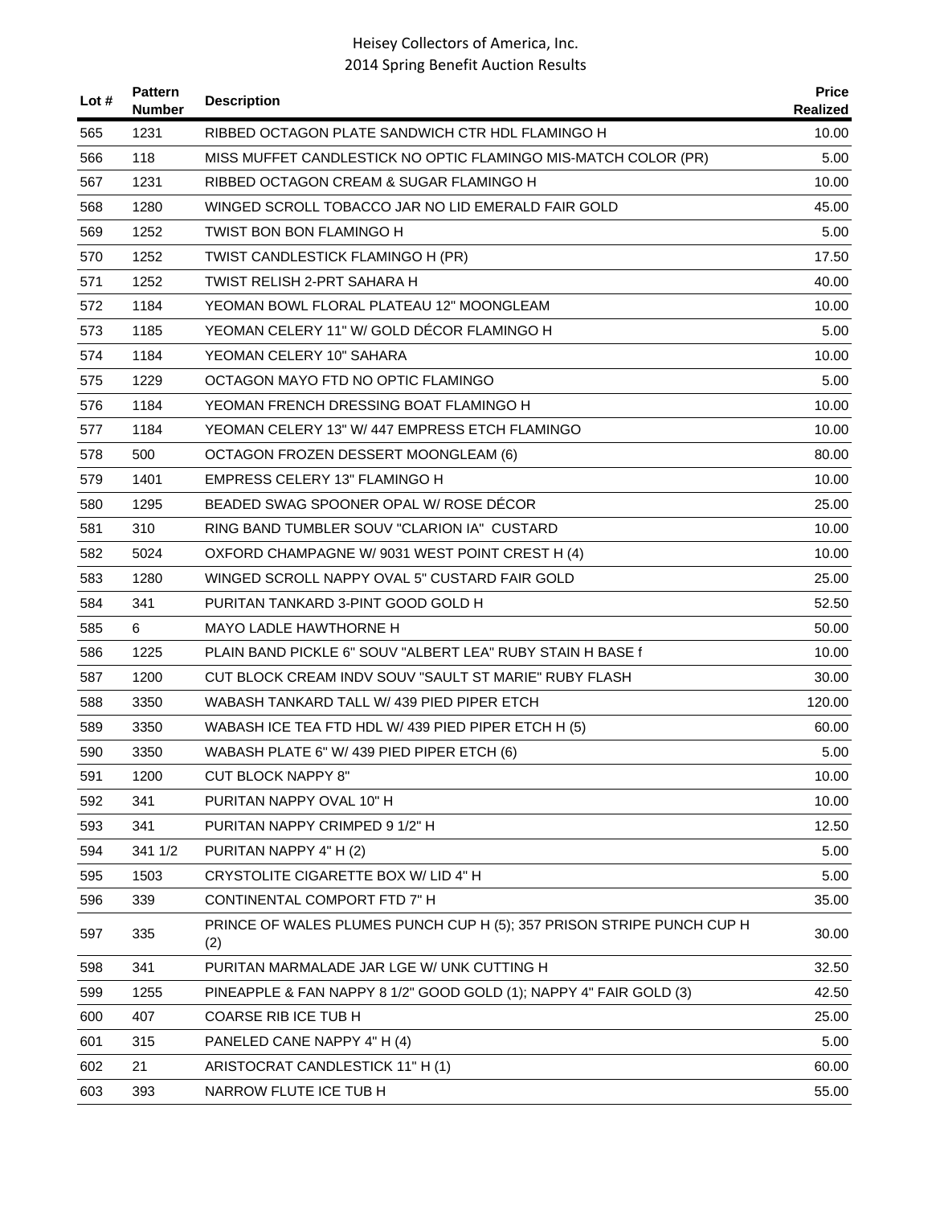| Lot # | Pattern Number | Description | Price Realized |
|---|---|---|---|
| 565 | 1231 | RIBBED OCTAGON PLATE SANDWICH CTR HDL FLAMINGO H | 10.00 |
| 566 | 118 | MISS MUFFET CANDLESTICK NO OPTIC FLAMINGO MIS-MATCH COLOR (PR) | 5.00 |
| 567 | 1231 | RIBBED OCTAGON CREAM & SUGAR FLAMINGO H | 10.00 |
| 568 | 1280 | WINGED SCROLL TOBACCO JAR NO LID EMERALD FAIR GOLD | 45.00 |
| 569 | 1252 | TWIST BON BON FLAMINGO H | 5.00 |
| 570 | 1252 | TWIST CANDLESTICK FLAMINGO H (PR) | 17.50 |
| 571 | 1252 | TWIST RELISH 2-PRT SAHARA H | 40.00 |
| 572 | 1184 | YEOMAN BOWL FLORAL PLATEAU 12" MOONGLEAM | 10.00 |
| 573 | 1185 | YEOMAN CELERY 11" W/ GOLD DÉCOR FLAMINGO H | 5.00 |
| 574 | 1184 | YEOMAN CELERY 10" SAHARA | 10.00 |
| 575 | 1229 | OCTAGON MAYO FTD NO OPTIC FLAMINGO | 5.00 |
| 576 | 1184 | YEOMAN FRENCH DRESSING BOAT FLAMINGO H | 10.00 |
| 577 | 1184 | YEOMAN CELERY 13" W/ 447 EMPRESS ETCH FLAMINGO | 10.00 |
| 578 | 500 | OCTAGON FROZEN DESSERT MOONGLEAM (6) | 80.00 |
| 579 | 1401 | EMPRESS CELERY 13" FLAMINGO H | 10.00 |
| 580 | 1295 | BEADED SWAG SPOONER OPAL W/ ROSE DÉCOR | 25.00 |
| 581 | 310 | RING BAND TUMBLER SOUV "CLARION IA" CUSTARD | 10.00 |
| 582 | 5024 | OXFORD CHAMPAGNE W/ 9031 WEST POINT CREST H (4) | 10.00 |
| 583 | 1280 | WINGED SCROLL NAPPY OVAL 5" CUSTARD FAIR GOLD | 25.00 |
| 584 | 341 | PURITAN TANKARD 3-PINT GOOD GOLD H | 52.50 |
| 585 | 6 | MAYO LADLE HAWTHORNE H | 50.00 |
| 586 | 1225 | PLAIN BAND PICKLE 6" SOUV "ALBERT LEA" RUBY STAIN H BASE f | 10.00 |
| 587 | 1200 | CUT BLOCK CREAM INDV SOUV "SAULT ST MARIE" RUBY FLASH | 30.00 |
| 588 | 3350 | WABASH TANKARD TALL W/ 439 PIED PIPER ETCH | 120.00 |
| 589 | 3350 | WABASH ICE TEA FTD HDL W/ 439 PIED PIPER ETCH H (5) | 60.00 |
| 590 | 3350 | WABASH PLATE 6" W/ 439 PIED PIPER ETCH (6) | 5.00 |
| 591 | 1200 | CUT BLOCK NAPPY 8" | 10.00 |
| 592 | 341 | PURITAN NAPPY OVAL 10" H | 10.00 |
| 593 | 341 | PURITAN NAPPY CRIMPED 9 1/2" H | 12.50 |
| 594 | 341 1/2 | PURITAN NAPPY 4" H (2) | 5.00 |
| 595 | 1503 | CRYSTOLITE CIGARETTE BOX W/ LID 4" H | 5.00 |
| 596 | 339 | CONTINENTAL COMPORT FTD 7" H | 35.00 |
| 597 | 335 | PRINCE OF WALES PLUMES PUNCH CUP H (5); 357 PRISON STRIPE PUNCH CUP H (2) | 30.00 |
| 598 | 341 | PURITAN MARMALADE JAR LGE W/ UNK CUTTING H | 32.50 |
| 599 | 1255 | PINEAPPLE & FAN NAPPY 8 1/2" GOOD GOLD (1); NAPPY 4" FAIR GOLD (3) | 42.50 |
| 600 | 407 | COARSE RIB ICE TUB H | 25.00 |
| 601 | 315 | PANELED CANE NAPPY 4" H (4) | 5.00 |
| 602 | 21 | ARISTOCRAT CANDLESTICK 11" H (1) | 60.00 |
| 603 | 393 | NARROW FLUTE ICE TUB H | 55.00 |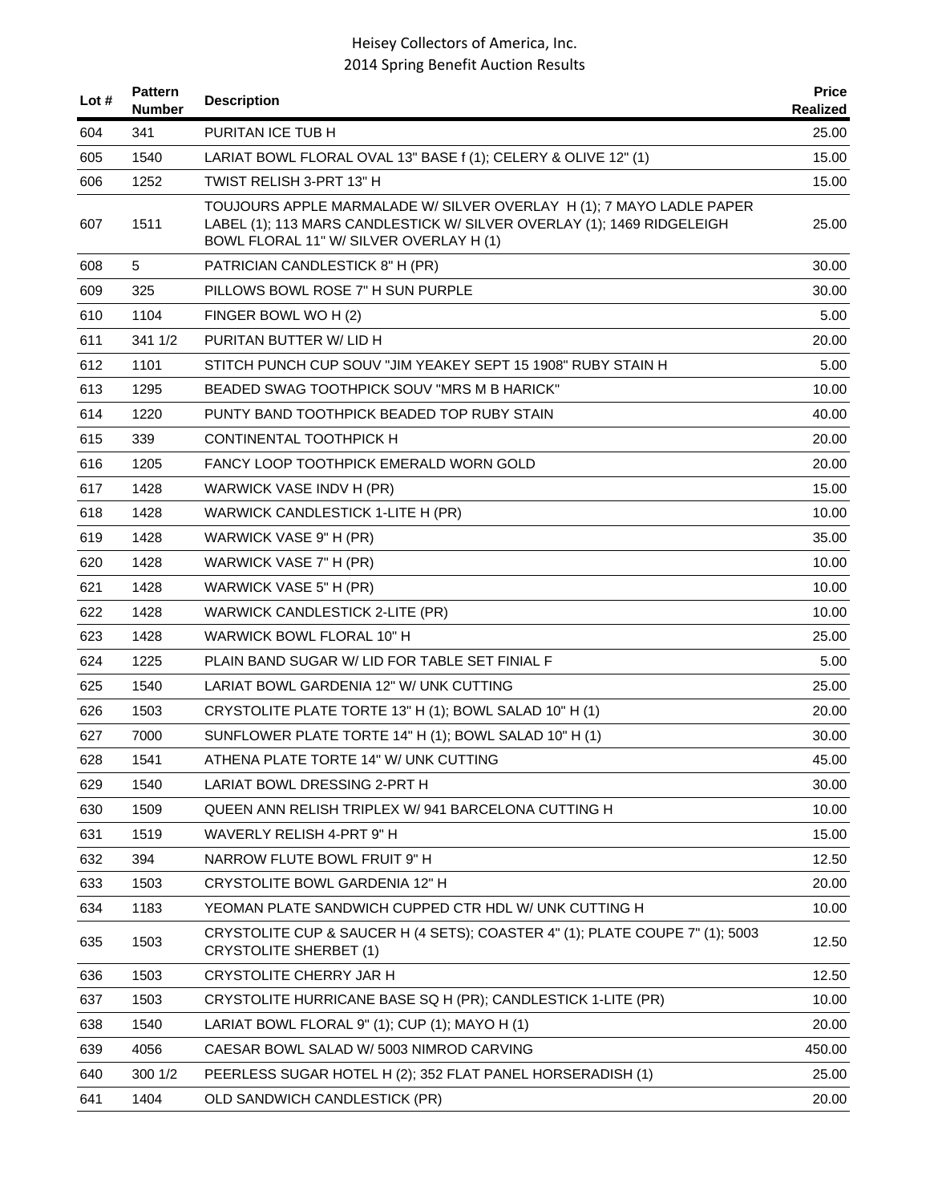# Heisey Collectors of America, Inc.
## 2014 Spring Benefit Auction Results

| Lot # | Pattern Number | Description | Price Realized |
|---|---|---|---|
| 604 | 341 | PURITAN ICE TUB H | 25.00 |
| 605 | 1540 | LARIAT BOWL FLORAL OVAL 13" BASE f (1); CELERY & OLIVE 12" (1) | 15.00 |
| 606 | 1252 | TWIST RELISH 3-PRT 13" H | 15.00 |
| 607 | 1511 | TOUJOURS APPLE MARMALADE W/ SILVER OVERLAY H (1); 7 MAYO LADLE PAPER LABEL (1); 113 MARS CANDLESTICK W/ SILVER OVERLAY (1); 1469 RIDGELEIGH BOWL FLORAL 11" W/ SILVER OVERLAY H (1) | 25.00 |
| 608 | 5 | PATRICIAN CANDLESTICK 8" H (PR) | 30.00 |
| 609 | 325 | PILLOWS BOWL ROSE 7" H SUN PURPLE | 30.00 |
| 610 | 1104 | FINGER BOWL WO H (2) | 5.00 |
| 611 | 341 1/2 | PURITAN BUTTER W/ LID H | 20.00 |
| 612 | 1101 | STITCH PUNCH CUP SOUV "JIM YEAKEY SEPT 15 1908" RUBY STAIN H | 5.00 |
| 613 | 1295 | BEADED SWAG TOOTHPICK SOUV "MRS M B HARICK" | 10.00 |
| 614 | 1220 | PUNTY BAND TOOTHPICK BEADED TOP RUBY STAIN | 40.00 |
| 615 | 339 | CONTINENTAL TOOTHPICK H | 20.00 |
| 616 | 1205 | FANCY LOOP TOOTHPICK EMERALD WORN GOLD | 20.00 |
| 617 | 1428 | WARWICK VASE INDV H (PR) | 15.00 |
| 618 | 1428 | WARWICK CANDLESTICK 1-LITE H (PR) | 10.00 |
| 619 | 1428 | WARWICK VASE 9" H (PR) | 35.00 |
| 620 | 1428 | WARWICK VASE 7" H (PR) | 10.00 |
| 621 | 1428 | WARWICK VASE 5" H (PR) | 10.00 |
| 622 | 1428 | WARWICK CANDLESTICK 2-LITE (PR) | 10.00 |
| 623 | 1428 | WARWICK BOWL FLORAL 10" H | 25.00 |
| 624 | 1225 | PLAIN BAND SUGAR W/ LID FOR TABLE SET FINIAL F | 5.00 |
| 625 | 1540 | LARIAT BOWL GARDENIA 12" W/ UNK CUTTING | 25.00 |
| 626 | 1503 | CRYSTOLITE PLATE TORTE 13" H (1); BOWL SALAD 10" H (1) | 20.00 |
| 627 | 7000 | SUNFLOWER PLATE TORTE 14" H (1); BOWL SALAD 10" H (1) | 30.00 |
| 628 | 1541 | ATHENA PLATE TORTE 14" W/ UNK CUTTING | 45.00 |
| 629 | 1540 | LARIAT BOWL DRESSING 2-PRT H | 30.00 |
| 630 | 1509 | QUEEN ANN RELISH TRIPLEX W/ 941 BARCELONA CUTTING H | 10.00 |
| 631 | 1519 | WAVERLY RELISH 4-PRT 9" H | 15.00 |
| 632 | 394 | NARROW FLUTE BOWL FRUIT 9" H | 12.50 |
| 633 | 1503 | CRYSTOLITE BOWL GARDENIA 12" H | 20.00 |
| 634 | 1183 | YEOMAN PLATE SANDWICH CUPPED CTR HDL W/ UNK CUTTING H | 10.00 |
| 635 | 1503 | CRYSTOLITE CUP & SAUCER H (4 SETS); COASTER 4" (1); PLATE COUPE 7" (1); 5003 CRYSTOLITE SHERBET (1) | 12.50 |
| 636 | 1503 | CRYSTOLITE CHERRY JAR H | 12.50 |
| 637 | 1503 | CRYSTOLITE HURRICANE BASE SQ H (PR); CANDLESTICK 1-LITE (PR) | 10.00 |
| 638 | 1540 | LARIAT BOWL FLORAL 9" (1); CUP (1); MAYO H (1) | 20.00 |
| 639 | 4056 | CAESAR BOWL SALAD W/ 5003 NIMROD CARVING | 450.00 |
| 640 | 300 1/2 | PEERLESS SUGAR HOTEL H (2); 352 FLAT PANEL HORSERADISH (1) | 25.00 |
| 641 | 1404 | OLD SANDWICH CANDLESTICK (PR) | 20.00 |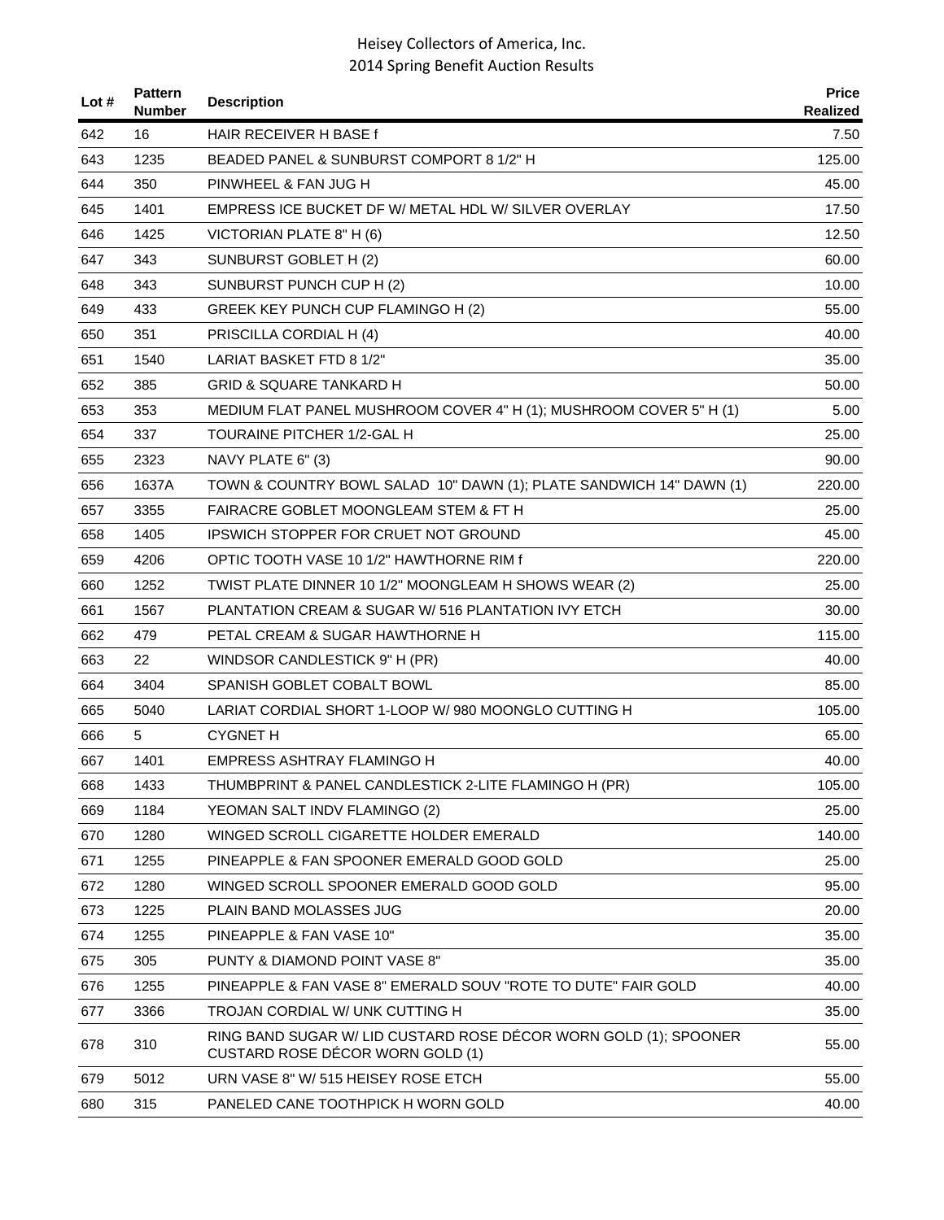| Lot # | Pattern Number | Description | Price Realized |
|---|---|---|---|
| 642 | 16 | HAIR RECEIVER H BASE f | 7.50 |
| 643 | 1235 | BEADED PANEL & SUNBURST COMPORT 8 1/2" H | 125.00 |
| 644 | 350 | PINWHEEL & FAN JUG H | 45.00 |
| 645 | 1401 | EMPRESS ICE BUCKET DF W/ METAL HDL W/ SILVER OVERLAY | 17.50 |
| 646 | 1425 | VICTORIAN PLATE 8" H (6) | 12.50 |
| 647 | 343 | SUNBURST GOBLET H (2) | 60.00 |
| 648 | 343 | SUNBURST PUNCH CUP H (2) | 10.00 |
| 649 | 433 | GREEK KEY PUNCH CUP FLAMINGO H (2) | 55.00 |
| 650 | 351 | PRISCILLA CORDIAL H (4) | 40.00 |
| 651 | 1540 | LARIAT BASKET FTD 8 1/2" | 35.00 |
| 652 | 385 | GRID & SQUARE TANKARD H | 50.00 |
| 653 | 353 | MEDIUM FLAT PANEL MUSHROOM COVER 4" H (1); MUSHROOM COVER 5" H (1) | 5.00 |
| 654 | 337 | TOURAINE PITCHER 1/2-GAL H | 25.00 |
| 655 | 2323 | NAVY PLATE 6" (3) | 90.00 |
| 656 | 1637A | TOWN & COUNTRY BOWL SALAD 10" DAWN (1); PLATE SANDWICH 14" DAWN (1) | 220.00 |
| 657 | 3355 | FAIRACRE GOBLET MOONGLEAM STEM & FT H | 25.00 |
| 658 | 1405 | IPSWICH STOPPER FOR CRUET NOT GROUND | 45.00 |
| 659 | 4206 | OPTIC TOOTH VASE 10 1/2" HAWTHORNE RIM f | 220.00 |
| 660 | 1252 | TWIST PLATE DINNER 10 1/2" MOONGLEAM H SHOWS WEAR (2) | 25.00 |
| 661 | 1567 | PLANTATION CREAM & SUGAR W/ 516 PLANTATION IVY ETCH | 30.00 |
| 662 | 479 | PETAL CREAM & SUGAR HAWTHORNE H | 115.00 |
| 663 | 22 | WINDSOR CANDLESTICK 9" H (PR) | 40.00 |
| 664 | 3404 | SPANISH GOBLET COBALT BOWL | 85.00 |
| 665 | 5040 | LARIAT CORDIAL SHORT 1-LOOP W/ 980 MOONGLO CUTTING H | 105.00 |
| 666 | 5 | CYGNET H | 65.00 |
| 667 | 1401 | EMPRESS ASHTRAY FLAMINGO H | 40.00 |
| 668 | 1433 | THUMBPRINT & PANEL CANDLESTICK 2-LITE FLAMINGO H (PR) | 105.00 |
| 669 | 1184 | YEOMAN SALT INDV FLAMINGO (2) | 25.00 |
| 670 | 1280 | WINGED SCROLL CIGARETTE HOLDER EMERALD | 140.00 |
| 671 | 1255 | PINEAPPLE & FAN SPOONER EMERALD GOOD GOLD | 25.00 |
| 672 | 1280 | WINGED SCROLL SPOONER EMERALD GOOD GOLD | 95.00 |
| 673 | 1225 | PLAIN BAND MOLASSES JUG | 20.00 |
| 674 | 1255 | PINEAPPLE & FAN VASE 10" | 35.00 |
| 675 | 305 | PUNTY & DIAMOND POINT VASE 8" | 35.00 |
| 676 | 1255 | PINEAPPLE & FAN VASE 8" EMERALD SOUV "ROTE TO DUTE" FAIR GOLD | 40.00 |
| 677 | 3366 | TROJAN CORDIAL W/ UNK CUTTING H | 35.00 |
| 678 | 310 | RING BAND SUGAR W/ LID CUSTARD ROSE DÉCOR WORN GOLD (1); SPOONER CUSTARD ROSE DÉCOR WORN GOLD (1) | 55.00 |
| 679 | 5012 | URN VASE 8" W/ 515 HEISEY ROSE ETCH | 55.00 |
| 680 | 315 | PANELED CANE TOOTHPICK H WORN GOLD | 40.00 |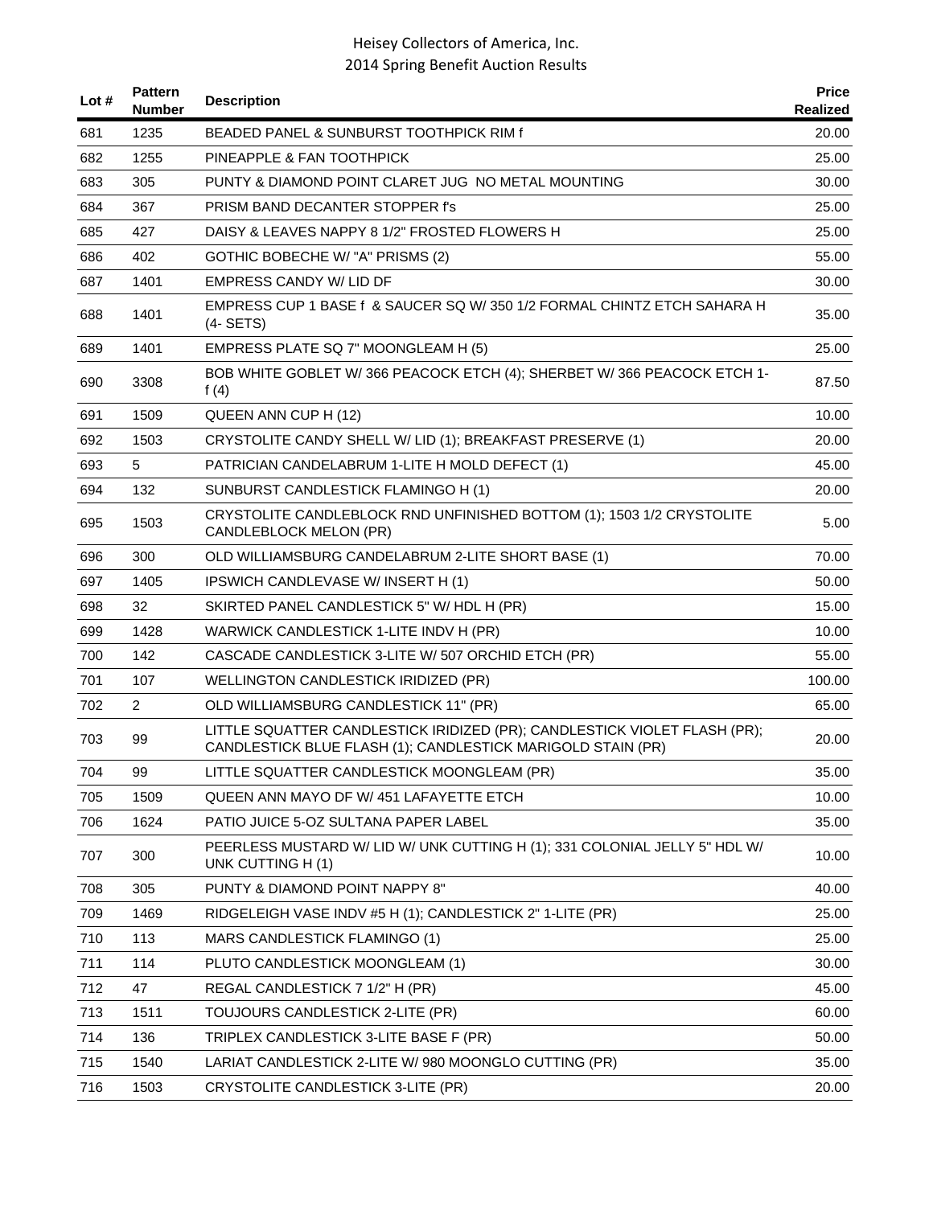| Lot # | Pattern Number | Description | Price Realized |
|---|---|---|---|
| 681 | 1235 | BEADED PANEL & SUNBURST TOOTHPICK RIM f | 20.00 |
| 682 | 1255 | PINEAPPLE & FAN TOOTHPICK | 25.00 |
| 683 | 305 | PUNTY & DIAMOND POINT CLARET JUG NO METAL MOUNTING | 30.00 |
| 684 | 367 | PRISM BAND DECANTER STOPPER f's | 25.00 |
| 685 | 427 | DAISY & LEAVES NAPPY 8 1/2" FROSTED FLOWERS H | 25.00 |
| 686 | 402 | GOTHIC BOBECHE W/ "A" PRISMS (2) | 55.00 |
| 687 | 1401 | EMPRESS CANDY W/ LID DF | 30.00 |
| 688 | 1401 | EMPRESS CUP 1 BASE f & SAUCER SQ W/ 350 1/2 FORMAL CHINTZ ETCH SAHARA H (4- SETS) | 35.00 |
| 689 | 1401 | EMPRESS PLATE SQ 7" MOONGLEAM H (5) | 25.00 |
| 690 | 3308 | BOB WHITE GOBLET W/ 366 PEACOCK ETCH (4); SHERBET W/ 366 PEACOCK ETCH 1-f (4) | 87.50 |
| 691 | 1509 | QUEEN ANN CUP H (12) | 10.00 |
| 692 | 1503 | CRYSTOLITE CANDY SHELL W/ LID (1); BREAKFAST PRESERVE (1) | 20.00 |
| 693 | 5 | PATRICIAN CANDELABRUM 1-LITE H MOLD DEFECT (1) | 45.00 |
| 694 | 132 | SUNBURST CANDLESTICK FLAMINGO H (1) | 20.00 |
| 695 | 1503 | CRYSTOLITE CANDLEBLOCK RND UNFINISHED BOTTOM (1); 1503 1/2 CRYSTOLITE CANDLEBLOCK MELON (PR) | 5.00 |
| 696 | 300 | OLD WILLIAMSBURG CANDELABRUM 2-LITE SHORT BASE (1) | 70.00 |
| 697 | 1405 | IPSWICH CANDLEVASE W/ INSERT H (1) | 50.00 |
| 698 | 32 | SKIRTED PANEL CANDLESTICK 5" W/ HDL H (PR) | 15.00 |
| 699 | 1428 | WARWICK CANDLESTICK 1-LITE INDV H (PR) | 10.00 |
| 700 | 142 | CASCADE CANDLESTICK 3-LITE W/ 507 ORCHID ETCH (PR) | 55.00 |
| 701 | 107 | WELLINGTON CANDLESTICK IRIDIZED (PR) | 100.00 |
| 702 | 2 | OLD WILLIAMSBURG CANDLESTICK 11" (PR) | 65.00 |
| 703 | 99 | LITTLE SQUATTER CANDLESTICK IRIDIZED (PR); CANDLESTICK VIOLET FLASH (PR); CANDLESTICK BLUE FLASH (1); CANDLESTICK MARIGOLD STAIN (PR) | 20.00 |
| 704 | 99 | LITTLE SQUATTER CANDLESTICK MOONGLEAM (PR) | 35.00 |
| 705 | 1509 | QUEEN ANN MAYO DF W/ 451 LAFAYETTE ETCH | 10.00 |
| 706 | 1624 | PATIO JUICE 5-OZ SULTANA PAPER LABEL | 35.00 |
| 707 | 300 | PEERLESS MUSTARD W/ LID W/ UNK CUTTING H (1); 331 COLONIAL JELLY 5" HDL W/ UNK CUTTING H (1) | 10.00 |
| 708 | 305 | PUNTY & DIAMOND POINT NAPPY 8" | 40.00 |
| 709 | 1469 | RIDGELEIGH VASE INDV #5 H (1); CANDLESTICK 2" 1-LITE (PR) | 25.00 |
| 710 | 113 | MARS CANDLESTICK FLAMINGO (1) | 25.00 |
| 711 | 114 | PLUTO CANDLESTICK MOONGLEAM (1) | 30.00 |
| 712 | 47 | REGAL CANDLESTICK 7 1/2" H (PR) | 45.00 |
| 713 | 1511 | TOUJOURS CANDLESTICK 2-LITE (PR) | 60.00 |
| 714 | 136 | TRIPLEX CANDLESTICK 3-LITE BASE F (PR) | 50.00 |
| 715 | 1540 | LARIAT CANDLESTICK 2-LITE W/ 980 MOONGLO CUTTING (PR) | 35.00 |
| 716 | 1503 | CRYSTOLITE CANDLESTICK 3-LITE (PR) | 20.00 |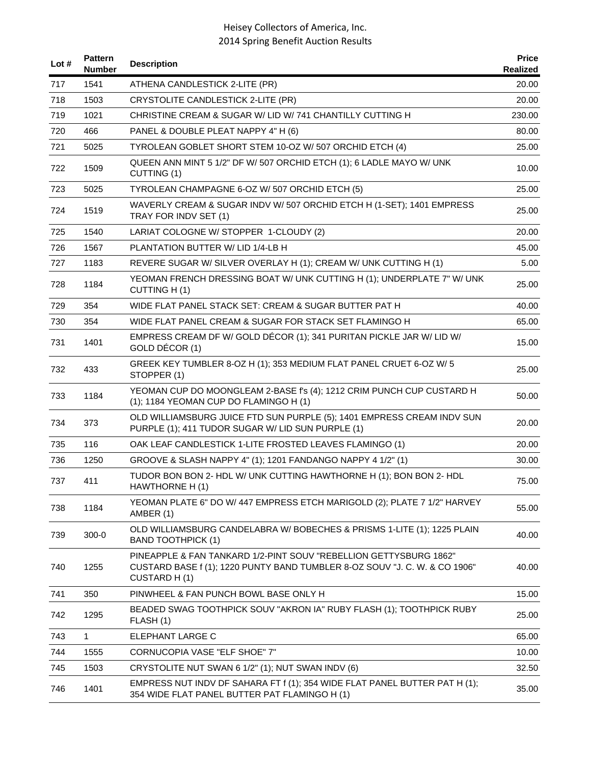| Lot # | Pattern Number | Description | Price Realized |
|---|---|---|---|
| 717 | 1541 | ATHENA CANDLESTICK 2-LITE (PR) | 20.00 |
| 718 | 1503 | CRYSTOLITE CANDLESTICK 2-LITE (PR) | 20.00 |
| 719 | 1021 | CHRISTINE CREAM & SUGAR W/ LID W/ 741 CHANTILLY CUTTING H | 230.00 |
| 720 | 466 | PANEL & DOUBLE PLEAT NAPPY 4" H (6) | 80.00 |
| 721 | 5025 | TYROLEAN GOBLET SHORT STEM 10-OZ W/ 507 ORCHID ETCH (4) | 25.00 |
| 722 | 1509 | QUEEN ANN MINT 5 1/2" DF W/ 507 ORCHID ETCH (1); 6 LADLE MAYO W/ UNK CUTTING (1) | 10.00 |
| 723 | 5025 | TYROLEAN CHAMPAGNE 6-OZ W/ 507 ORCHID ETCH (5) | 25.00 |
| 724 | 1519 | WAVERLY CREAM & SUGAR INDV W/ 507 ORCHID ETCH H (1-SET); 1401 EMPRESS TRAY FOR INDV SET (1) | 25.00 |
| 725 | 1540 | LARIAT COLOGNE W/ STOPPER 1-CLOUDY (2) | 20.00 |
| 726 | 1567 | PLANTATION BUTTER W/ LID 1/4-LB H | 45.00 |
| 727 | 1183 | REVERE SUGAR W/ SILVER OVERLAY H (1); CREAM W/ UNK CUTTING H (1) | 5.00 |
| 728 | 1184 | YEOMAN FRENCH DRESSING BOAT W/ UNK CUTTING H (1); UNDERPLATE 7" W/ UNK CUTTING H (1) | 25.00 |
| 729 | 354 | WIDE FLAT PANEL STACK SET: CREAM & SUGAR BUTTER PAT H | 40.00 |
| 730 | 354 | WIDE FLAT PANEL CREAM & SUGAR FOR STACK SET FLAMINGO H | 65.00 |
| 731 | 1401 | EMPRESS CREAM DF W/ GOLD DÉCOR (1); 341 PURITAN PICKLE JAR W/ LID W/ GOLD DÉCOR (1) | 15.00 |
| 732 | 433 | GREEK KEY TUMBLER 8-OZ H (1); 353 MEDIUM FLAT PANEL CRUET 6-OZ W/ 5 STOPPER (1) | 25.00 |
| 733 | 1184 | YEOMAN CUP DO MOONGLEAM 2-BASE f's (4); 1212 CRIM PUNCH CUP CUSTARD H (1); 1184 YEOMAN CUP DO FLAMINGO H (1) | 50.00 |
| 734 | 373 | OLD WILLIAMSBURG JUICE FTD SUN PURPLE (5); 1401 EMPRESS CREAM INDV SUN PURPLE (1); 411 TUDOR SUGAR W/ LID SUN PURPLE (1) | 20.00 |
| 735 | 116 | OAK LEAF CANDLESTICK 1-LITE FROSTED LEAVES FLAMINGO (1) | 20.00 |
| 736 | 1250 | GROOVE & SLASH NAPPY 4" (1); 1201 FANDANGO NAPPY 4 1/2" (1) | 30.00 |
| 737 | 411 | TUDOR BON BON 2- HDL W/ UNK CUTTING HAWTHORNE H (1); BON BON 2- HDL HAWTHORNE H (1) | 75.00 |
| 738 | 1184 | YEOMAN PLATE 6" DO W/ 447 EMPRESS ETCH MARIGOLD (2); PLATE 7 1/2" HARVEY AMBER (1) | 55.00 |
| 739 | 300-0 | OLD WILLIAMSBURG CANDELABRA W/ BOBECHES & PRISMS 1-LITE (1); 1225 PLAIN BAND TOOTHPICK (1) | 40.00 |
| 740 | 1255 | PINEAPPLE & FAN TANKARD 1/2-PINT SOUV "REBELLION GETTYSBURG 1862" CUSTARD BASE f (1); 1220 PUNTY BAND TUMBLER 8-OZ SOUV "J. C. W. & CO 1906" CUSTARD H (1) | 40.00 |
| 741 | 350 | PINWHEEL & FAN PUNCH BOWL BASE ONLY H | 15.00 |
| 742 | 1295 | BEADED SWAG TOOTHPICK SOUV "AKRON IA" RUBY FLASH (1); TOOTHPICK RUBY FLASH (1) | 25.00 |
| 743 | 1 | ELEPHANT LARGE C | 65.00 |
| 744 | 1555 | CORNUCOPIA VASE "ELF SHOE" 7" | 10.00 |
| 745 | 1503 | CRYSTOLITE NUT SWAN 6 1/2" (1); NUT SWAN INDV (6) | 32.50 |
| 746 | 1401 | EMPRESS NUT INDV DF SAHARA FT f (1); 354 WIDE FLAT PANEL BUTTER PAT H (1); 354 WIDE FLAT PANEL BUTTER PAT FLAMINGO H (1) | 35.00 |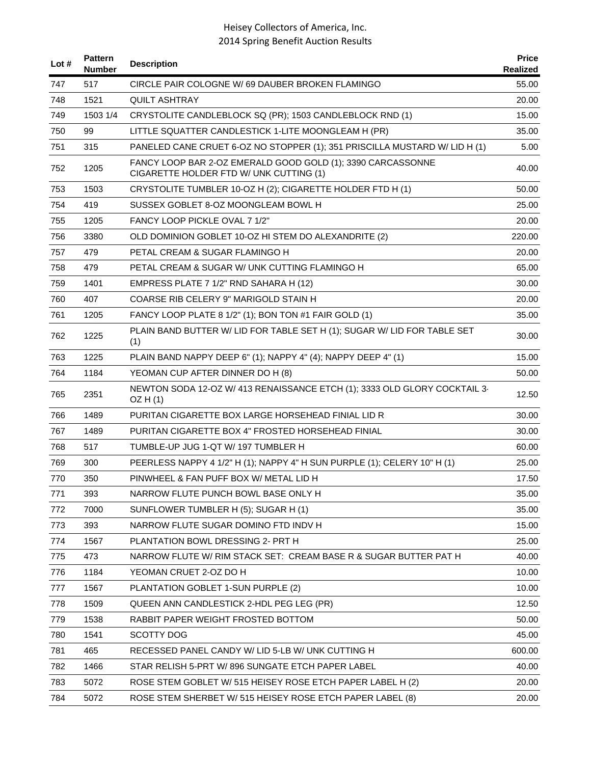| Lot # | Pattern Number | Description | Price Realized |
|---|---|---|---|
| 747 | 517 | CIRCLE PAIR COLOGNE W/ 69 DAUBER BROKEN FLAMINGO | 55.00 |
| 748 | 1521 | QUILT ASHTRAY | 20.00 |
| 749 | 1503 1/4 | CRYSTOLITE CANDLEBLOCK SQ (PR); 1503 CANDLEBLOCK RND (1) | 15.00 |
| 750 | 99 | LITTLE SQUATTER CANDLESTICK 1-LITE MOONGLEAM H (PR) | 35.00 |
| 751 | 315 | PANELED CANE CRUET 6-OZ NO STOPPER (1); 351 PRISCILLA MUSTARD W/ LID H (1) | 5.00 |
| 752 | 1205 | FANCY LOOP BAR 2-OZ EMERALD GOOD GOLD (1); 3390 CARCASSONNE CIGARETTE HOLDER FTD W/ UNK CUTTING (1) | 40.00 |
| 753 | 1503 | CRYSTOLITE TUMBLER 10-OZ H (2); CIGARETTE HOLDER FTD H (1) | 50.00 |
| 754 | 419 | SUSSEX GOBLET 8-OZ MOONGLEAM BOWL H | 25.00 |
| 755 | 1205 | FANCY LOOP PICKLE OVAL 7 1/2" | 20.00 |
| 756 | 3380 | OLD DOMINION GOBLET 10-OZ HI STEM DO ALEXANDRITE (2) | 220.00 |
| 757 | 479 | PETAL CREAM & SUGAR FLAMINGO H | 20.00 |
| 758 | 479 | PETAL CREAM & SUGAR W/ UNK CUTTING FLAMINGO H | 65.00 |
| 759 | 1401 | EMPRESS PLATE 7 1/2" RND SAHARA H (12) | 30.00 |
| 760 | 407 | COARSE RIB CELERY 9" MARIGOLD STAIN H | 20.00 |
| 761 | 1205 | FANCY LOOP PLATE 8 1/2" (1); BON TON #1 FAIR GOLD (1) | 35.00 |
| 762 | 1225 | PLAIN BAND BUTTER W/ LID FOR TABLE SET H (1); SUGAR W/ LID FOR TABLE SET (1) | 30.00 |
| 763 | 1225 | PLAIN BAND NAPPY DEEP 6" (1); NAPPY 4" (4); NAPPY DEEP 4" (1) | 15.00 |
| 764 | 1184 | YEOMAN CUP AFTER DINNER DO H (8) | 50.00 |
| 765 | 2351 | NEWTON SODA 12-OZ W/ 413 RENAISSANCE ETCH (1); 3333 OLD GLORY COCKTAIL 3-OZ H (1) | 12.50 |
| 766 | 1489 | PURITAN CIGARETTE BOX LARGE HORSEHEAD FINIAL LID R | 30.00 |
| 767 | 1489 | PURITAN CIGARETTE BOX 4" FROSTED HORSEHEAD FINIAL | 30.00 |
| 768 | 517 | TUMBLE-UP JUG 1-QT W/ 197 TUMBLER H | 60.00 |
| 769 | 300 | PEERLESS NAPPY 4 1/2" H (1); NAPPY 4" H SUN PURPLE (1); CELERY 10" H (1) | 25.00 |
| 770 | 350 | PINWHEEL & FAN PUFF BOX W/ METAL LID H | 17.50 |
| 771 | 393 | NARROW FLUTE PUNCH BOWL BASE ONLY H | 35.00 |
| 772 | 7000 | SUNFLOWER TUMBLER H (5); SUGAR H (1) | 35.00 |
| 773 | 393 | NARROW FLUTE SUGAR DOMINO FTD INDV H | 15.00 |
| 774 | 1567 | PLANTATION BOWL DRESSING 2- PRT H | 25.00 |
| 775 | 473 | NARROW FLUTE W/ RIM STACK SET: CREAM BASE R & SUGAR BUTTER PAT H | 40.00 |
| 776 | 1184 | YEOMAN CRUET 2-OZ DO H | 10.00 |
| 777 | 1567 | PLANTATION GOBLET 1-SUN PURPLE (2) | 10.00 |
| 778 | 1509 | QUEEN ANN CANDLESTICK 2-HDL PEG LEG (PR) | 12.50 |
| 779 | 1538 | RABBIT PAPER WEIGHT FROSTED BOTTOM | 50.00 |
| 780 | 1541 | SCOTTY DOG | 45.00 |
| 781 | 465 | RECESSED PANEL CANDY W/ LID 5-LB W/ UNK CUTTING H | 600.00 |
| 782 | 1466 | STAR RELISH 5-PRT W/ 896 SUNGATE ETCH PAPER LABEL | 40.00 |
| 783 | 5072 | ROSE STEM GOBLET W/ 515 HEISEY ROSE ETCH PAPER LABEL H (2) | 20.00 |
| 784 | 5072 | ROSE STEM SHERBET W/ 515 HEISEY ROSE ETCH PAPER LABEL (8) | 20.00 |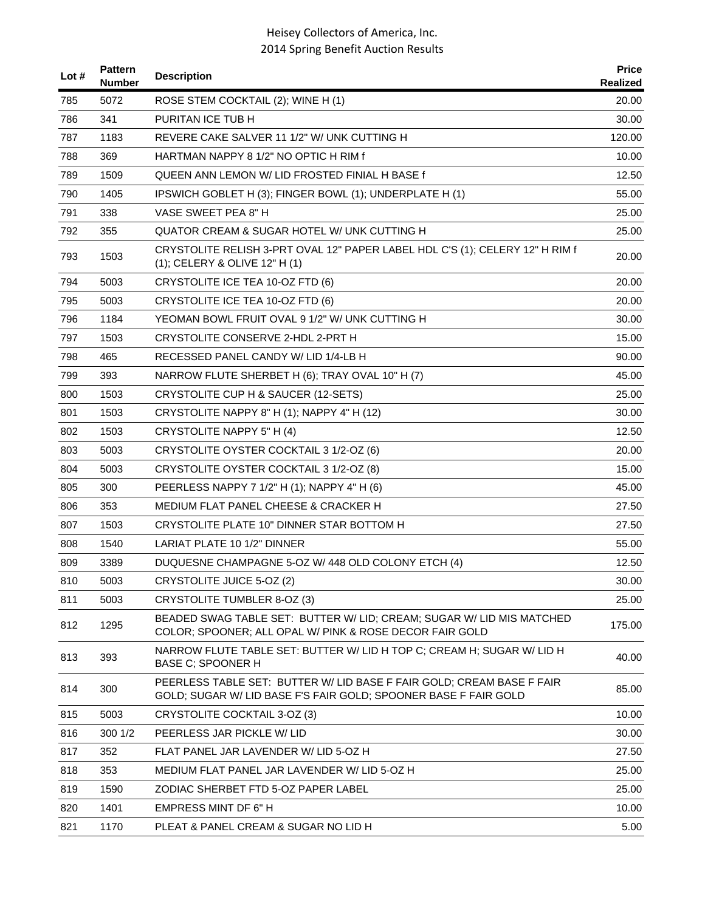| Lot # | Pattern Number | Description | Price Realized |
|---|---|---|---|
| 785 | 5072 | ROSE STEM COCKTAIL (2); WINE H (1) | 20.00 |
| 786 | 341 | PURITAN ICE TUB H | 30.00 |
| 787 | 1183 | REVERE CAKE SALVER 11 1/2" W/ UNK CUTTING H | 120.00 |
| 788 | 369 | HARTMAN NAPPY 8 1/2" NO OPTIC H RIM f | 10.00 |
| 789 | 1509 | QUEEN ANN LEMON W/ LID FROSTED FINIAL H BASE f | 12.50 |
| 790 | 1405 | IPSWICH GOBLET H (3); FINGER BOWL (1); UNDERPLATE H (1) | 55.00 |
| 791 | 338 | VASE SWEET PEA 8" H | 25.00 |
| 792 | 355 | QUATOR CREAM & SUGAR HOTEL W/ UNK CUTTING H | 25.00 |
| 793 | 1503 | CRYSTOLITE RELISH 3-PRT OVAL 12" PAPER LABEL HDL C'S (1); CELERY 12" H RIM f (1); CELERY & OLIVE 12" H (1) | 20.00 |
| 794 | 5003 | CRYSTOLITE ICE TEA 10-OZ FTD (6) | 20.00 |
| 795 | 5003 | CRYSTOLITE ICE TEA 10-OZ FTD (6) | 20.00 |
| 796 | 1184 | YEOMAN BOWL FRUIT OVAL 9 1/2" W/ UNK CUTTING H | 30.00 |
| 797 | 1503 | CRYSTOLITE CONSERVE 2-HDL 2-PRT H | 15.00 |
| 798 | 465 | RECESSED PANEL CANDY W/ LID 1/4-LB H | 90.00 |
| 799 | 393 | NARROW FLUTE SHERBET H (6); TRAY OVAL 10" H (7) | 45.00 |
| 800 | 1503 | CRYSTOLITE CUP H & SAUCER (12-SETS) | 25.00 |
| 801 | 1503 | CRYSTOLITE NAPPY 8" H (1); NAPPY 4" H (12) | 30.00 |
| 802 | 1503 | CRYSTOLITE NAPPY 5" H (4) | 12.50 |
| 803 | 5003 | CRYSTOLITE OYSTER COCKTAIL 3 1/2-OZ (6) | 20.00 |
| 804 | 5003 | CRYSTOLITE OYSTER COCKTAIL 3 1/2-OZ (8) | 15.00 |
| 805 | 300 | PEERLESS NAPPY 7 1/2" H (1); NAPPY 4" H (6) | 45.00 |
| 806 | 353 | MEDIUM FLAT PANEL CHEESE & CRACKER H | 27.50 |
| 807 | 1503 | CRYSTOLITE PLATE 10" DINNER STAR BOTTOM H | 27.50 |
| 808 | 1540 | LARIAT PLATE 10 1/2" DINNER | 55.00 |
| 809 | 3389 | DUQUESNE CHAMPAGNE 5-OZ W/ 448 OLD COLONY ETCH (4) | 12.50 |
| 810 | 5003 | CRYSTOLITE JUICE 5-OZ (2) | 30.00 |
| 811 | 5003 | CRYSTOLITE TUMBLER 8-OZ (3) | 25.00 |
| 812 | 1295 | BEADED SWAG TABLE SET: BUTTER W/ LID; CREAM; SUGAR W/ LID MIS MATCHED COLOR; SPOONER; ALL OPAL W/ PINK & ROSE DECOR FAIR GOLD | 175.00 |
| 813 | 393 | NARROW FLUTE TABLE SET: BUTTER W/ LID H TOP C; CREAM H; SUGAR W/ LID H BASE C; SPOONER H | 40.00 |
| 814 | 300 | PEERLESS TABLE SET: BUTTER W/ LID BASE F FAIR GOLD; CREAM BASE F FAIR GOLD; SUGAR W/ LID BASE F'S FAIR GOLD; SPOONER BASE F FAIR GOLD | 85.00 |
| 815 | 5003 | CRYSTOLITE COCKTAIL 3-OZ (3) | 10.00 |
| 816 | 300 1/2 | PEERLESS JAR PICKLE W/ LID | 30.00 |
| 817 | 352 | FLAT PANEL JAR LAVENDER W/ LID 5-OZ H | 27.50 |
| 818 | 353 | MEDIUM FLAT PANEL JAR LAVENDER W/ LID 5-OZ H | 25.00 |
| 819 | 1590 | ZODIAC SHERBET FTD 5-OZ PAPER LABEL | 25.00 |
| 820 | 1401 | EMPRESS MINT DF 6" H | 10.00 |
| 821 | 1170 | PLEAT & PANEL CREAM & SUGAR NO LID H | 5.00 |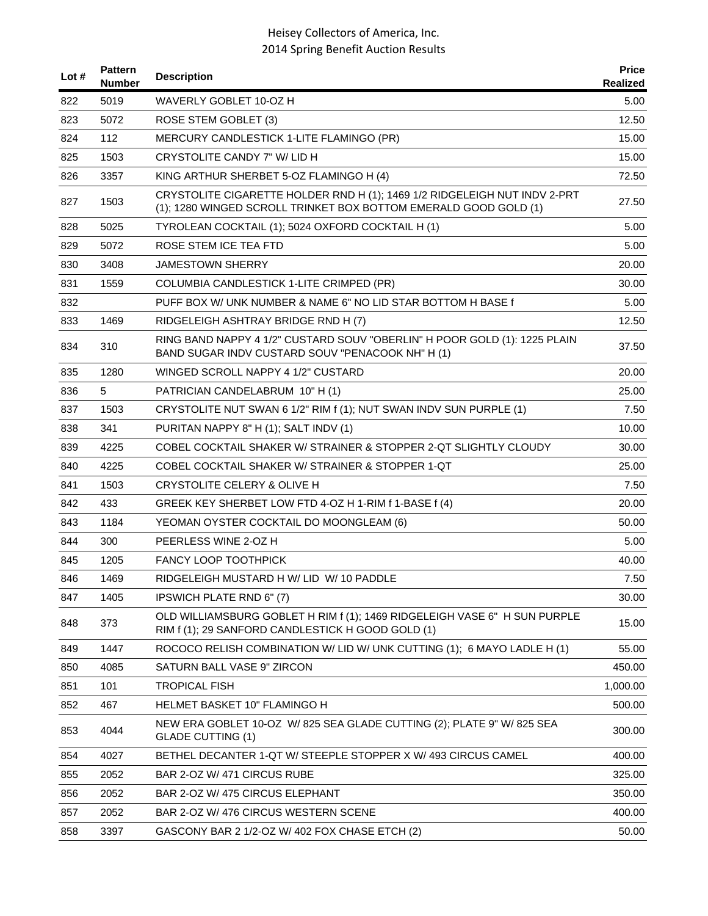| Lot # | Pattern Number | Description | Price Realized |
|---|---|---|---|
| 822 | 5019 | WAVERLY GOBLET 10-OZ H | 5.00 |
| 823 | 5072 | ROSE STEM GOBLET (3) | 12.50 |
| 824 | 112 | MERCURY CANDLESTICK 1-LITE FLAMINGO (PR) | 15.00 |
| 825 | 1503 | CRYSTOLITE CANDY 7" W/ LID H | 15.00 |
| 826 | 3357 | KING ARTHUR SHERBET 5-OZ FLAMINGO H (4) | 72.50 |
| 827 | 1503 | CRYSTOLITE CIGARETTE HOLDER RND H (1); 1469 1/2 RIDGELEIGH NUT INDV 2-PRT (1); 1280 WINGED SCROLL TRINKET BOX BOTTOM EMERALD GOOD GOLD (1) | 27.50 |
| 828 | 5025 | TYROLEAN COCKTAIL (1); 5024 OXFORD COCKTAIL H (1) | 5.00 |
| 829 | 5072 | ROSE STEM ICE TEA FTD | 5.00 |
| 830 | 3408 | JAMESTOWN SHERRY | 20.00 |
| 831 | 1559 | COLUMBIA CANDLESTICK 1-LITE CRIMPED (PR) | 30.00 |
| 832 | | PUFF BOX W/ UNK NUMBER & NAME 6" NO LID STAR BOTTOM H BASE f | 5.00 |
| 833 | 1469 | RIDGELEIGH ASHTRAY BRIDGE RND H (7) | 12.50 |
| 834 | 310 | RING BAND NAPPY 4 1/2" CUSTARD SOUV "OBERLIN" H POOR GOLD (1): 1225 PLAIN BAND SUGAR INDV CUSTARD SOUV "PENACOOK NH" H (1) | 37.50 |
| 835 | 1280 | WINGED SCROLL NAPPY 4 1/2" CUSTARD | 20.00 |
| 836 | 5 | PATRICIAN CANDELABRUM 10" H (1) | 25.00 |
| 837 | 1503 | CRYSTOLITE NUT SWAN 6 1/2" RIM f (1); NUT SWAN INDV SUN PURPLE (1) | 7.50 |
| 838 | 341 | PURITAN NAPPY 8" H (1); SALT INDV (1) | 10.00 |
| 839 | 4225 | COBEL COCKTAIL SHAKER W/ STRAINER & STOPPER 2-QT SLIGHTLY CLOUDY | 30.00 |
| 840 | 4225 | COBEL COCKTAIL SHAKER W/ STRAINER & STOPPER 1-QT | 25.00 |
| 841 | 1503 | CRYSTOLITE CELERY & OLIVE H | 7.50 |
| 842 | 433 | GREEK KEY SHERBET LOW FTD 4-OZ H 1-RIM f 1-BASE f (4) | 20.00 |
| 843 | 1184 | YEOMAN OYSTER COCKTAIL DO MOONGLEAM (6) | 50.00 |
| 844 | 300 | PEERLESS WINE 2-OZ H | 5.00 |
| 845 | 1205 | FANCY LOOP TOOTHPICK | 40.00 |
| 846 | 1469 | RIDGELEIGH MUSTARD H W/ LID W/ 10 PADDLE | 7.50 |
| 847 | 1405 | IPSWICH PLATE RND 6" (7) | 30.00 |
| 848 | 373 | OLD WILLIAMSBURG GOBLET H RIM f (1); 1469 RIDGELEIGH VASE 6" H SUN PURPLE RIM f (1); 29 SANFORD CANDLESTICK H GOOD GOLD (1) | 15.00 |
| 849 | 1447 | ROCOCO RELISH COMBINATION W/ LID W/ UNK CUTTING (1); 6 MAYO LADLE H (1) | 55.00 |
| 850 | 4085 | SATURN BALL VASE 9" ZIRCON | 450.00 |
| 851 | 101 | TROPICAL FISH | 1,000.00 |
| 852 | 467 | HELMET BASKET 10" FLAMINGO H | 500.00 |
| 853 | 4044 | NEW ERA GOBLET 10-OZ W/ 825 SEA GLADE CUTTING (2); PLATE 9" W/ 825 SEA GLADE CUTTING (1) | 300.00 |
| 854 | 4027 | BETHEL DECANTER 1-QT W/ STEEPLE STOPPER X W/ 493 CIRCUS CAMEL | 400.00 |
| 855 | 2052 | BAR 2-OZ W/ 471 CIRCUS RUBE | 325.00 |
| 856 | 2052 | BAR 2-OZ W/ 475 CIRCUS ELEPHANT | 350.00 |
| 857 | 2052 | BAR 2-OZ W/ 476 CIRCUS WESTERN SCENE | 400.00 |
| 858 | 3397 | GASCONY BAR 2 1/2-OZ W/ 402 FOX CHASE ETCH (2) | 50.00 |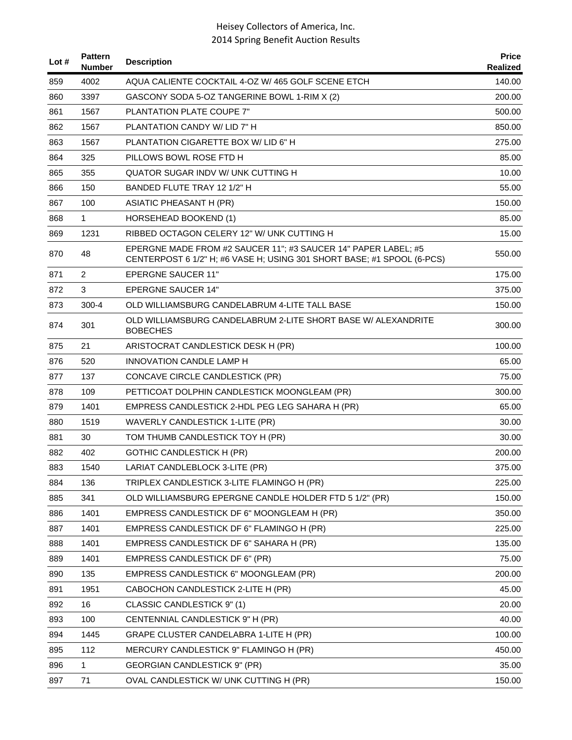| Lot # | Pattern Number | Description | Price Realized |
|---|---|---|---|
| 859 | 4002 | AQUA CALIENTE COCKTAIL 4-OZ W/ 465 GOLF SCENE ETCH | 140.00 |
| 860 | 3397 | GASCONY SODA 5-OZ TANGERINE BOWL 1-RIM X (2) | 200.00 |
| 861 | 1567 | PLANTATION PLATE COUPE 7" | 500.00 |
| 862 | 1567 | PLANTATION CANDY W/ LID 7" H | 850.00 |
| 863 | 1567 | PLANTATION CIGARETTE BOX W/ LID 6" H | 275.00 |
| 864 | 325 | PILLOWS BOWL ROSE FTD H | 85.00 |
| 865 | 355 | QUATOR SUGAR INDV W/ UNK CUTTING H | 10.00 |
| 866 | 150 | BANDED FLUTE TRAY 12 1/2" H | 55.00 |
| 867 | 100 | ASIATIC PHEASANT H (PR) | 150.00 |
| 868 | 1 | HORSEHEAD BOOKEND (1) | 85.00 |
| 869 | 1231 | RIBBED OCTAGON CELERY 12" W/ UNK CUTTING H | 15.00 |
| 870 | 48 | EPERGNE MADE FROM #2 SAUCER 11"; #3 SAUCER 14" PAPER LABEL; #5 CENTERPOST 6 1/2" H; #6 VASE H; USING 301 SHORT BASE; #1 SPOOL (6-PCS) | 550.00 |
| 871 | 2 | EPERGNE SAUCER 11" | 175.00 |
| 872 | 3 | EPERGNE SAUCER 14" | 375.00 |
| 873 | 300-4 | OLD WILLIAMSBURG CANDELABRUM 4-LITE TALL BASE | 150.00 |
| 874 | 301 | OLD WILLIAMSBURG CANDELABRUM 2-LITE SHORT BASE W/ ALEXANDRITE BOBECHES | 300.00 |
| 875 | 21 | ARISTOCRAT CANDLESTICK DESK H (PR) | 100.00 |
| 876 | 520 | INNOVATION CANDLE LAMP H | 65.00 |
| 877 | 137 | CONCAVE CIRCLE CANDLESTICK (PR) | 75.00 |
| 878 | 109 | PETTICOAT DOLPHIN CANDLESTICK MOONGLEAM (PR) | 300.00 |
| 879 | 1401 | EMPRESS CANDLESTICK 2-HDL PEG LEG SAHARA H (PR) | 65.00 |
| 880 | 1519 | WAVERLY CANDLESTICK 1-LITE (PR) | 30.00 |
| 881 | 30 | TOM THUMB CANDLESTICK TOY H (PR) | 30.00 |
| 882 | 402 | GOTHIC CANDLESTICK H (PR) | 200.00 |
| 883 | 1540 | LARIAT CANDLEBLOCK 3-LITE (PR) | 375.00 |
| 884 | 136 | TRIPLEX CANDLESTICK 3-LITE FLAMINGO H (PR) | 225.00 |
| 885 | 341 | OLD WILLIAMSBURG EPERGNE CANDLE HOLDER FTD 5 1/2" (PR) | 150.00 |
| 886 | 1401 | EMPRESS CANDLESTICK DF 6" MOONGLEAM H (PR) | 350.00 |
| 887 | 1401 | EMPRESS CANDLESTICK DF 6" FLAMINGO H (PR) | 225.00 |
| 888 | 1401 | EMPRESS CANDLESTICK DF 6" SAHARA H (PR) | 135.00 |
| 889 | 1401 | EMPRESS CANDLESTICK DF 6" (PR) | 75.00 |
| 890 | 135 | EMPRESS CANDLESTICK 6" MOONGLEAM (PR) | 200.00 |
| 891 | 1951 | CABOCHON CANDLESTICK 2-LITE H (PR) | 45.00 |
| 892 | 16 | CLASSIC CANDLESTICK 9" (1) | 20.00 |
| 893 | 100 | CENTENNIAL CANDLESTICK 9" H (PR) | 40.00 |
| 894 | 1445 | GRAPE CLUSTER CANDELABRA 1-LITE H (PR) | 100.00 |
| 895 | 112 | MERCURY CANDLESTICK 9" FLAMINGO H (PR) | 450.00 |
| 896 | 1 | GEORGIAN CANDLESTICK 9" (PR) | 35.00 |
| 897 | 71 | OVAL CANDLESTICK W/ UNK CUTTING H (PR) | 150.00 |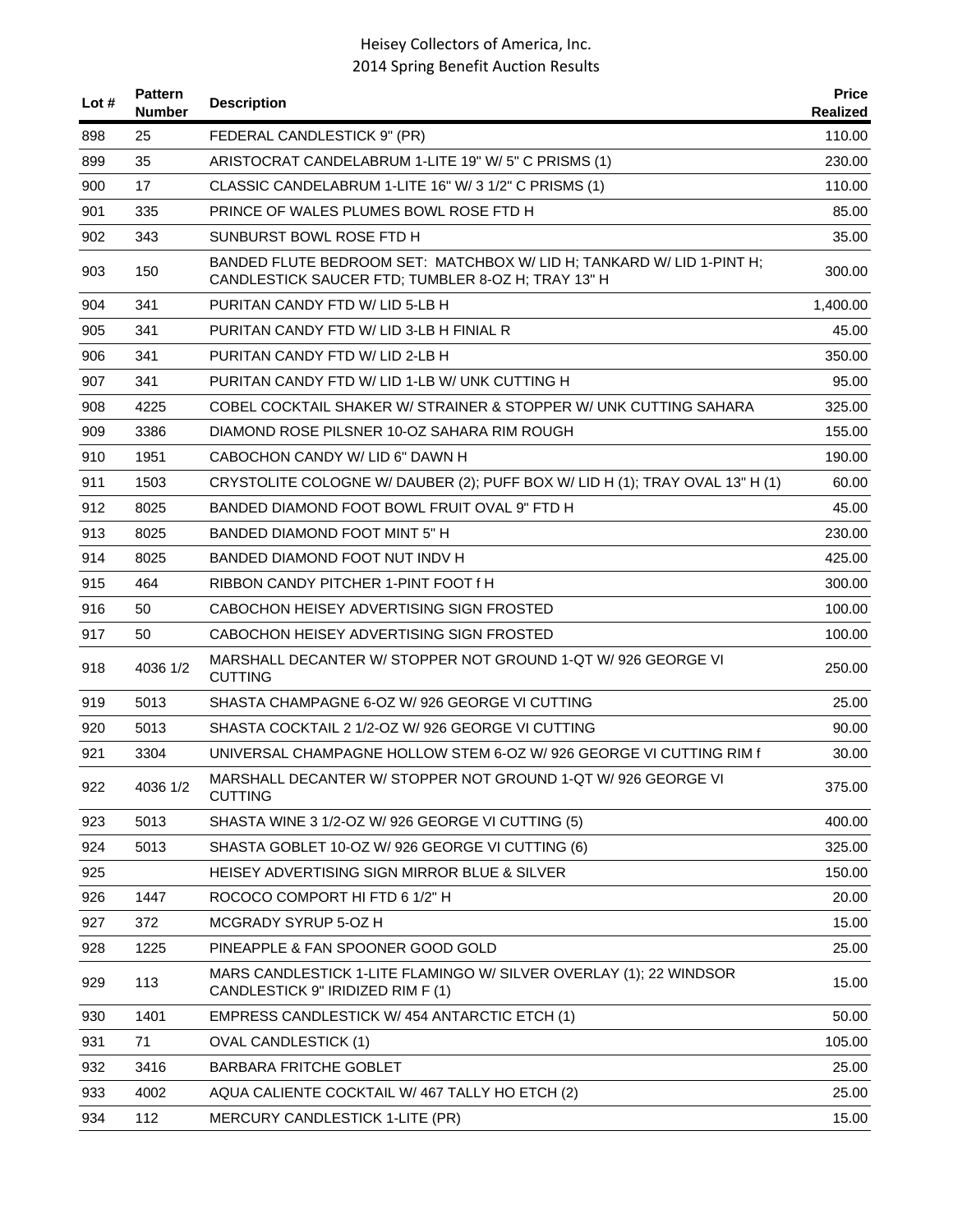| Lot # | Pattern Number | Description | Price Realized |
|---|---|---|---|
| 898 | 25 | FEDERAL CANDLESTICK 9" (PR) | 110.00 |
| 899 | 35 | ARISTOCRAT CANDELABRUM 1-LITE 19" W/ 5" C PRISMS (1) | 230.00 |
| 900 | 17 | CLASSIC CANDELABRUM 1-LITE 16" W/ 3 1/2" C PRISMS (1) | 110.00 |
| 901 | 335 | PRINCE OF WALES PLUMES BOWL ROSE FTD H | 85.00 |
| 902 | 343 | SUNBURST BOWL ROSE FTD H | 35.00 |
| 903 | 150 | BANDED FLUTE BEDROOM SET: MATCHBOX W/ LID H; TANKARD W/ LID 1-PINT H; CANDLESTICK SAUCER FTD; TUMBLER 8-OZ H; TRAY 13" H | 300.00 |
| 904 | 341 | PURITAN CANDY FTD W/ LID 5-LB H | 1,400.00 |
| 905 | 341 | PURITAN CANDY FTD W/ LID 3-LB H FINIAL R | 45.00 |
| 906 | 341 | PURITAN CANDY FTD W/ LID 2-LB H | 350.00 |
| 907 | 341 | PURITAN CANDY FTD W/ LID 1-LB W/ UNK CUTTING H | 95.00 |
| 908 | 4225 | COBEL COCKTAIL SHAKER W/ STRAINER & STOPPER W/ UNK CUTTING SAHARA | 325.00 |
| 909 | 3386 | DIAMOND ROSE PILSNER 10-OZ SAHARA RIM ROUGH | 155.00 |
| 910 | 1951 | CABOCHON CANDY W/ LID 6" DAWN H | 190.00 |
| 911 | 1503 | CRYSTOLITE COLOGNE W/ DAUBER (2); PUFF BOX W/ LID H (1); TRAY OVAL 13" H (1) | 60.00 |
| 912 | 8025 | BANDED DIAMOND FOOT BOWL FRUIT OVAL 9" FTD H | 45.00 |
| 913 | 8025 | BANDED DIAMOND FOOT MINT 5" H | 230.00 |
| 914 | 8025 | BANDED DIAMOND FOOT NUT INDV H | 425.00 |
| 915 | 464 | RIBBON CANDY PITCHER 1-PINT FOOT f H | 300.00 |
| 916 | 50 | CABOCHON HEISEY ADVERTISING SIGN FROSTED | 100.00 |
| 917 | 50 | CABOCHON HEISEY ADVERTISING SIGN FROSTED | 100.00 |
| 918 | 4036 1/2 | MARSHALL DECANTER W/ STOPPER NOT GROUND 1-QT W/ 926 GEORGE VI CUTTING | 250.00 |
| 919 | 5013 | SHASTA CHAMPAGNE 6-OZ W/ 926 GEORGE VI CUTTING | 25.00 |
| 920 | 5013 | SHASTA COCKTAIL 2 1/2-OZ W/ 926 GEORGE VI CUTTING | 90.00 |
| 921 | 3304 | UNIVERSAL CHAMPAGNE HOLLOW STEM 6-OZ W/ 926 GEORGE VI CUTTING RIM f | 30.00 |
| 922 | 4036 1/2 | MARSHALL DECANTER W/ STOPPER NOT GROUND 1-QT W/ 926 GEORGE VI CUTTING | 375.00 |
| 923 | 5013 | SHASTA WINE 3 1/2-OZ W/ 926 GEORGE VI CUTTING (5) | 400.00 |
| 924 | 5013 | SHASTA GOBLET 10-OZ W/ 926 GEORGE VI CUTTING (6) | 325.00 |
| 925 | | HEISEY ADVERTISING SIGN MIRROR BLUE & SILVER | 150.00 |
| 926 | 1447 | ROCOCO COMPORT HI FTD 6 1/2" H | 20.00 |
| 927 | 372 | MCGRADY SYRUP 5-OZ H | 15.00 |
| 928 | 1225 | PINEAPPLE & FAN SPOONER GOOD GOLD | 25.00 |
| 929 | 113 | MARS CANDLESTICK 1-LITE FLAMINGO W/ SILVER OVERLAY (1); 22 WINDSOR CANDLESTICK 9" IRIDIZED RIM F (1) | 15.00 |
| 930 | 1401 | EMPRESS CANDLESTICK W/ 454 ANTARCTIC ETCH (1) | 50.00 |
| 931 | 71 | OVAL CANDLESTICK (1) | 105.00 |
| 932 | 3416 | BARBARA FRITCHE GOBLET | 25.00 |
| 933 | 4002 | AQUA CALIENTE COCKTAIL W/ 467 TALLY HO ETCH (2) | 25.00 |
| 934 | 112 | MERCURY CANDLESTICK 1-LITE (PR) | 15.00 |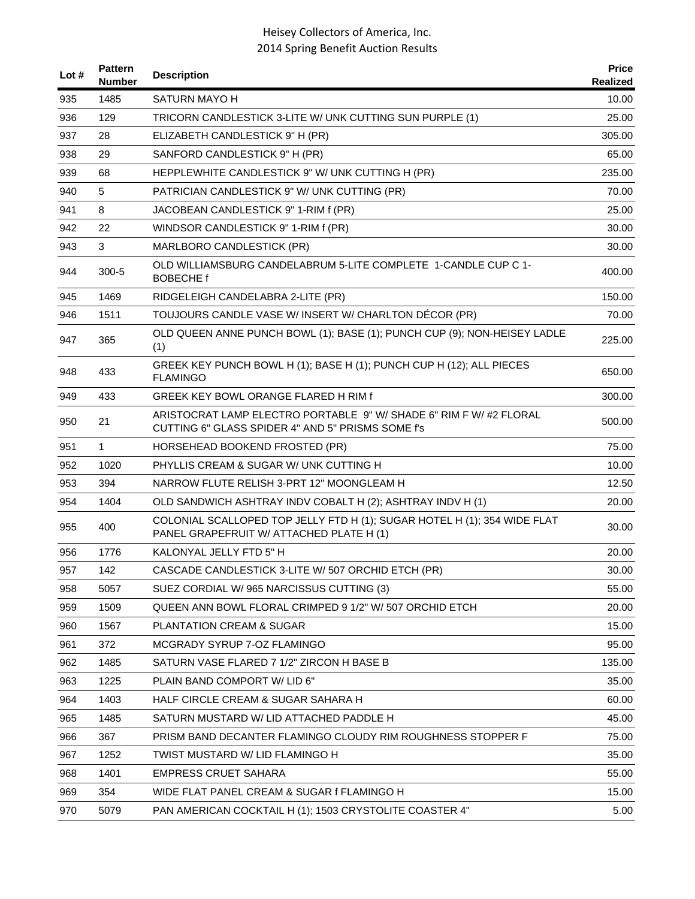# Heisey Collectors of America, Inc.
## 2014 Spring Benefit Auction Results

| Lot # | Pattern Number | Description | Price Realized |
|---|---|---|---|
| 935 | 1485 | SATURN MAYO H | 10.00 |
| 936 | 129 | TRICORN CANDLESTICK 3-LITE W/ UNK CUTTING SUN PURPLE (1) | 25.00 |
| 937 | 28 | ELIZABETH CANDLESTICK 9" H (PR) | 305.00 |
| 938 | 29 | SANFORD CANDLESTICK 9" H (PR) | 65.00 |
| 939 | 68 | HEPPLEWHITE CANDLESTICK 9" W/ UNK CUTTING H (PR) | 235.00 |
| 940 | 5 | PATRICIAN CANDLESTICK 9" W/ UNK CUTTING (PR) | 70.00 |
| 941 | 8 | JACOBEAN CANDLESTICK 9" 1-RIM f (PR) | 25.00 |
| 942 | 22 | WINDSOR CANDLESTICK 9" 1-RIM f (PR) | 30.00 |
| 943 | 3 | MARLBORO CANDLESTICK (PR) | 30.00 |
| 944 | 300-5 | OLD WILLIAMSBURG CANDELABRUM 5-LITE COMPLETE 1-CANDLE CUP C 1-BOBECHE f | 400.00 |
| 945 | 1469 | RIDGELEIGH CANDELABRA 2-LITE (PR) | 150.00 |
| 946 | 1511 | TOUJOURS CANDLE VASE W/ INSERT W/ CHARLTON DÉCOR (PR) | 70.00 |
| 947 | 365 | OLD QUEEN ANNE PUNCH BOWL (1); BASE (1); PUNCH CUP (9); NON-HEISEY LADLE (1) | 225.00 |
| 948 | 433 | GREEK KEY PUNCH BOWL H (1); BASE H (1); PUNCH CUP H (12); ALL PIECES FLAMINGO | 650.00 |
| 949 | 433 | GREEK KEY BOWL ORANGE FLARED H RIM f | 300.00 |
| 950 | 21 | ARISTOCRAT LAMP ELECTRO PORTABLE 9" W/ SHADE 6" RIM F W/ #2 FLORAL CUTTING 6" GLASS SPIDER 4" AND 5" PRISMS SOME f's | 500.00 |
| 951 | 1 | HORSEHEAD BOOKEND FROSTED (PR) | 75.00 |
| 952 | 1020 | PHYLLIS CREAM & SUGAR W/ UNK CUTTING H | 10.00 |
| 953 | 394 | NARROW FLUTE RELISH 3-PRT 12" MOONGLEAM H | 12.50 |
| 954 | 1404 | OLD SANDWICH ASHTRAY INDV COBALT H (2); ASHTRAY INDV H (1) | 20.00 |
| 955 | 400 | COLONIAL SCALLOPED TOP JELLY FTD H (1); SUGAR HOTEL H (1); 354 WIDE FLAT PANEL GRAPEFRUIT W/ ATTACHED PLATE H (1) | 30.00 |
| 956 | 1776 | KALONYAL JELLY FTD 5" H | 20.00 |
| 957 | 142 | CASCADE CANDLESTICK 3-LITE W/ 507 ORCHID ETCH (PR) | 30.00 |
| 958 | 5057 | SUEZ CORDIAL W/ 965 NARCISSUS CUTTING (3) | 55.00 |
| 959 | 1509 | QUEEN ANN BOWL FLORAL CRIMPED 9 1/2" W/ 507 ORCHID ETCH | 20.00 |
| 960 | 1567 | PLANTATION CREAM & SUGAR | 15.00 |
| 961 | 372 | MCGRADY SYRUP 7-OZ FLAMINGO | 95.00 |
| 962 | 1485 | SATURN VASE FLARED 7 1/2" ZIRCON H BASE B | 135.00 |
| 963 | 1225 | PLAIN BAND COMPORT W/ LID 6" | 35.00 |
| 964 | 1403 | HALF CIRCLE CREAM & SUGAR SAHARA H | 60.00 |
| 965 | 1485 | SATURN MUSTARD W/ LID ATTACHED PADDLE H | 45.00 |
| 966 | 367 | PRISM BAND DECANTER FLAMINGO CLOUDY RIM ROUGHNESS STOPPER F | 75.00 |
| 967 | 1252 | TWIST MUSTARD W/ LID FLAMINGO H | 35.00 |
| 968 | 1401 | EMPRESS CRUET SAHARA | 55.00 |
| 969 | 354 | WIDE FLAT PANEL CREAM & SUGAR f FLAMINGO H | 15.00 |
| 970 | 5079 | PAN AMERICAN COCKTAIL H (1); 1503 CRYSTOLITE COASTER 4" | 5.00 |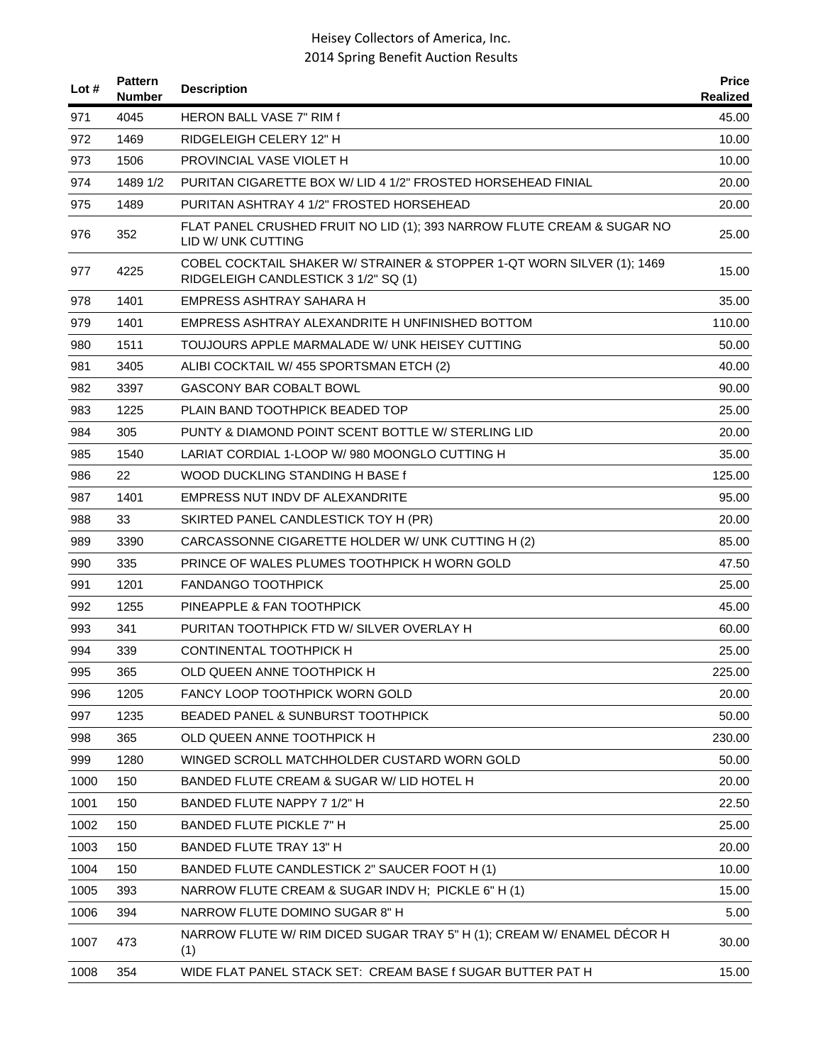| Lot # | Pattern Number | Description | Price Realized |
|---|---|---|---|
| 971 | 4045 | HERON BALL VASE 7" RIM f | 45.00 |
| 972 | 1469 | RIDGELEIGH CELERY 12" H | 10.00 |
| 973 | 1506 | PROVINCIAL VASE VIOLET H | 10.00 |
| 974 | 1489 1/2 | PURITAN CIGARETTE BOX W/ LID 4 1/2" FROSTED HORSEHEAD FINIAL | 20.00 |
| 975 | 1489 | PURITAN ASHTRAY 4 1/2" FROSTED HORSEHEAD | 20.00 |
| 976 | 352 | FLAT PANEL CRUSHED FRUIT NO LID (1); 393 NARROW FLUTE CREAM & SUGAR NO LID W/ UNK CUTTING | 25.00 |
| 977 | 4225 | COBEL COCKTAIL SHAKER W/ STRAINER & STOPPER 1-QT WORN SILVER (1); 1469 RIDGELEIGH CANDLESTICK 3 1/2" SQ (1) | 15.00 |
| 978 | 1401 | EMPRESS ASHTRAY SAHARA H | 35.00 |
| 979 | 1401 | EMPRESS ASHTRAY ALEXANDRITE H UNFINISHED BOTTOM | 110.00 |
| 980 | 1511 | TOUJOURS APPLE MARMALADE W/ UNK HEISEY CUTTING | 50.00 |
| 981 | 3405 | ALIBI COCKTAIL W/ 455 SPORTSMAN ETCH (2) | 40.00 |
| 982 | 3397 | GASCONY BAR COBALT BOWL | 90.00 |
| 983 | 1225 | PLAIN BAND TOOTHPICK BEADED TOP | 25.00 |
| 984 | 305 | PUNTY & DIAMOND POINT SCENT BOTTLE W/ STERLING LID | 20.00 |
| 985 | 1540 | LARIAT CORDIAL 1-LOOP W/ 980 MOONGLO CUTTING H | 35.00 |
| 986 | 22 | WOOD DUCKLING STANDING H BASE f | 125.00 |
| 987 | 1401 | EMPRESS NUT INDV DF ALEXANDRITE | 95.00 |
| 988 | 33 | SKIRTED PANEL CANDLESTICK TOY H (PR) | 20.00 |
| 989 | 3390 | CARCASSONNE CIGARETTE HOLDER W/ UNK CUTTING H (2) | 85.00 |
| 990 | 335 | PRINCE OF WALES PLUMES TOOTHPICK H WORN GOLD | 47.50 |
| 991 | 1201 | FANDANGO TOOTHPICK | 25.00 |
| 992 | 1255 | PINEAPPLE & FAN TOOTHPICK | 45.00 |
| 993 | 341 | PURITAN TOOTHPICK FTD W/ SILVER OVERLAY H | 60.00 |
| 994 | 339 | CONTINENTAL TOOTHPICK H | 25.00 |
| 995 | 365 | OLD QUEEN ANNE TOOTHPICK H | 225.00 |
| 996 | 1205 | FANCY LOOP TOOTHPICK WORN GOLD | 20.00 |
| 997 | 1235 | BEADED PANEL & SUNBURST TOOTHPICK | 50.00 |
| 998 | 365 | OLD QUEEN ANNE TOOTHPICK H | 230.00 |
| 999 | 1280 | WINGED SCROLL MATCHHOLDER CUSTARD WORN GOLD | 50.00 |
| 1000 | 150 | BANDED FLUTE CREAM & SUGAR W/ LID HOTEL H | 20.00 |
| 1001 | 150 | BANDED FLUTE NAPPY 7 1/2" H | 22.50 |
| 1002 | 150 | BANDED FLUTE PICKLE 7" H | 25.00 |
| 1003 | 150 | BANDED FLUTE TRAY 13" H | 20.00 |
| 1004 | 150 | BANDED FLUTE CANDLESTICK 2" SAUCER FOOT H (1) | 10.00 |
| 1005 | 393 | NARROW FLUTE CREAM & SUGAR INDV H; PICKLE 6" H (1) | 15.00 |
| 1006 | 394 | NARROW FLUTE DOMINO SUGAR 8" H | 5.00 |
| 1007 | 473 | NARROW FLUTE W/ RIM DICED SUGAR TRAY 5" H (1); CREAM W/ ENAMEL DÉCOR H (1) | 30.00 |
| 1008 | 354 | WIDE FLAT PANEL STACK SET: CREAM BASE f SUGAR BUTTER PAT H | 15.00 |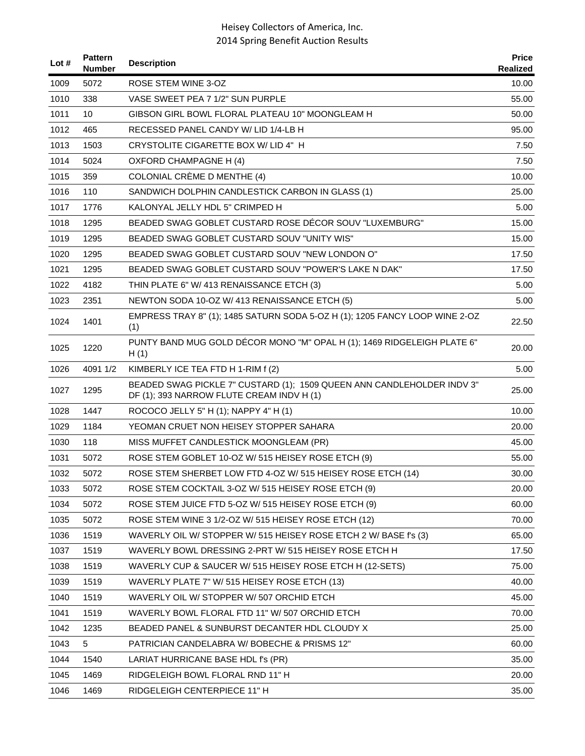| Lot # | Pattern Number | Description | Price Realized |
|---|---|---|---|
| 1009 | 5072 | ROSE STEM WINE 3-OZ | 10.00 |
| 1010 | 338 | VASE SWEET PEA 7 1/2" SUN PURPLE | 55.00 |
| 1011 | 10 | GIBSON GIRL BOWL FLORAL PLATEAU 10" MOONGLEAM H | 50.00 |
| 1012 | 465 | RECESSED PANEL CANDY W/ LID 1/4-LB H | 95.00 |
| 1013 | 1503 | CRYSTOLITE CIGARETTE BOX W/ LID 4" H | 7.50 |
| 1014 | 5024 | OXFORD CHAMPAGNE H (4) | 7.50 |
| 1015 | 359 | COLONIAL CRÈME D MENTHE (4) | 10.00 |
| 1016 | 110 | SANDWICH DOLPHIN CANDLESTICK CARBON IN GLASS (1) | 25.00 |
| 1017 | 1776 | KALONYAL JELLY HDL 5" CRIMPED H | 5.00 |
| 1018 | 1295 | BEADED SWAG GOBLET CUSTARD ROSE DÉCOR SOUV "LUXEMBURG" | 15.00 |
| 1019 | 1295 | BEADED SWAG GOBLET CUSTARD SOUV "UNITY WIS" | 15.00 |
| 1020 | 1295 | BEADED SWAG GOBLET CUSTARD SOUV "NEW LONDON O" | 17.50 |
| 1021 | 1295 | BEADED SWAG GOBLET CUSTARD SOUV "POWER'S LAKE N DAK" | 17.50 |
| 1022 | 4182 | THIN PLATE 6" W/ 413 RENAISSANCE ETCH (3) | 5.00 |
| 1023 | 2351 | NEWTON SODA 10-OZ W/ 413 RENAISSANCE ETCH (5) | 5.00 |
| 1024 | 1401 | EMPRESS TRAY 8" (1); 1485 SATURN SODA 5-OZ H (1); 1205 FANCY LOOP WINE 2-OZ (1) | 22.50 |
| 1025 | 1220 | PUNTY BAND MUG GOLD DÉCOR MONO "M" OPAL H (1); 1469 RIDGELEIGH PLATE 6" H (1) | 20.00 |
| 1026 | 4091 1/2 | KIMBERLY ICE TEA FTD H 1-RIM f (2) | 5.00 |
| 1027 | 1295 | BEADED SWAG PICKLE 7" CUSTARD (1); 1509 QUEEN ANN CANDLEHOLDER INDV 3" DF (1); 393 NARROW FLUTE CREAM INDV H (1) | 25.00 |
| 1028 | 1447 | ROCOCO JELLY 5" H (1); NAPPY 4" H (1) | 10.00 |
| 1029 | 1184 | YEOMAN CRUET NON HEISEY STOPPER SAHARA | 20.00 |
| 1030 | 118 | MISS MUFFET CANDLESTICK MOONGLEAM (PR) | 45.00 |
| 1031 | 5072 | ROSE STEM GOBLET 10-OZ W/ 515 HEISEY ROSE ETCH (9) | 55.00 |
| 1032 | 5072 | ROSE STEM SHERBET LOW FTD 4-OZ W/ 515 HEISEY ROSE ETCH (14) | 30.00 |
| 1033 | 5072 | ROSE STEM COCKTAIL 3-OZ W/ 515 HEISEY ROSE ETCH (9) | 20.00 |
| 1034 | 5072 | ROSE STEM JUICE FTD 5-OZ W/ 515 HEISEY ROSE ETCH (9) | 60.00 |
| 1035 | 5072 | ROSE STEM WINE 3 1/2-OZ W/ 515 HEISEY ROSE ETCH (12) | 70.00 |
| 1036 | 1519 | WAVERLY OIL W/ STOPPER W/ 515 HEISEY ROSE ETCH 2 W/ BASE f's (3) | 65.00 |
| 1037 | 1519 | WAVERLY BOWL DRESSING 2-PRT W/ 515 HEISEY ROSE ETCH H | 17.50 |
| 1038 | 1519 | WAVERLY CUP & SAUCER W/ 515 HEISEY ROSE ETCH H (12-SETS) | 75.00 |
| 1039 | 1519 | WAVERLY PLATE 7" W/ 515 HEISEY ROSE ETCH (13) | 40.00 |
| 1040 | 1519 | WAVERLY OIL W/ STOPPER W/ 507 ORCHID ETCH | 45.00 |
| 1041 | 1519 | WAVERLY BOWL FLORAL FTD 11" W/ 507 ORCHID ETCH | 70.00 |
| 1042 | 1235 | BEADED PANEL & SUNBURST DECANTER HDL CLOUDY X | 25.00 |
| 1043 | 5 | PATRICIAN CANDELABRA W/ BOBECHE & PRISMS 12" | 60.00 |
| 1044 | 1540 | LARIAT HURRICANE BASE HDL f's (PR) | 35.00 |
| 1045 | 1469 | RIDGELEIGH BOWL FLORAL RND 11" H | 20.00 |
| 1046 | 1469 | RIDGELEIGH CENTERPIECE 11" H | 35.00 |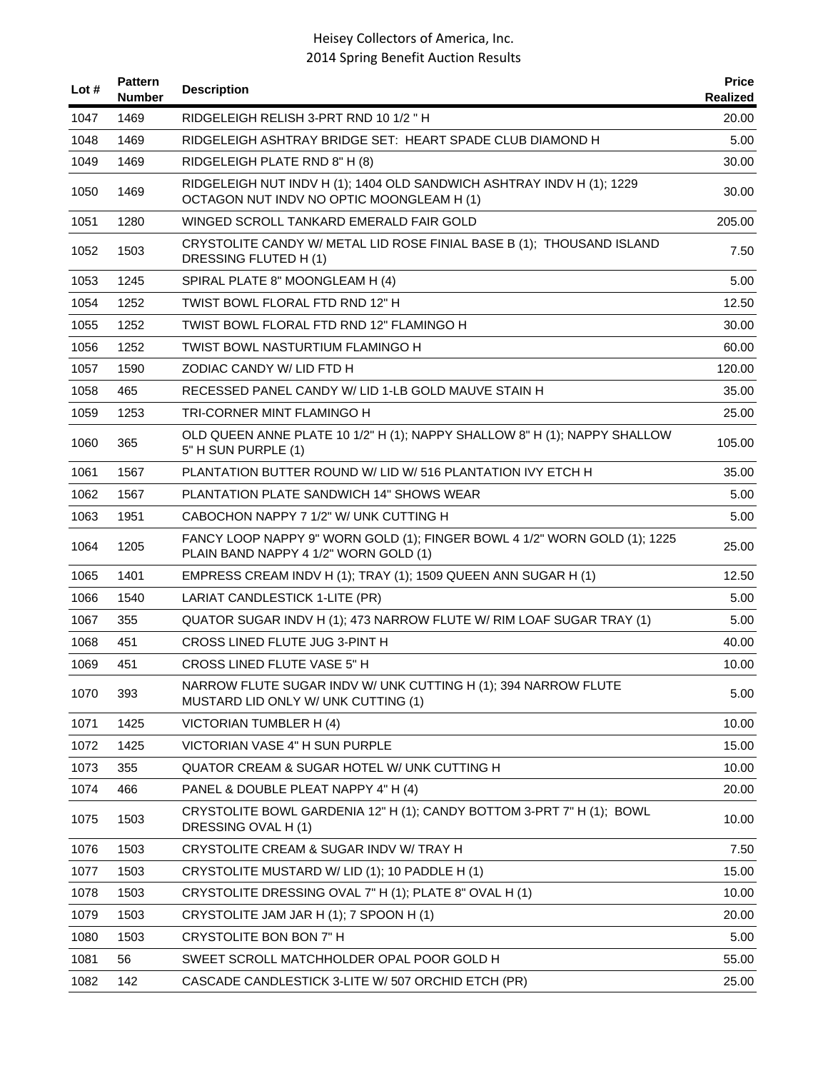# Heisey Collectors of America, Inc.
## 2014 Spring Benefit Auction Results

| Lot # | Pattern Number | Description | Price Realized |
|---|---|---|---|
| 1047 | 1469 | RIDGELEIGH RELISH 3-PRT RND 10 1/2 " H | 20.00 |
| 1048 | 1469 | RIDGELEIGH ASHTRAY BRIDGE SET: HEART SPADE CLUB DIAMOND H | 5.00 |
| 1049 | 1469 | RIDGELEIGH PLATE RND 8" H (8) | 30.00 |
| 1050 | 1469 | RIDGELEIGH NUT INDV H (1); 1404 OLD SANDWICH ASHTRAY INDV H (1); 1229 OCTAGON NUT INDV NO OPTIC MOONGLEAM H (1) | 30.00 |
| 1051 | 1280 | WINGED SCROLL TANKARD EMERALD FAIR GOLD | 205.00 |
| 1052 | 1503 | CRYSTOLITE CANDY W/ METAL LID ROSE FINIAL BASE B (1); THOUSAND ISLAND DRESSING FLUTED H (1) | 7.50 |
| 1053 | 1245 | SPIRAL PLATE 8" MOONGLEAM H (4) | 5.00 |
| 1054 | 1252 | TWIST BOWL FLORAL FTD RND 12" H | 12.50 |
| 1055 | 1252 | TWIST BOWL FLORAL FTD RND 12" FLAMINGO H | 30.00 |
| 1056 | 1252 | TWIST BOWL NASTURTIUM FLAMINGO H | 60.00 |
| 1057 | 1590 | ZODIAC CANDY W/ LID FTD H | 120.00 |
| 1058 | 465 | RECESSED PANEL CANDY W/ LID 1-LB GOLD MAUVE STAIN H | 35.00 |
| 1059 | 1253 | TRI-CORNER MINT FLAMINGO H | 25.00 |
| 1060 | 365 | OLD QUEEN ANNE PLATE 10 1/2" H (1); NAPPY SHALLOW 8" H (1); NAPPY SHALLOW 5" H SUN PURPLE (1) | 105.00 |
| 1061 | 1567 | PLANTATION BUTTER ROUND W/ LID W/ 516 PLANTATION IVY ETCH H | 35.00 |
| 1062 | 1567 | PLANTATION PLATE SANDWICH 14" SHOWS WEAR | 5.00 |
| 1063 | 1951 | CABOCHON NAPPY 7 1/2" W/ UNK CUTTING H | 5.00 |
| 1064 | 1205 | FANCY LOOP NAPPY 9" WORN GOLD (1); FINGER BOWL 4 1/2" WORN GOLD (1); 1225 PLAIN BAND NAPPY 4 1/2" WORN GOLD (1) | 25.00 |
| 1065 | 1401 | EMPRESS CREAM INDV H (1); TRAY (1); 1509 QUEEN ANN SUGAR H (1) | 12.50 |
| 1066 | 1540 | LARIAT CANDLESTICK 1-LITE (PR) | 5.00 |
| 1067 | 355 | QUATOR SUGAR INDV H (1); 473 NARROW FLUTE W/ RIM LOAF SUGAR TRAY (1) | 5.00 |
| 1068 | 451 | CROSS LINED FLUTE JUG 3-PINT H | 40.00 |
| 1069 | 451 | CROSS LINED FLUTE VASE 5" H | 10.00 |
| 1070 | 393 | NARROW FLUTE SUGAR INDV W/ UNK CUTTING H (1); 394 NARROW FLUTE MUSTARD LID ONLY W/ UNK CUTTING (1) | 5.00 |
| 1071 | 1425 | VICTORIAN TUMBLER H (4) | 10.00 |
| 1072 | 1425 | VICTORIAN VASE 4" H SUN PURPLE | 15.00 |
| 1073 | 355 | QUATOR CREAM & SUGAR HOTEL W/ UNK CUTTING H | 10.00 |
| 1074 | 466 | PANEL & DOUBLE PLEAT NAPPY 4" H (4) | 20.00 |
| 1075 | 1503 | CRYSTOLITE BOWL GARDENIA 12" H (1); CANDY BOTTOM 3-PRT 7" H (1); BOWL DRESSING OVAL H (1) | 10.00 |
| 1076 | 1503 | CRYSTOLITE CREAM & SUGAR INDV W/ TRAY H | 7.50 |
| 1077 | 1503 | CRYSTOLITE MUSTARD W/ LID (1); 10 PADDLE H (1) | 15.00 |
| 1078 | 1503 | CRYSTOLITE DRESSING OVAL 7" H (1); PLATE 8" OVAL H (1) | 10.00 |
| 1079 | 1503 | CRYSTOLITE JAM JAR H (1); 7 SPOON H (1) | 20.00 |
| 1080 | 1503 | CRYSTOLITE BON BON 7" H | 5.00 |
| 1081 | 56 | SWEET SCROLL MATCHHOLDER OPAL POOR GOLD H | 55.00 |
| 1082 | 142 | CASCADE CANDLESTICK 3-LITE W/ 507 ORCHID ETCH (PR) | 25.00 |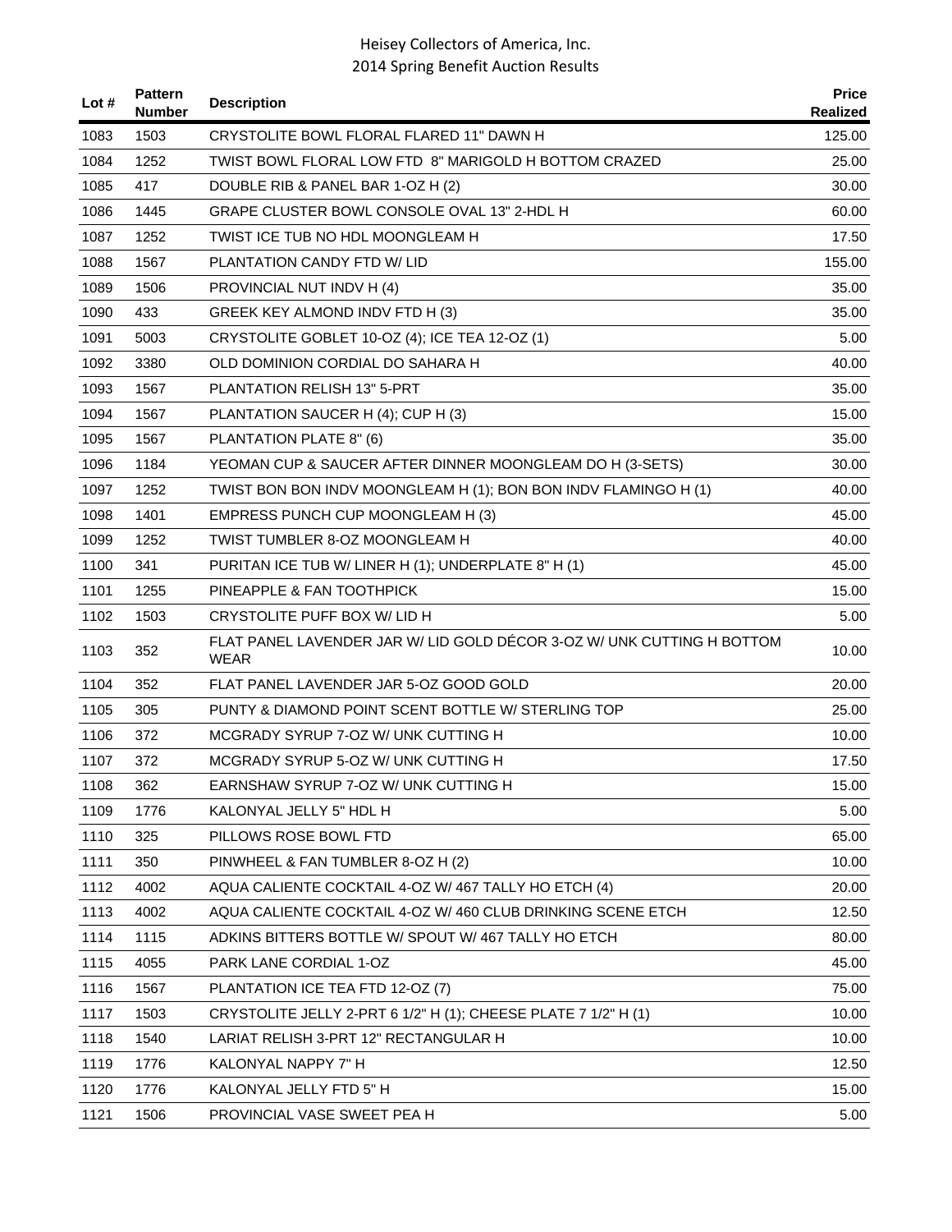| Lot # | Pattern Number | Description | Price Realized |
|---|---|---|---|
| 1083 | 1503 | CRYSTOLITE BOWL FLORAL FLARED 11" DAWN H | 125.00 |
| 1084 | 1252 | TWIST BOWL FLORAL LOW FTD 8" MARIGOLD H BOTTOM CRAZED | 25.00 |
| 1085 | 417 | DOUBLE RIB & PANEL BAR 1-OZ H (2) | 30.00 |
| 1086 | 1445 | GRAPE CLUSTER BOWL CONSOLE OVAL 13" 2-HDL H | 60.00 |
| 1087 | 1252 | TWIST ICE TUB NO HDL MOONGLEAM H | 17.50 |
| 1088 | 1567 | PLANTATION CANDY FTD W/ LID | 155.00 |
| 1089 | 1506 | PROVINCIAL NUT INDV H (4) | 35.00 |
| 1090 | 433 | GREEK KEY ALMOND INDV FTD H (3) | 35.00 |
| 1091 | 5003 | CRYSTOLITE GOBLET 10-OZ (4); ICE TEA 12-OZ (1) | 5.00 |
| 1092 | 3380 | OLD DOMINION CORDIAL DO SAHARA H | 40.00 |
| 1093 | 1567 | PLANTATION RELISH 13" 5-PRT | 35.00 |
| 1094 | 1567 | PLANTATION SAUCER H (4); CUP H (3) | 15.00 |
| 1095 | 1567 | PLANTATION PLATE 8" (6) | 35.00 |
| 1096 | 1184 | YEOMAN CUP & SAUCER AFTER DINNER MOONGLEAM DO H (3-SETS) | 30.00 |
| 1097 | 1252 | TWIST BON BON INDV MOONGLEAM H (1); BON BON INDV FLAMINGO H (1) | 40.00 |
| 1098 | 1401 | EMPRESS PUNCH CUP MOONGLEAM H (3) | 45.00 |
| 1099 | 1252 | TWIST TUMBLER 8-OZ MOONGLEAM H | 40.00 |
| 1100 | 341 | PURITAN ICE TUB W/ LINER H (1); UNDERPLATE 8" H (1) | 45.00 |
| 1101 | 1255 | PINEAPPLE & FAN TOOTHPICK | 15.00 |
| 1102 | 1503 | CRYSTOLITE PUFF BOX W/ LID H | 5.00 |
| 1103 | 352 | FLAT PANEL LAVENDER JAR W/ LID GOLD DÉCOR 3-OZ W/ UNK CUTTING H BOTTOM WEAR | 10.00 |
| 1104 | 352 | FLAT PANEL LAVENDER JAR 5-OZ GOOD GOLD | 20.00 |
| 1105 | 305 | PUNTY & DIAMOND POINT SCENT BOTTLE W/ STERLING TOP | 25.00 |
| 1106 | 372 | MCGRADY SYRUP 7-OZ W/ UNK CUTTING H | 10.00 |
| 1107 | 372 | MCGRADY SYRUP 5-OZ W/ UNK CUTTING H | 17.50 |
| 1108 | 362 | EARNSHAW SYRUP 7-OZ W/ UNK CUTTING H | 15.00 |
| 1109 | 1776 | KALONYAL JELLY 5" HDL H | 5.00 |
| 1110 | 325 | PILLOWS ROSE BOWL FTD | 65.00 |
| 1111 | 350 | PINWHEEL & FAN TUMBLER 8-OZ H (2) | 10.00 |
| 1112 | 4002 | AQUA CALIENTE COCKTAIL 4-OZ W/ 467 TALLY HO ETCH (4) | 20.00 |
| 1113 | 4002 | AQUA CALIENTE COCKTAIL 4-OZ W/ 460 CLUB DRINKING SCENE ETCH | 12.50 |
| 1114 | 1115 | ADKINS BITTERS BOTTLE W/ SPOUT W/ 467 TALLY HO ETCH | 80.00 |
| 1115 | 4055 | PARK LANE CORDIAL 1-OZ | 45.00 |
| 1116 | 1567 | PLANTATION ICE TEA FTD 12-OZ (7) | 75.00 |
| 1117 | 1503 | CRYSTOLITE JELLY 2-PRT 6 1/2" H (1); CHEESE PLATE 7 1/2" H (1) | 10.00 |
| 1118 | 1540 | LARIAT RELISH 3-PRT 12" RECTANGULAR H | 10.00 |
| 1119 | 1776 | KALONYAL NAPPY 7" H | 12.50 |
| 1120 | 1776 | KALONYAL JELLY FTD 5" H | 15.00 |
| 1121 | 1506 | PROVINCIAL VASE SWEET PEA H | 5.00 |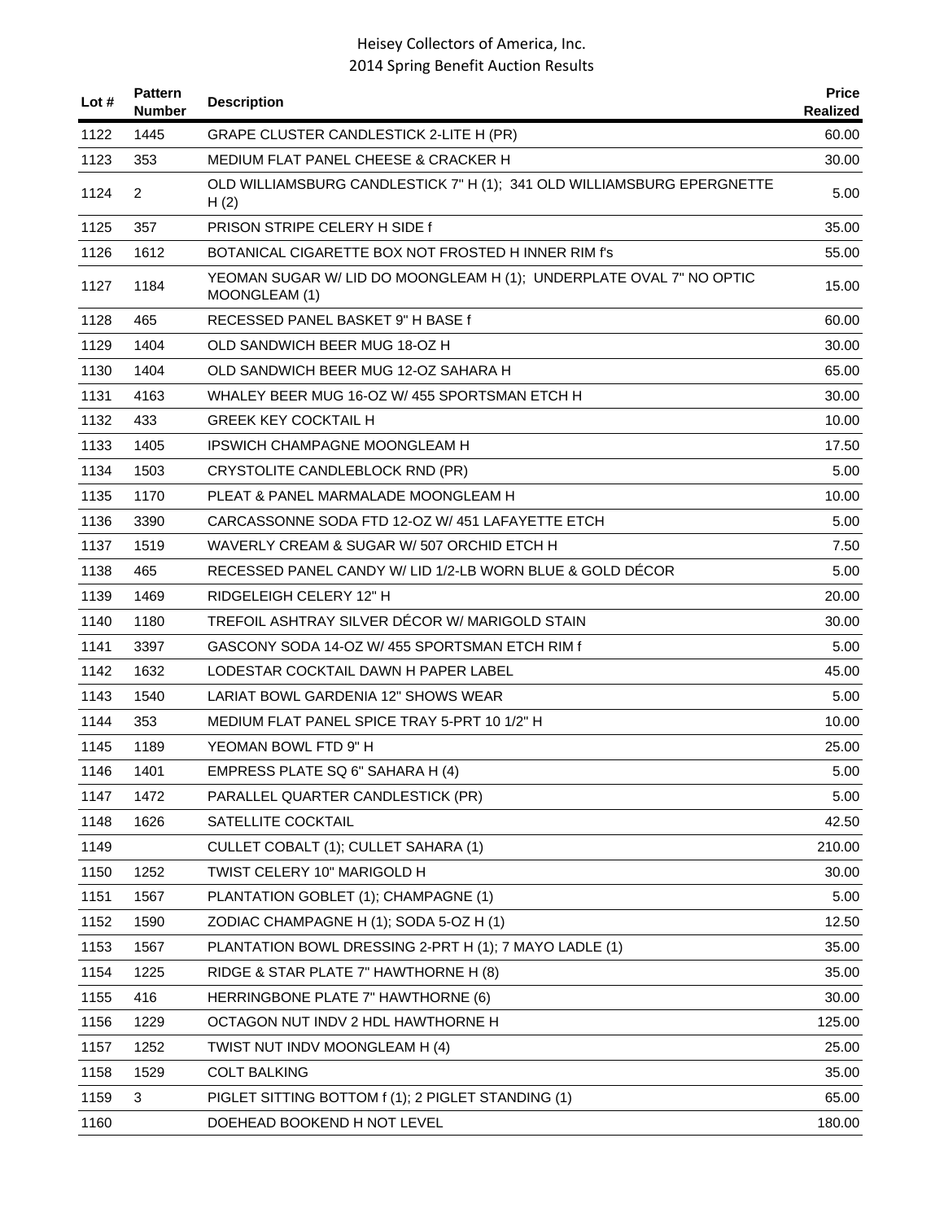| Lot # | Pattern Number | Description | Price Realized |
|---|---|---|---|
| 1122 | 1445 | GRAPE CLUSTER CANDLESTICK 2-LITE H (PR) | 60.00 |
| 1123 | 353 | MEDIUM FLAT PANEL CHEESE & CRACKER H | 30.00 |
| 1124 | 2 | OLD WILLIAMSBURG CANDLESTICK 7" H (1); 341 OLD WILLIAMSBURG EPERGNETTE H (2) | 5.00 |
| 1125 | 357 | PRISON STRIPE CELERY H SIDE f | 35.00 |
| 1126 | 1612 | BOTANICAL CIGARETTE BOX NOT FROSTED H INNER RIM f's | 55.00 |
| 1127 | 1184 | YEOMAN SUGAR W/ LID DO MOONGLEAM H (1); UNDERPLATE OVAL 7" NO OPTIC MOONGLEAM (1) | 15.00 |
| 1128 | 465 | RECESSED PANEL BASKET 9" H BASE f | 60.00 |
| 1129 | 1404 | OLD SANDWICH BEER MUG 18-OZ H | 30.00 |
| 1130 | 1404 | OLD SANDWICH BEER MUG 12-OZ SAHARA H | 65.00 |
| 1131 | 4163 | WHALEY BEER MUG 16-OZ W/ 455 SPORTSMAN ETCH H | 30.00 |
| 1132 | 433 | GREEK KEY COCKTAIL H | 10.00 |
| 1133 | 1405 | IPSWICH CHAMPAGNE MOONGLEAM H | 17.50 |
| 1134 | 1503 | CRYSTOLITE CANDLEBLOCK RND (PR) | 5.00 |
| 1135 | 1170 | PLEAT & PANEL MARMALADE MOONGLEAM H | 10.00 |
| 1136 | 3390 | CARCASSONNE SODA FTD 12-OZ W/ 451 LAFAYETTE ETCH | 5.00 |
| 1137 | 1519 | WAVERLY CREAM & SUGAR W/ 507 ORCHID ETCH H | 7.50 |
| 1138 | 465 | RECESSED PANEL CANDY W/ LID 1/2-LB WORN BLUE & GOLD DÉCOR | 5.00 |
| 1139 | 1469 | RIDGELEIGH CELERY 12" H | 20.00 |
| 1140 | 1180 | TREFOIL ASHTRAY SILVER DÉCOR W/ MARIGOLD STAIN | 30.00 |
| 1141 | 3397 | GASCONY SODA 14-OZ W/ 455 SPORTSMAN ETCH RIM f | 5.00 |
| 1142 | 1632 | LODESTAR COCKTAIL DAWN H PAPER LABEL | 45.00 |
| 1143 | 1540 | LARIAT BOWL GARDENIA 12" SHOWS WEAR | 5.00 |
| 1144 | 353 | MEDIUM FLAT PANEL SPICE TRAY 5-PRT 10 1/2" H | 10.00 |
| 1145 | 1189 | YEOMAN BOWL FTD 9" H | 25.00 |
| 1146 | 1401 | EMPRESS PLATE SQ 6" SAHARA H (4) | 5.00 |
| 1147 | 1472 | PARALLEL QUARTER CANDLESTICK (PR) | 5.00 |
| 1148 | 1626 | SATELLITE COCKTAIL | 42.50 |
| 1149 | | CULLET COBALT (1); CULLET SAHARA (1) | 210.00 |
| 1150 | 1252 | TWIST CELERY 10" MARIGOLD H | 30.00 |
| 1151 | 1567 | PLANTATION GOBLET (1); CHAMPAGNE (1) | 5.00 |
| 1152 | 1590 | ZODIAC CHAMPAGNE H (1); SODA 5-OZ H (1) | 12.50 |
| 1153 | 1567 | PLANTATION BOWL DRESSING 2-PRT H (1); 7 MAYO LADLE (1) | 35.00 |
| 1154 | 1225 | RIDGE & STAR PLATE 7" HAWTHORNE H (8) | 35.00 |
| 1155 | 416 | HERRINGBONE PLATE 7" HAWTHORNE (6) | 30.00 |
| 1156 | 1229 | OCTAGON NUT INDV 2 HDL HAWTHORNE H | 125.00 |
| 1157 | 1252 | TWIST NUT INDV MOONGLEAM H (4) | 25.00 |
| 1158 | 1529 | COLT BALKING | 35.00 |
| 1159 | 3 | PIGLET SITTING BOTTOM f (1); 2 PIGLET STANDING (1) | 65.00 |
| 1160 | | DOEHEAD BOOKEND H NOT LEVEL | 180.00 |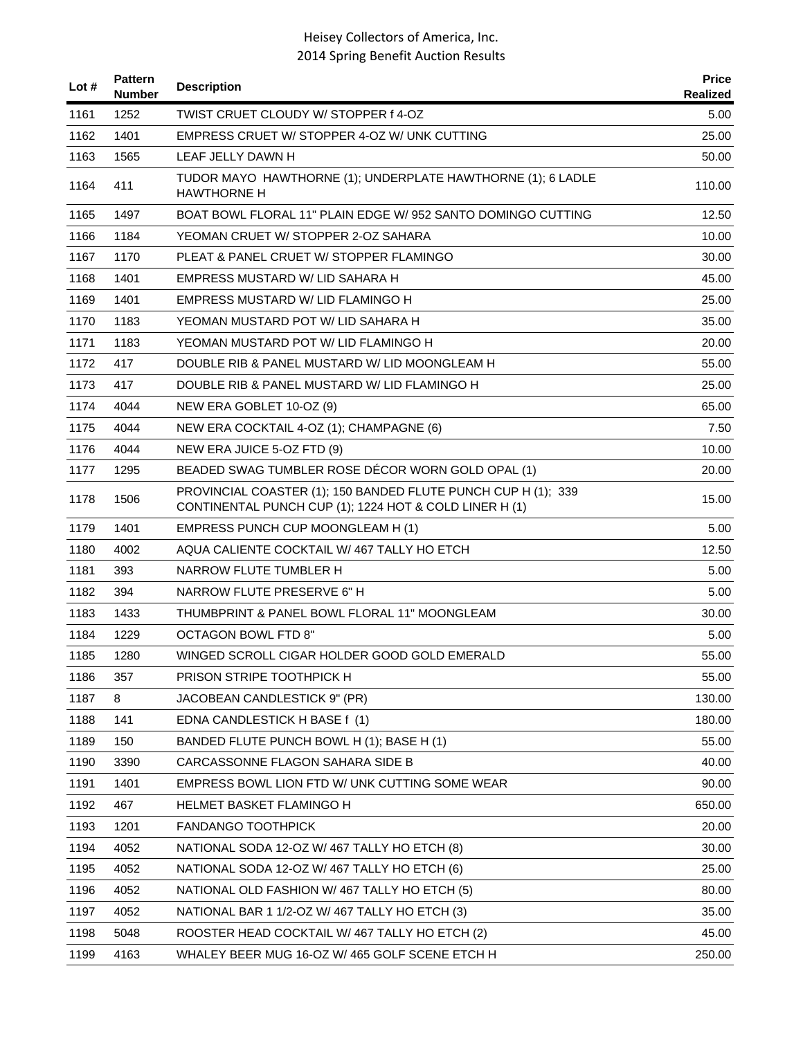| Lot # | Pattern Number | Description | Price Realized |
|---|---|---|---|
| 1161 | 1252 | TWIST CRUET CLOUDY W/ STOPPER f 4-OZ | 5.00 |
| 1162 | 1401 | EMPRESS CRUET W/ STOPPER 4-OZ W/ UNK CUTTING | 25.00 |
| 1163 | 1565 | LEAF JELLY DAWN H | 50.00 |
| 1164 | 411 | TUDOR MAYO HAWTHORNE (1); UNDERPLATE HAWTHORNE (1); 6 LADLE HAWTHORNE H | 110.00 |
| 1165 | 1497 | BOAT BOWL FLORAL 11" PLAIN EDGE W/ 952 SANTO DOMINGO CUTTING | 12.50 |
| 1166 | 1184 | YEOMAN CRUET W/ STOPPER 2-OZ SAHARA | 10.00 |
| 1167 | 1170 | PLEAT & PANEL CRUET W/ STOPPER FLAMINGO | 30.00 |
| 1168 | 1401 | EMPRESS MUSTARD W/ LID SAHARA H | 45.00 |
| 1169 | 1401 | EMPRESS MUSTARD W/ LID FLAMINGO H | 25.00 |
| 1170 | 1183 | YEOMAN MUSTARD POT W/ LID SAHARA H | 35.00 |
| 1171 | 1183 | YEOMAN MUSTARD POT W/ LID FLAMINGO H | 20.00 |
| 1172 | 417 | DOUBLE RIB & PANEL MUSTARD W/ LID MOONGLEAM H | 55.00 |
| 1173 | 417 | DOUBLE RIB & PANEL MUSTARD W/ LID FLAMINGO H | 25.00 |
| 1174 | 4044 | NEW ERA GOBLET 10-OZ (9) | 65.00 |
| 1175 | 4044 | NEW ERA COCKTAIL 4-OZ (1); CHAMPAGNE (6) | 7.50 |
| 1176 | 4044 | NEW ERA JUICE 5-OZ FTD (9) | 10.00 |
| 1177 | 1295 | BEADED SWAG TUMBLER ROSE DÉCOR WORN GOLD OPAL (1) | 20.00 |
| 1178 | 1506 | PROVINCIAL COASTER (1); 150 BANDED FLUTE PUNCH CUP H (1); 339 CONTINENTAL PUNCH CUP (1); 1224 HOT & COLD LINER H (1) | 15.00 |
| 1179 | 1401 | EMPRESS PUNCH CUP MOONGLEAM H (1) | 5.00 |
| 1180 | 4002 | AQUA CALIENTE COCKTAIL W/ 467 TALLY HO ETCH | 12.50 |
| 1181 | 393 | NARROW FLUTE TUMBLER H | 5.00 |
| 1182 | 394 | NARROW FLUTE PRESERVE 6" H | 5.00 |
| 1183 | 1433 | THUMBPRINT & PANEL BOWL FLORAL 11" MOONGLEAM | 30.00 |
| 1184 | 1229 | OCTAGON BOWL FTD 8" | 5.00 |
| 1185 | 1280 | WINGED SCROLL CIGAR HOLDER GOOD GOLD EMERALD | 55.00 |
| 1186 | 357 | PRISON STRIPE TOOTHPICK H | 55.00 |
| 1187 | 8 | JACOBEAN CANDLESTICK 9" (PR) | 130.00 |
| 1188 | 141 | EDNA CANDLESTICK H BASE f (1) | 180.00 |
| 1189 | 150 | BANDED FLUTE PUNCH BOWL H (1); BASE H (1) | 55.00 |
| 1190 | 3390 | CARCASSONNE FLAGON SAHARA SIDE B | 40.00 |
| 1191 | 1401 | EMPRESS BOWL LION FTD W/ UNK CUTTING SOME WEAR | 90.00 |
| 1192 | 467 | HELMET BASKET FLAMINGO H | 650.00 |
| 1193 | 1201 | FANDANGO TOOTHPICK | 20.00 |
| 1194 | 4052 | NATIONAL SODA 12-OZ W/ 467 TALLY HO ETCH (8) | 30.00 |
| 1195 | 4052 | NATIONAL SODA 12-OZ W/ 467 TALLY HO ETCH (6) | 25.00 |
| 1196 | 4052 | NATIONAL OLD FASHION W/ 467 TALLY HO ETCH (5) | 80.00 |
| 1197 | 4052 | NATIONAL BAR 1 1/2-OZ W/ 467 TALLY HO ETCH (3) | 35.00 |
| 1198 | 5048 | ROOSTER HEAD COCKTAIL W/ 467 TALLY HO ETCH (2) | 45.00 |
| 1199 | 4163 | WHALEY BEER MUG 16-OZ W/ 465 GOLF SCENE ETCH H | 250.00 |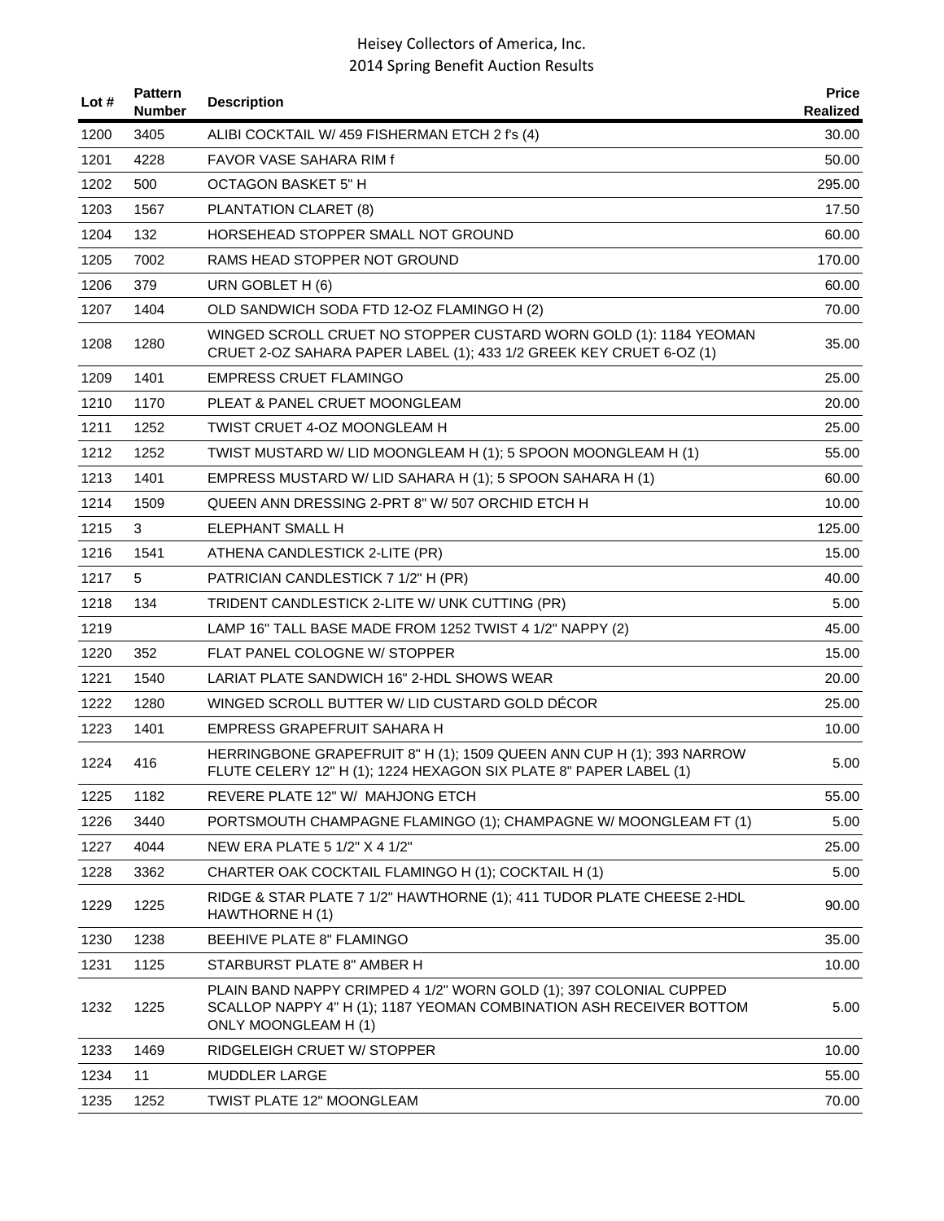# Heisey Collectors of America, Inc.
## 2014 Spring Benefit Auction Results

| Lot # | Pattern Number | Description | Price Realized |
|---|---|---|---|
| 1200 | 3405 | ALIBI COCKTAIL W/ 459 FISHERMAN ETCH 2 f's (4) | 30.00 |
| 1201 | 4228 | FAVOR VASE SAHARA RIM f | 50.00 |
| 1202 | 500 | OCTAGON BASKET 5" H | 295.00 |
| 1203 | 1567 | PLANTATION CLARET (8) | 17.50 |
| 1204 | 132 | HORSEHEAD STOPPER SMALL NOT GROUND | 60.00 |
| 1205 | 7002 | RAMS HEAD STOPPER NOT GROUND | 170.00 |
| 1206 | 379 | URN GOBLET H (6) | 60.00 |
| 1207 | 1404 | OLD SANDWICH SODA FTD 12-OZ FLAMINGO H (2) | 70.00 |
| 1208 | 1280 | WINGED SCROLL CRUET NO STOPPER CUSTARD WORN GOLD (1): 1184 YEOMAN CRUET 2-OZ SAHARA PAPER LABEL (1); 433 1/2 GREEK KEY CRUET 6-OZ (1) | 35.00 |
| 1209 | 1401 | EMPRESS CRUET FLAMINGO | 25.00 |
| 1210 | 1170 | PLEAT & PANEL CRUET MOONGLEAM | 20.00 |
| 1211 | 1252 | TWIST CRUET 4-OZ MOONGLEAM H | 25.00 |
| 1212 | 1252 | TWIST MUSTARD W/ LID MOONGLEAM H (1); 5 SPOON MOONGLEAM H (1) | 55.00 |
| 1213 | 1401 | EMPRESS MUSTARD W/ LID SAHARA H (1); 5 SPOON SAHARA H (1) | 60.00 |
| 1214 | 1509 | QUEEN ANN DRESSING 2-PRT 8" W/ 507 ORCHID ETCH H | 10.00 |
| 1215 | 3 | ELEPHANT SMALL H | 125.00 |
| 1216 | 1541 | ATHENA CANDLESTICK 2-LITE (PR) | 15.00 |
| 1217 | 5 | PATRICIAN CANDLESTICK 7 1/2" H (PR) | 40.00 |
| 1218 | 134 | TRIDENT CANDLESTICK 2-LITE W/ UNK CUTTING (PR) | 5.00 |
| 1219 | | LAMP 16" TALL BASE MADE FROM 1252 TWIST 4 1/2" NAPPY (2) | 45.00 |
| 1220 | 352 | FLAT PANEL COLOGNE W/ STOPPER | 15.00 |
| 1221 | 1540 | LARIAT PLATE SANDWICH 16" 2-HDL SHOWS WEAR | 20.00 |
| 1222 | 1280 | WINGED SCROLL BUTTER W/ LID CUSTARD GOLD DÉCOR | 25.00 |
| 1223 | 1401 | EMPRESS GRAPEFRUIT SAHARA H | 10.00 |
| 1224 | 416 | HERRINGBONE GRAPEFRUIT 8" H (1); 1509 QUEEN ANN CUP H (1); 393 NARROW FLUTE CELERY 12" H (1); 1224 HEXAGON SIX PLATE 8" PAPER LABEL (1) | 5.00 |
| 1225 | 1182 | REVERE PLATE 12" W/ MAHJONG ETCH | 55.00 |
| 1226 | 3440 | PORTSMOUTH CHAMPAGNE FLAMINGO (1); CHAMPAGNE W/ MOONGLEAM FT (1) | 5.00 |
| 1227 | 4044 | NEW ERA PLATE 5 1/2" X 4 1/2" | 25.00 |
| 1228 | 3362 | CHARTER OAK COCKTAIL FLAMINGO H (1); COCKTAIL H (1) | 5.00 |
| 1229 | 1225 | RIDGE & STAR PLATE 7 1/2" HAWTHORNE (1); 411 TUDOR PLATE CHEESE 2-HDL HAWTHORNE H (1) | 90.00 |
| 1230 | 1238 | BEEHIVE PLATE 8" FLAMINGO | 35.00 |
| 1231 | 1125 | STARBURST PLATE 8" AMBER H | 10.00 |
| 1232 | 1225 | PLAIN BAND NAPPY CRIMPED 4 1/2" WORN GOLD (1); 397 COLONIAL CUPPED SCALLOP NAPPY 4" H (1); 1187 YEOMAN COMBINATION ASH RECEIVER BOTTOM ONLY MOONGLEAM H (1) | 5.00 |
| 1233 | 1469 | RIDGELEIGH CRUET W/ STOPPER | 10.00 |
| 1234 | 11 | MUDDLER LARGE | 55.00 |
| 1235 | 1252 | TWIST PLATE 12" MOONGLEAM | 70.00 |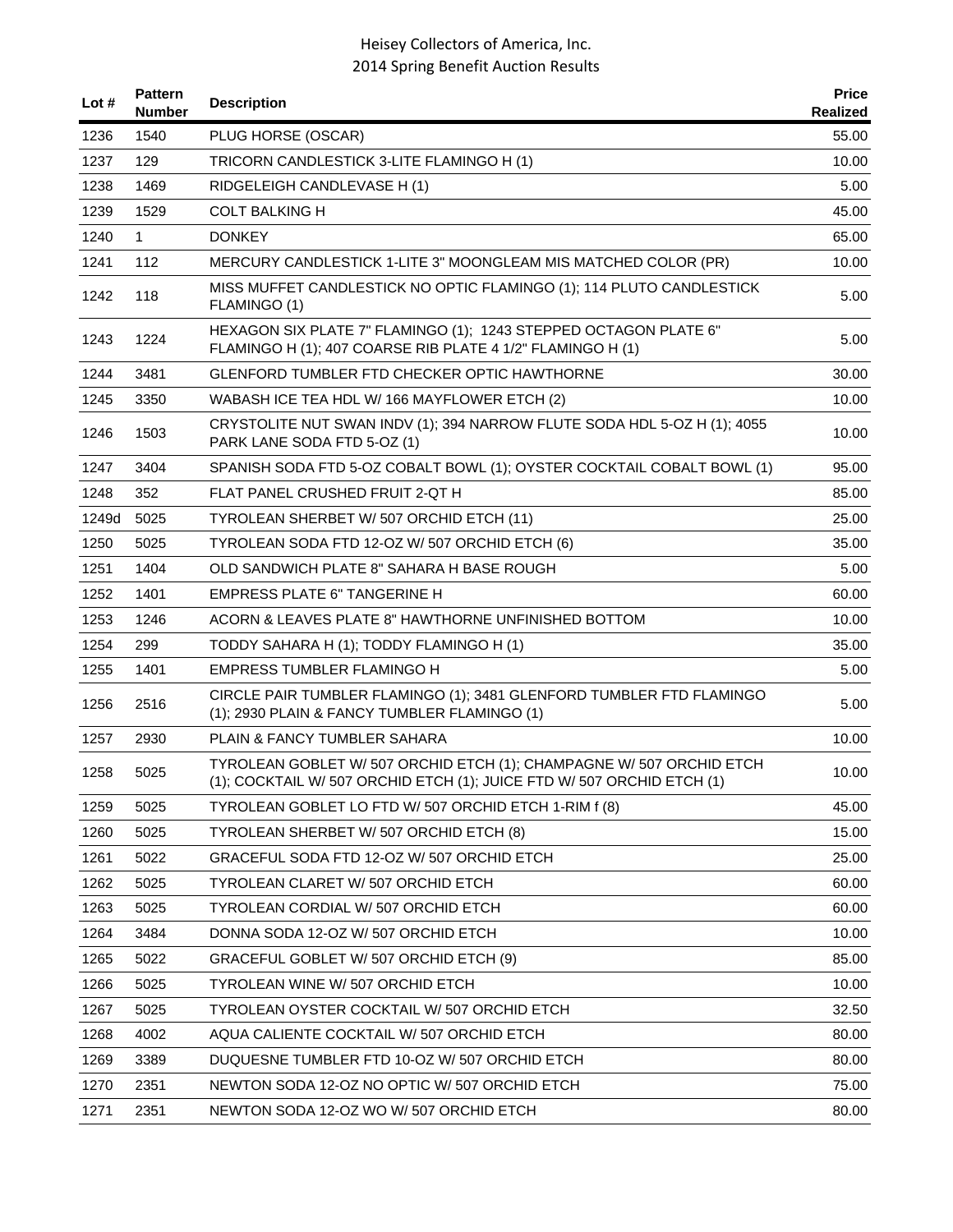| Lot # | Pattern Number | Description | Price Realized |
|---|---|---|---|
| 1236 | 1540 | PLUG HORSE (OSCAR) | 55.00 |
| 1237 | 129 | TRICORN CANDLESTICK 3-LITE FLAMINGO H (1) | 10.00 |
| 1238 | 1469 | RIDGELEIGH CANDLEVASE H (1) | 5.00 |
| 1239 | 1529 | COLT BALKING H | 45.00 |
| 1240 | 1 | DONKEY | 65.00 |
| 1241 | 112 | MERCURY CANDLESTICK 1-LITE 3" MOONGLEAM MIS MATCHED COLOR (PR) | 10.00 |
| 1242 | 118 | MISS MUFFET CANDLESTICK NO OPTIC FLAMINGO (1); 114 PLUTO CANDLESTICK FLAMINGO (1) | 5.00 |
| 1243 | 1224 | HEXAGON SIX PLATE 7" FLAMINGO (1); 1243 STEPPED OCTAGON PLATE 6" FLAMINGO H (1); 407 COARSE RIB PLATE 4 1/2" FLAMINGO H (1) | 5.00 |
| 1244 | 3481 | GLENFORD TUMBLER FTD CHECKER OPTIC HAWTHORNE | 30.00 |
| 1245 | 3350 | WABASH ICE TEA HDL W/ 166 MAYFLOWER ETCH (2) | 10.00 |
| 1246 | 1503 | CRYSTOLITE NUT SWAN INDV (1); 394 NARROW FLUTE SODA HDL 5-OZ H (1); 4055 PARK LANE SODA FTD 5-OZ (1) | 10.00 |
| 1247 | 3404 | SPANISH SODA FTD 5-OZ COBALT BOWL (1); OYSTER COCKTAIL COBALT BOWL (1) | 95.00 |
| 1248 | 352 | FLAT PANEL CRUSHED FRUIT 2-QT H | 85.00 |
| 1249d | 5025 | TYROLEAN SHERBET W/ 507 ORCHID ETCH (11) | 25.00 |
| 1250 | 5025 | TYROLEAN SODA FTD 12-OZ W/ 507 ORCHID ETCH (6) | 35.00 |
| 1251 | 1404 | OLD SANDWICH PLATE 8" SAHARA H BASE ROUGH | 5.00 |
| 1252 | 1401 | EMPRESS PLATE 6" TANGERINE H | 60.00 |
| 1253 | 1246 | ACORN & LEAVES PLATE 8" HAWTHORNE UNFINISHED BOTTOM | 10.00 |
| 1254 | 299 | TODDY SAHARA H (1); TODDY FLAMINGO H (1) | 35.00 |
| 1255 | 1401 | EMPRESS TUMBLER FLAMINGO H | 5.00 |
| 1256 | 2516 | CIRCLE PAIR TUMBLER FLAMINGO (1); 3481 GLENFORD TUMBLER FTD FLAMINGO (1); 2930 PLAIN & FANCY TUMBLER FLAMINGO (1) | 5.00 |
| 1257 | 2930 | PLAIN & FANCY TUMBLER SAHARA | 10.00 |
| 1258 | 5025 | TYROLEAN GOBLET W/ 507 ORCHID ETCH (1); CHAMPAGNE W/ 507 ORCHID ETCH (1); COCKTAIL W/ 507 ORCHID ETCH (1); JUICE FTD W/ 507 ORCHID ETCH (1) | 10.00 |
| 1259 | 5025 | TYROLEAN GOBLET LO FTD W/ 507 ORCHID ETCH 1-RIM f (8) | 45.00 |
| 1260 | 5025 | TYROLEAN SHERBET W/ 507 ORCHID ETCH (8) | 15.00 |
| 1261 | 5022 | GRACEFUL SODA FTD 12-OZ W/ 507 ORCHID ETCH | 25.00 |
| 1262 | 5025 | TYROLEAN CLARET W/ 507 ORCHID ETCH | 60.00 |
| 1263 | 5025 | TYROLEAN CORDIAL W/ 507 ORCHID ETCH | 60.00 |
| 1264 | 3484 | DONNA SODA 12-OZ W/ 507 ORCHID ETCH | 10.00 |
| 1265 | 5022 | GRACEFUL GOBLET W/ 507 ORCHID ETCH (9) | 85.00 |
| 1266 | 5025 | TYROLEAN WINE W/ 507 ORCHID ETCH | 10.00 |
| 1267 | 5025 | TYROLEAN OYSTER COCKTAIL W/ 507 ORCHID ETCH | 32.50 |
| 1268 | 4002 | AQUA CALIENTE COCKTAIL W/ 507 ORCHID ETCH | 80.00 |
| 1269 | 3389 | DUQUESNE TUMBLER FTD 10-OZ W/ 507 ORCHID ETCH | 80.00 |
| 1270 | 2351 | NEWTON SODA 12-OZ NO OPTIC W/ 507 ORCHID ETCH | 75.00 |
| 1271 | 2351 | NEWTON SODA 12-OZ WO W/ 507 ORCHID ETCH | 80.00 |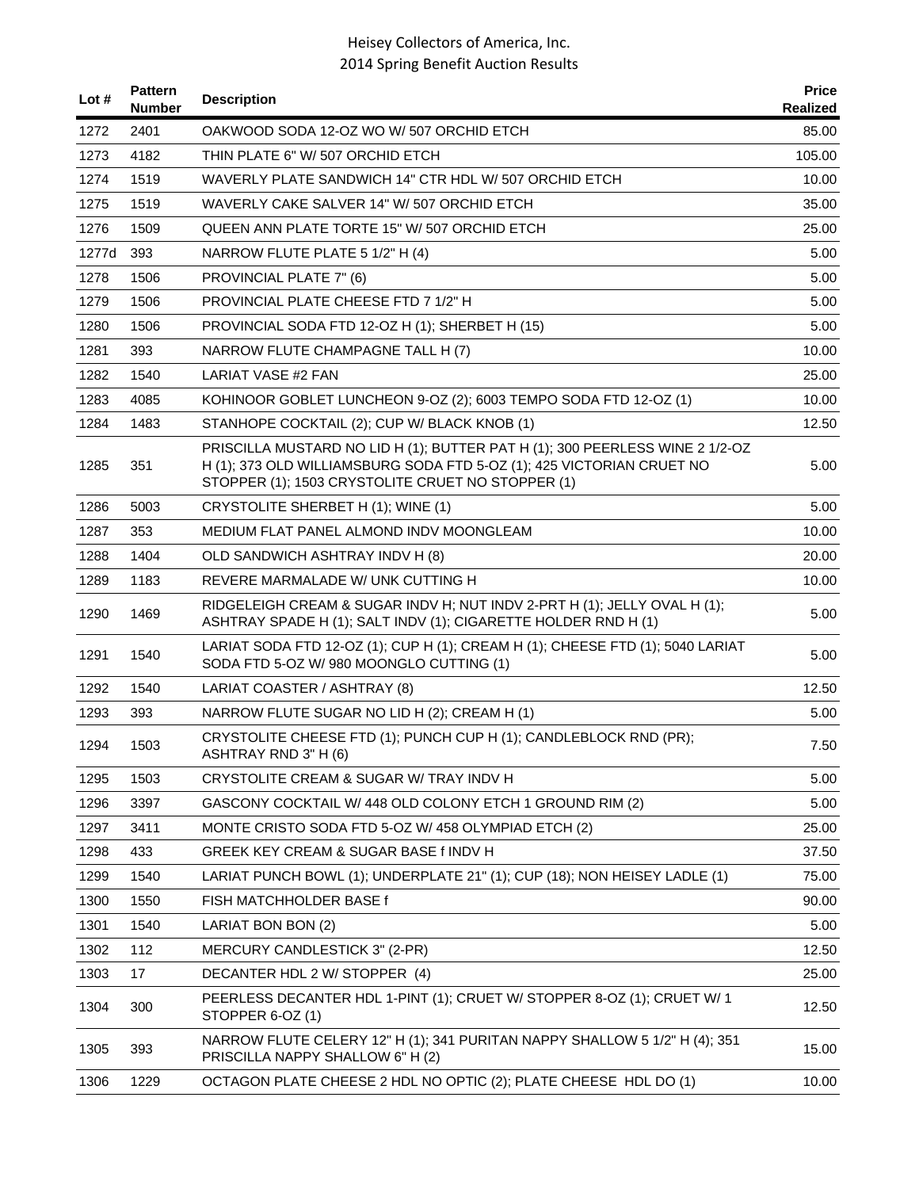# Heisey Collectors of America, Inc.
## 2014 Spring Benefit Auction Results

| Lot # | Pattern Number | Description | Price Realized |
|---|---|---|---|
| 1272 | 2401 | OAKWOOD SODA 12-OZ WO W/ 507 ORCHID ETCH | 85.00 |
| 1273 | 4182 | THIN PLATE 6" W/ 507 ORCHID ETCH | 105.00 |
| 1274 | 1519 | WAVERLY PLATE SANDWICH 14" CTR HDL W/ 507 ORCHID ETCH | 10.00 |
| 1275 | 1519 | WAVERLY CAKE SALVER 14" W/ 507 ORCHID ETCH | 35.00 |
| 1276 | 1509 | QUEEN ANN PLATE TORTE 15" W/ 507 ORCHID ETCH | 25.00 |
| 1277d | 393 | NARROW FLUTE PLATE 5 1/2" H (4) | 5.00 |
| 1278 | 1506 | PROVINCIAL PLATE 7" (6) | 5.00 |
| 1279 | 1506 | PROVINCIAL PLATE CHEESE FTD 7 1/2" H | 5.00 |
| 1280 | 1506 | PROVINCIAL SODA FTD 12-OZ H (1); SHERBET H (15) | 5.00 |
| 1281 | 393 | NARROW FLUTE CHAMPAGNE TALL H (7) | 10.00 |
| 1282 | 1540 | LARIAT VASE #2 FAN | 25.00 |
| 1283 | 4085 | KOHINOOR GOBLET LUNCHEON 9-OZ (2); 6003 TEMPO SODA FTD 12-OZ (1) | 10.00 |
| 1284 | 1483 | STANHOPE COCKTAIL (2); CUP W/ BLACK KNOB (1) | 12.50 |
| 1285 | 351 | PRISCILLA MUSTARD NO LID H (1); BUTTER PAT H (1); 300 PEERLESS WINE 2 1/2-OZ H (1); 373 OLD WILLIAMSBURG SODA FTD 5-OZ (1); 425 VICTORIAN CRUET NO STOPPER (1); 1503 CRYSTOLITE CRUET NO STOPPER (1) | 5.00 |
| 1286 | 5003 | CRYSTOLITE SHERBET H (1); WINE (1) | 5.00 |
| 1287 | 353 | MEDIUM FLAT PANEL ALMOND INDV MOONGLEAM | 10.00 |
| 1288 | 1404 | OLD SANDWICH ASHTRAY INDV H (8) | 20.00 |
| 1289 | 1183 | REVERE MARMALADE W/ UNK CUTTING H | 10.00 |
| 1290 | 1469 | RIDGELEIGH CREAM & SUGAR INDV H; NUT INDV 2-PRT H (1); JELLY OVAL H (1); ASHTRAY SPADE H (1); SALT INDV (1); CIGARETTE HOLDER RND H (1) | 5.00 |
| 1291 | 1540 | LARIAT SODA FTD 12-OZ (1); CUP H (1); CREAM H (1); CHEESE FTD (1); 5040 LARIAT SODA FTD 5-OZ W/ 980 MOONGLO CUTTING (1) | 5.00 |
| 1292 | 1540 | LARIAT COASTER / ASHTRAY (8) | 12.50 |
| 1293 | 393 | NARROW FLUTE SUGAR NO LID H (2); CREAM H (1) | 5.00 |
| 1294 | 1503 | CRYSTOLITE CHEESE FTD (1); PUNCH CUP H (1); CANDLEBLOCK RND (PR); ASHTRAY RND 3" H (6) | 7.50 |
| 1295 | 1503 | CRYSTOLITE CREAM & SUGAR W/ TRAY INDV H | 5.00 |
| 1296 | 3397 | GASCONY COCKTAIL W/ 448 OLD COLONY ETCH 1 GROUND RIM (2) | 5.00 |
| 1297 | 3411 | MONTE CRISTO SODA FTD 5-OZ W/ 458 OLYMPIAD ETCH (2) | 25.00 |
| 1298 | 433 | GREEK KEY CREAM & SUGAR BASE f INDV H | 37.50 |
| 1299 | 1540 | LARIAT PUNCH BOWL (1); UNDERPLATE 21" (1); CUP (18); NON HEISEY LADLE (1) | 75.00 |
| 1300 | 1550 | FISH MATCHHOLDER BASE f | 90.00 |
| 1301 | 1540 | LARIAT BON BON (2) | 5.00 |
| 1302 | 112 | MERCURY CANDLESTICK 3" (2-PR) | 12.50 |
| 1303 | 17 | DECANTER HDL 2 W/ STOPPER (4) | 25.00 |
| 1304 | 300 | PEERLESS DECANTER HDL 1-PINT (1); CRUET W/ STOPPER 8-OZ (1); CRUET W/ 1 STOPPER 6-OZ (1) | 12.50 |
| 1305 | 393 | NARROW FLUTE CELERY 12" H (1); 341 PURITAN NAPPY SHALLOW 5 1/2" H (4); 351 PRISCILLA NAPPY SHALLOW 6" H (2) | 15.00 |
| 1306 | 1229 | OCTAGON PLATE CHEESE 2 HDL NO OPTIC (2); PLATE CHEESE HDL DO (1) | 10.00 |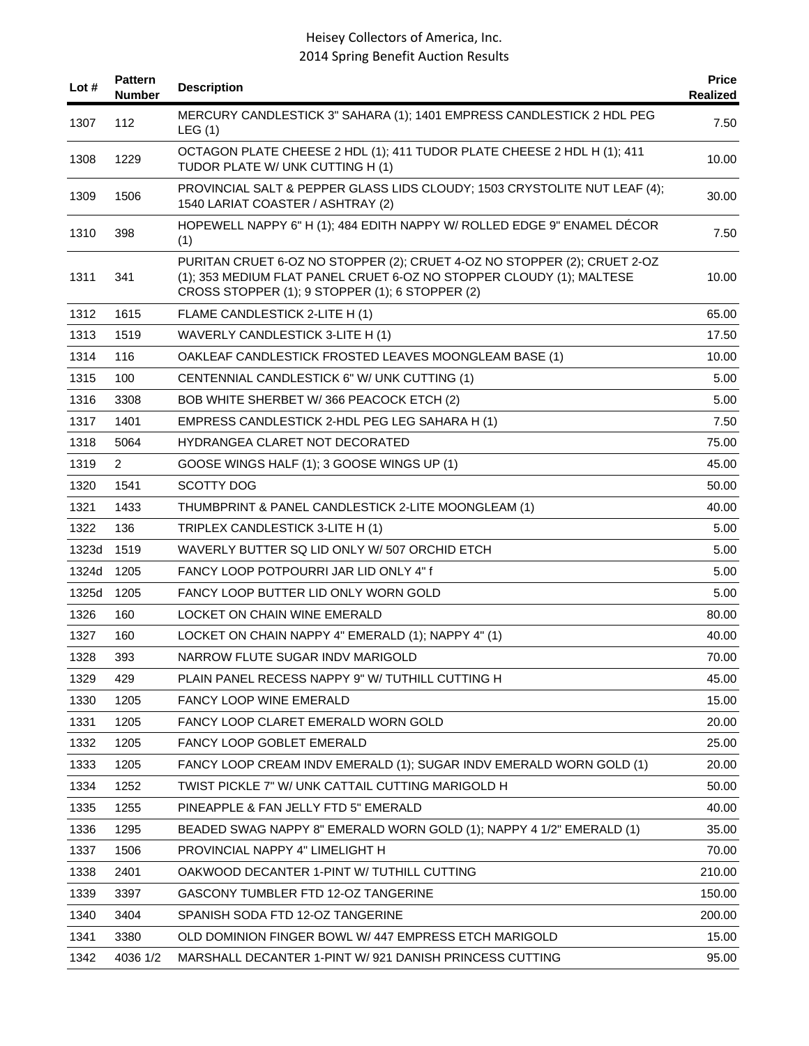| Lot # | Pattern Number | Description | Price Realized |
|---|---|---|---|
| 1307 | 112 | MERCURY CANDLESTICK 3" SAHARA (1); 1401 EMPRESS CANDLESTICK 2 HDL PEG LEG (1) | 7.50 |
| 1308 | 1229 | OCTAGON PLATE CHEESE 2 HDL (1); 411 TUDOR PLATE CHEESE 2 HDL H (1); 411 TUDOR PLATE W/ UNK CUTTING H (1) | 10.00 |
| 1309 | 1506 | PROVINCIAL SALT & PEPPER GLASS LIDS CLOUDY; 1503 CRYSTOLITE NUT LEAF (4); 1540 LARIAT COASTER / ASHTRAY (2) | 30.00 |
| 1310 | 398 | HOPEWELL NAPPY 6" H (1); 484 EDITH NAPPY W/ ROLLED EDGE 9" ENAMEL DÉCOR (1) | 7.50 |
| 1311 | 341 | PURITAN CRUET 6-OZ NO STOPPER (2); CRUET 4-OZ NO STOPPER (2); CRUET 2-OZ (1); 353 MEDIUM FLAT PANEL CRUET 6-OZ NO STOPPER CLOUDY (1); MALTESE CROSS STOPPER (1); 9 STOPPER (1); 6 STOPPER (2) | 10.00 |
| 1312 | 1615 | FLAME CANDLESTICK 2-LITE H (1) | 65.00 |
| 1313 | 1519 | WAVERLY CANDLESTICK 3-LITE H (1) | 17.50 |
| 1314 | 116 | OAKLEAF CANDLESTICK FROSTED LEAVES MOONGLEAM BASE (1) | 10.00 |
| 1315 | 100 | CENTENNIAL CANDLESTICK 6" W/ UNK CUTTING (1) | 5.00 |
| 1316 | 3308 | BOB WHITE SHERBET W/ 366 PEACOCK ETCH (2) | 5.00 |
| 1317 | 1401 | EMPRESS CANDLESTICK 2-HDL PEG LEG SAHARA H (1) | 7.50 |
| 1318 | 5064 | HYDRANGEA CLARET NOT DECORATED | 75.00 |
| 1319 | 2 | GOOSE WINGS HALF (1); 3 GOOSE WINGS UP (1) | 45.00 |
| 1320 | 1541 | SCOTTY DOG | 50.00 |
| 1321 | 1433 | THUMBPRINT & PANEL CANDLESTICK 2-LITE MOONGLEAM (1) | 40.00 |
| 1322 | 136 | TRIPLEX CANDLESTICK 3-LITE H (1) | 5.00 |
| 1323d | 1519 | WAVERLY BUTTER SQ LID ONLY W/ 507 ORCHID ETCH | 5.00 |
| 1324d | 1205 | FANCY LOOP POTPOURRI JAR LID ONLY 4" f | 5.00 |
| 1325d | 1205 | FANCY LOOP BUTTER LID ONLY WORN GOLD | 5.00 |
| 1326 | 160 | LOCKET ON CHAIN WINE EMERALD | 80.00 |
| 1327 | 160 | LOCKET ON CHAIN NAPPY 4" EMERALD (1); NAPPY 4" (1) | 40.00 |
| 1328 | 393 | NARROW FLUTE SUGAR INDV MARIGOLD | 70.00 |
| 1329 | 429 | PLAIN PANEL RECESS NAPPY 9" W/ TUTHILL CUTTING H | 45.00 |
| 1330 | 1205 | FANCY LOOP WINE EMERALD | 15.00 |
| 1331 | 1205 | FANCY LOOP CLARET EMERALD WORN GOLD | 20.00 |
| 1332 | 1205 | FANCY LOOP GOBLET EMERALD | 25.00 |
| 1333 | 1205 | FANCY LOOP CREAM INDV EMERALD (1); SUGAR INDV EMERALD WORN GOLD (1) | 20.00 |
| 1334 | 1252 | TWIST PICKLE 7" W/ UNK CATTAIL CUTTING MARIGOLD H | 50.00 |
| 1335 | 1255 | PINEAPPLE & FAN JELLY FTD 5" EMERALD | 40.00 |
| 1336 | 1295 | BEADED SWAG NAPPY 8" EMERALD WORN GOLD (1); NAPPY 4 1/2" EMERALD (1) | 35.00 |
| 1337 | 1506 | PROVINCIAL NAPPY 4" LIMELIGHT H | 70.00 |
| 1338 | 2401 | OAKWOOD DECANTER 1-PINT W/ TUTHILL CUTTING | 210.00 |
| 1339 | 3397 | GASCONY TUMBLER FTD 12-OZ TANGERINE | 150.00 |
| 1340 | 3404 | SPANISH SODA FTD 12-OZ TANGERINE | 200.00 |
| 1341 | 3380 | OLD DOMINION FINGER BOWL W/ 447 EMPRESS ETCH MARIGOLD | 15.00 |
| 1342 | 4036 1/2 | MARSHALL DECANTER 1-PINT W/ 921 DANISH PRINCESS CUTTING | 95.00 |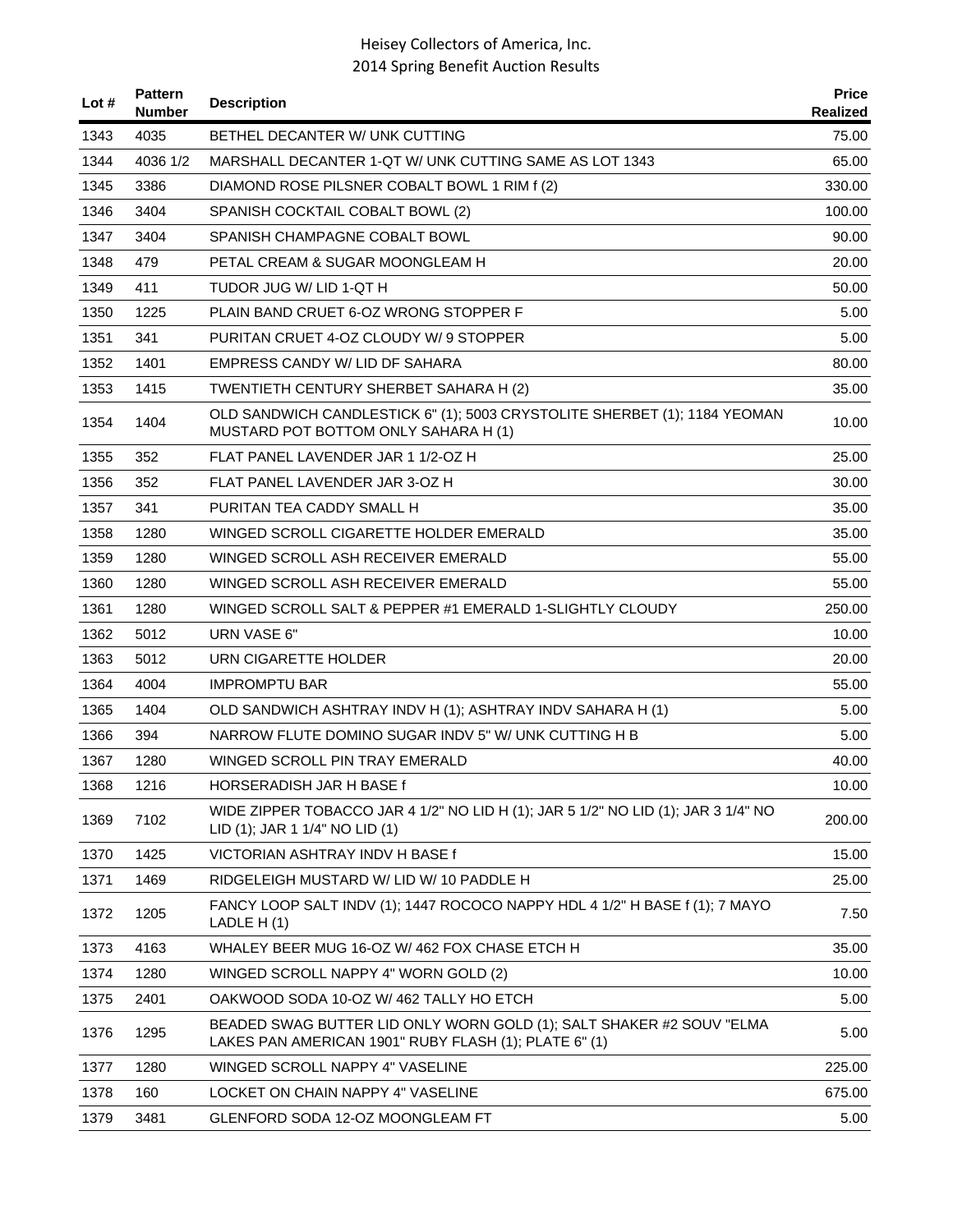| Lot # | Pattern Number | Description | Price Realized |
|---|---|---|---|
| 1343 | 4035 | BETHEL DECANTER W/ UNK CUTTING | 75.00 |
| 1344 | 4036 1/2 | MARSHALL DECANTER 1-QT W/ UNK CUTTING SAME AS LOT 1343 | 65.00 |
| 1345 | 3386 | DIAMOND ROSE PILSNER COBALT BOWL 1 RIM f (2) | 330.00 |
| 1346 | 3404 | SPANISH COCKTAIL COBALT BOWL (2) | 100.00 |
| 1347 | 3404 | SPANISH CHAMPAGNE COBALT BOWL | 90.00 |
| 1348 | 479 | PETAL CREAM & SUGAR MOONGLEAM H | 20.00 |
| 1349 | 411 | TUDOR JUG W/ LID 1-QT H | 50.00 |
| 1350 | 1225 | PLAIN BAND CRUET 6-OZ WRONG STOPPER F | 5.00 |
| 1351 | 341 | PURITAN CRUET 4-OZ CLOUDY W/ 9 STOPPER | 5.00 |
| 1352 | 1401 | EMPRESS CANDY W/ LID DF SAHARA | 80.00 |
| 1353 | 1415 | TWENTIETH CENTURY SHERBET SAHARA H (2) | 35.00 |
| 1354 | 1404 | OLD SANDWICH CANDLESTICK 6" (1); 5003 CRYSTOLITE SHERBET (1); 1184 YEOMAN MUSTARD POT BOTTOM ONLY SAHARA H (1) | 10.00 |
| 1355 | 352 | FLAT PANEL LAVENDER JAR 1 1/2-OZ H | 25.00 |
| 1356 | 352 | FLAT PANEL LAVENDER JAR 3-OZ H | 30.00 |
| 1357 | 341 | PURITAN TEA CADDY SMALL H | 35.00 |
| 1358 | 1280 | WINGED SCROLL CIGARETTE HOLDER EMERALD | 35.00 |
| 1359 | 1280 | WINGED SCROLL ASH RECEIVER EMERALD | 55.00 |
| 1360 | 1280 | WINGED SCROLL ASH RECEIVER EMERALD | 55.00 |
| 1361 | 1280 | WINGED SCROLL SALT & PEPPER #1 EMERALD 1-SLIGHTLY CLOUDY | 250.00 |
| 1362 | 5012 | URN VASE 6" | 10.00 |
| 1363 | 5012 | URN CIGARETTE HOLDER | 20.00 |
| 1364 | 4004 | IMPROMPTU BAR | 55.00 |
| 1365 | 1404 | OLD SANDWICH ASHTRAY INDV H (1); ASHTRAY INDV SAHARA H (1) | 5.00 |
| 1366 | 394 | NARROW FLUTE DOMINO SUGAR INDV 5" W/ UNK CUTTING H B | 5.00 |
| 1367 | 1280 | WINGED SCROLL PIN TRAY EMERALD | 40.00 |
| 1368 | 1216 | HORSERADISH JAR H BASE f | 10.00 |
| 1369 | 7102 | WIDE ZIPPER TOBACCO JAR 4 1/2" NO LID H (1); JAR 5 1/2" NO LID (1); JAR 3 1/4" NO LID (1); JAR 1 1/4" NO LID (1) | 200.00 |
| 1370 | 1425 | VICTORIAN ASHTRAY INDV H BASE f | 15.00 |
| 1371 | 1469 | RIDGELEIGH MUSTARD W/ LID W/ 10 PADDLE H | 25.00 |
| 1372 | 1205 | FANCY LOOP SALT INDV (1); 1447 ROCOCO NAPPY HDL 4 1/2" H BASE f (1); 7 MAYO LADLE H (1) | 7.50 |
| 1373 | 4163 | WHALEY BEER MUG 16-OZ W/ 462 FOX CHASE ETCH H | 35.00 |
| 1374 | 1280 | WINGED SCROLL NAPPY 4" WORN GOLD (2) | 10.00 |
| 1375 | 2401 | OAKWOOD SODA 10-OZ W/ 462 TALLY HO ETCH | 5.00 |
| 1376 | 1295 | BEADED SWAG BUTTER LID ONLY WORN GOLD (1); SALT SHAKER #2 SOUV "ELMA LAKES PAN AMERICAN 1901" RUBY FLASH (1); PLATE 6" (1) | 5.00 |
| 1377 | 1280 | WINGED SCROLL NAPPY 4" VASELINE | 225.00 |
| 1378 | 160 | LOCKET ON CHAIN NAPPY 4" VASELINE | 675.00 |
| 1379 | 3481 | GLENFORD SODA 12-OZ MOONGLEAM FT | 5.00 |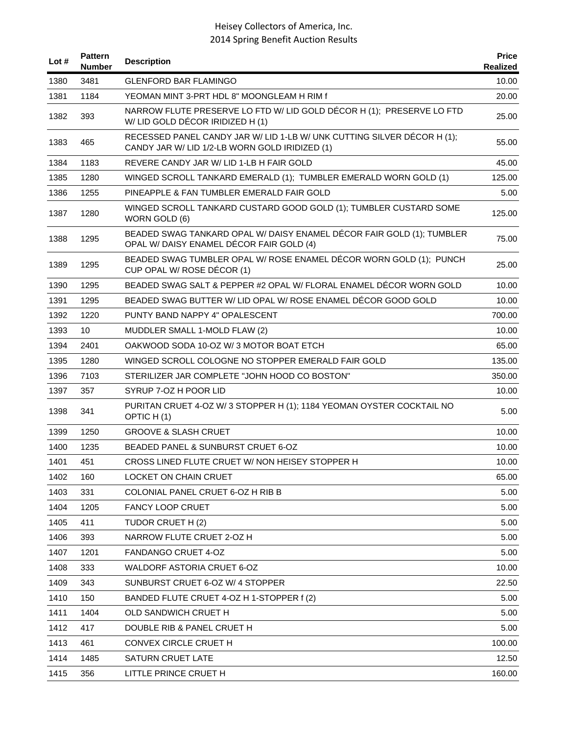| Lot # | Pattern Number | Description | Price Realized |
|---|---|---|---|
| 1380 | 3481 | GLENFORD BAR FLAMINGO | 10.00 |
| 1381 | 1184 | YEOMAN MINT 3-PRT HDL 8" MOONGLEAM H RIM f | 20.00 |
| 1382 | 393 | NARROW FLUTE PRESERVE LO FTD W/ LID GOLD DÉCOR H (1); PRESERVE LO FTD W/ LID GOLD DÉCOR IRIDIZED H (1) | 25.00 |
| 1383 | 465 | RECESSED PANEL CANDY JAR W/ LID 1-LB W/ UNK CUTTING SILVER DÉCOR H (1); CANDY JAR W/ LID 1/2-LB WORN GOLD IRIDIZED (1) | 55.00 |
| 1384 | 1183 | REVERE CANDY JAR W/ LID 1-LB H FAIR GOLD | 45.00 |
| 1385 | 1280 | WINGED SCROLL TANKARD EMERALD (1); TUMBLER EMERALD WORN GOLD (1) | 125.00 |
| 1386 | 1255 | PINEAPPLE & FAN TUMBLER EMERALD FAIR GOLD | 5.00 |
| 1387 | 1280 | WINGED SCROLL TANKARD CUSTARD GOOD GOLD (1); TUMBLER CUSTARD SOME WORN GOLD (6) | 125.00 |
| 1388 | 1295 | BEADED SWAG TANKARD OPAL W/ DAISY ENAMEL DÉCOR FAIR GOLD (1); TUMBLER OPAL W/ DAISY ENAMEL DÉCOR FAIR GOLD (4) | 75.00 |
| 1389 | 1295 | BEADED SWAG TUMBLER OPAL W/ ROSE ENAMEL DÉCOR WORN GOLD (1); PUNCH CUP OPAL W/ ROSE DÉCOR (1) | 25.00 |
| 1390 | 1295 | BEADED SWAG SALT & PEPPER #2 OPAL W/ FLORAL ENAMEL DÉCOR WORN GOLD | 10.00 |
| 1391 | 1295 | BEADED SWAG BUTTER W/ LID OPAL W/ ROSE ENAMEL DÉCOR GOOD GOLD | 10.00 |
| 1392 | 1220 | PUNTY BAND NAPPY 4" OPALESCENT | 700.00 |
| 1393 | 10 | MUDDLER SMALL 1-MOLD FLAW (2) | 10.00 |
| 1394 | 2401 | OAKWOOD SODA 10-OZ W/ 3 MOTOR BOAT ETCH | 65.00 |
| 1395 | 1280 | WINGED SCROLL COLOGNE NO STOPPER EMERALD FAIR GOLD | 135.00 |
| 1396 | 7103 | STERILIZER JAR COMPLETE "JOHN HOOD CO BOSTON" | 350.00 |
| 1397 | 357 | SYRUP 7-OZ H POOR LID | 10.00 |
| 1398 | 341 | PURITAN CRUET 4-OZ W/ 3 STOPPER H (1); 1184 YEOMAN OYSTER COCKTAIL NO OPTIC H (1) | 5.00 |
| 1399 | 1250 | GROOVE & SLASH CRUET | 10.00 |
| 1400 | 1235 | BEADED PANEL & SUNBURST CRUET 6-OZ | 10.00 |
| 1401 | 451 | CROSS LINED FLUTE CRUET W/ NON HEISEY STOPPER H | 10.00 |
| 1402 | 160 | LOCKET ON CHAIN CRUET | 65.00 |
| 1403 | 331 | COLONIAL PANEL CRUET 6-OZ H RIB B | 5.00 |
| 1404 | 1205 | FANCY LOOP CRUET | 5.00 |
| 1405 | 411 | TUDOR CRUET H (2) | 5.00 |
| 1406 | 393 | NARROW FLUTE CRUET 2-OZ H | 5.00 |
| 1407 | 1201 | FANDANGO CRUET 4-OZ | 5.00 |
| 1408 | 333 | WALDORF ASTORIA CRUET 6-OZ | 10.00 |
| 1409 | 343 | SUNBURST CRUET 6-OZ W/ 4 STOPPER | 22.50 |
| 1410 | 150 | BANDED FLUTE CRUET 4-OZ H 1-STOPPER f (2) | 5.00 |
| 1411 | 1404 | OLD SANDWICH CRUET H | 5.00 |
| 1412 | 417 | DOUBLE RIB & PANEL CRUET H | 5.00 |
| 1413 | 461 | CONVEX CIRCLE CRUET H | 100.00 |
| 1414 | 1485 | SATURN CRUET LATE | 12.50 |
| 1415 | 356 | LITTLE PRINCE CRUET H | 160.00 |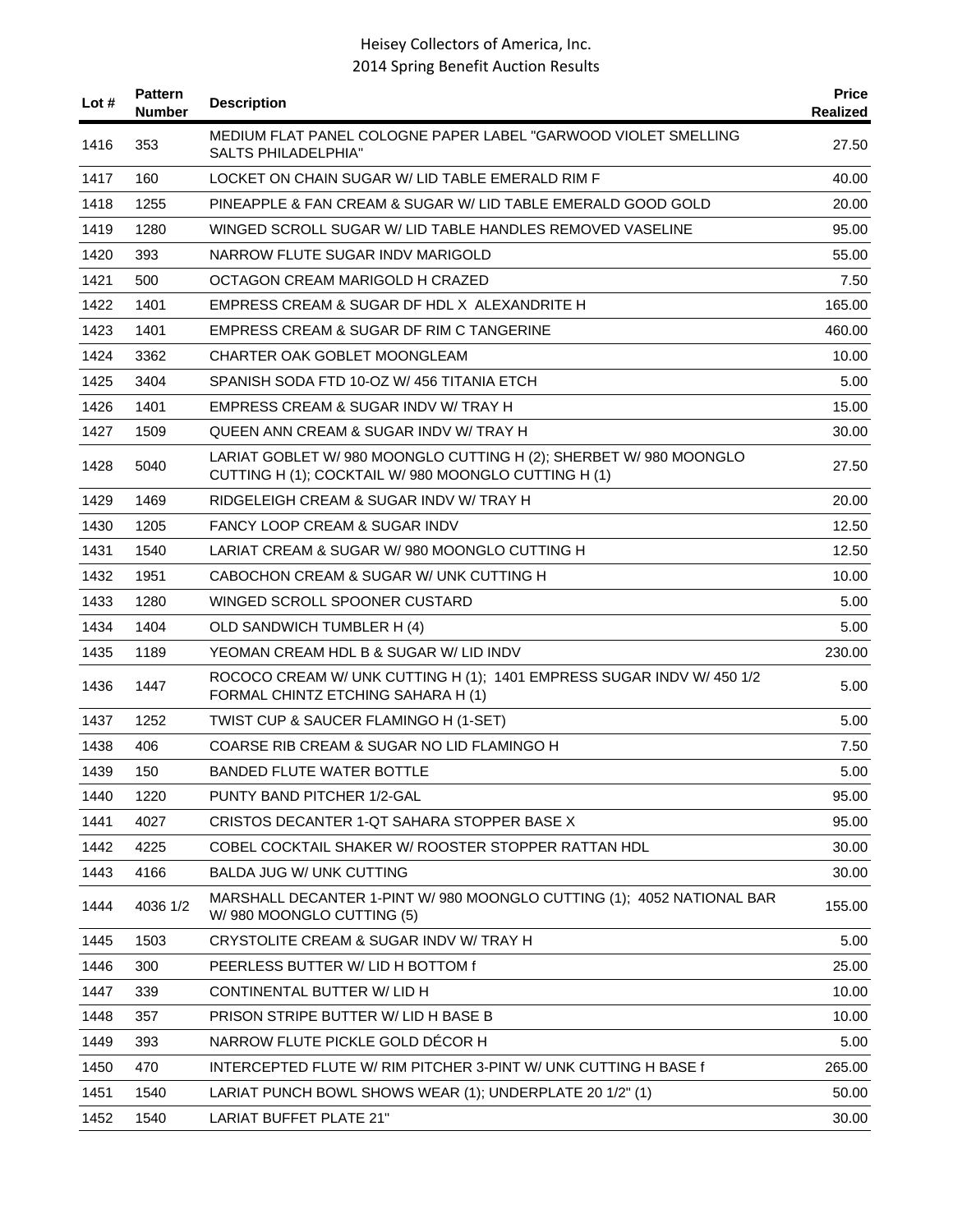| Lot # | Pattern Number | Description | Price Realized |
|---|---|---|---|
| 1416 | 353 | MEDIUM FLAT PANEL COLOGNE PAPER LABEL "GARWOOD VIOLET SMELLING SALTS PHILADELPHIA" | 27.50 |
| 1417 | 160 | LOCKET ON CHAIN SUGAR W/ LID TABLE EMERALD RIM F | 40.00 |
| 1418 | 1255 | PINEAPPLE & FAN CREAM & SUGAR W/ LID TABLE EMERALD GOOD GOLD | 20.00 |
| 1419 | 1280 | WINGED SCROLL SUGAR W/ LID TABLE HANDLES REMOVED VASELINE | 95.00 |
| 1420 | 393 | NARROW FLUTE SUGAR INDV MARIGOLD | 55.00 |
| 1421 | 500 | OCTAGON CREAM MARIGOLD H CRAZED | 7.50 |
| 1422 | 1401 | EMPRESS CREAM & SUGAR DF HDL X ALEXANDRITE H | 165.00 |
| 1423 | 1401 | EMPRESS CREAM & SUGAR DF RIM C TANGERINE | 460.00 |
| 1424 | 3362 | CHARTER OAK GOBLET MOONGLEAM | 10.00 |
| 1425 | 3404 | SPANISH SODA FTD 10-OZ W/ 456 TITANIA ETCH | 5.00 |
| 1426 | 1401 | EMPRESS CREAM & SUGAR INDV W/ TRAY H | 15.00 |
| 1427 | 1509 | QUEEN ANN CREAM & SUGAR INDV W/ TRAY H | 30.00 |
| 1428 | 5040 | LARIAT GOBLET W/ 980 MOONGLO CUTTING H (2); SHERBET W/ 980 MOONGLO CUTTING H (1); COCKTAIL W/ 980 MOONGLO CUTTING H (1) | 27.50 |
| 1429 | 1469 | RIDGELEIGH CREAM & SUGAR INDV W/ TRAY H | 20.00 |
| 1430 | 1205 | FANCY LOOP CREAM & SUGAR INDV | 12.50 |
| 1431 | 1540 | LARIAT CREAM & SUGAR W/ 980 MOONGLO CUTTING H | 12.50 |
| 1432 | 1951 | CABOCHON CREAM & SUGAR W/ UNK CUTTING H | 10.00 |
| 1433 | 1280 | WINGED SCROLL SPOONER CUSTARD | 5.00 |
| 1434 | 1404 | OLD SANDWICH TUMBLER H (4) | 5.00 |
| 1435 | 1189 | YEOMAN CREAM HDL B & SUGAR W/ LID INDV | 230.00 |
| 1436 | 1447 | ROCOCO CREAM W/ UNK CUTTING H (1); 1401 EMPRESS SUGAR INDV W/ 450 1/2 FORMAL CHINTZ ETCHING SAHARA H (1) | 5.00 |
| 1437 | 1252 | TWIST CUP & SAUCER FLAMINGO H (1-SET) | 5.00 |
| 1438 | 406 | COARSE RIB CREAM & SUGAR NO LID FLAMINGO H | 7.50 |
| 1439 | 150 | BANDED FLUTE WATER BOTTLE | 5.00 |
| 1440 | 1220 | PUNTY BAND PITCHER 1/2-GAL | 95.00 |
| 1441 | 4027 | CRISTOS DECANTER 1-QT SAHARA STOPPER BASE X | 95.00 |
| 1442 | 4225 | COBEL COCKTAIL SHAKER W/ ROOSTER STOPPER RATTAN HDL | 30.00 |
| 1443 | 4166 | BALDA JUG W/ UNK CUTTING | 30.00 |
| 1444 | 4036 1/2 | MARSHALL DECANTER 1-PINT W/ 980 MOONGLO CUTTING (1); 4052 NATIONAL BAR W/ 980 MOONGLO CUTTING (5) | 155.00 |
| 1445 | 1503 | CRYSTOLITE CREAM & SUGAR INDV W/ TRAY H | 5.00 |
| 1446 | 300 | PEERLESS BUTTER W/ LID H BOTTOM f | 25.00 |
| 1447 | 339 | CONTINENTAL BUTTER W/ LID H | 10.00 |
| 1448 | 357 | PRISON STRIPE BUTTER W/ LID H BASE B | 10.00 |
| 1449 | 393 | NARROW FLUTE PICKLE GOLD DÉCOR H | 5.00 |
| 1450 | 470 | INTERCEPTED FLUTE W/ RIM PITCHER 3-PINT W/ UNK CUTTING H BASE f | 265.00 |
| 1451 | 1540 | LARIAT PUNCH BOWL SHOWS WEAR (1); UNDERPLATE 20 1/2" (1) | 50.00 |
| 1452 | 1540 | LARIAT BUFFET PLATE 21" | 30.00 |